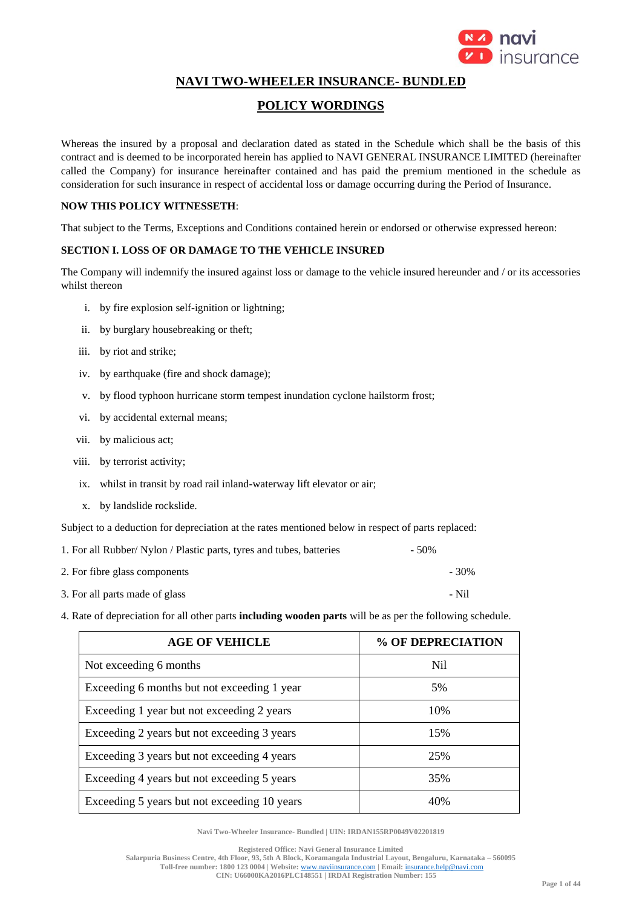# NAVI TWO-WHEELER INSURANCE- BUNDLED

## POLICY WORDINGS

Whereas the insured by a proposal and declaration dated as stated in the Schedule which shall be the basis of this contract and is deemed to be incorporated herein has applied to NAVI GENERAL INSURANCE LIMITED (hereinafter called the Company) for insurance hereinafter contained and has paid the premium mentioned in the schedule as consideration for such insurance in respect of accidental loss or damage occurring during the Period of Insurance.

**NOW THIS POLICY WITNESSETH**:

That subject to the Terms, Exceptions and Conditions contained herein or endorsed or otherwise expressed hereon:

**SECTION I. LOSS OF OR DAMAGE TO THE VEHICLE INSURED**

The Company will indemnify the insured against loss or damage to the vehicle insured hereunder and / or its accessories whilst thereon

i. by fire explosion self-ignition or lightning;
ii. by burglary housebreaking or theft;
iii. by riot and strike;
iv. by earthquake (fire and shock damage);
v. by flood typhoon hurricane storm tempest inundation cyclone hailstorm frost;
vi. by accidental external means;
vii. by malicious act;
viii. by terrorist activity;
ix. whilst in transit by road rail inland-waterway lift elevator or air;
x. by landslide rockslide.

Subject to a deduction for depreciation at the rates mentioned below in respect of parts replaced:

1. For all Rubber/ Nylon / Plastic parts, tyres and tubes, batteries - 50%
2. For fibre glass components - 30%
3. For all parts made of glass - Nil
4. Rate of depreciation for all other parts **including wooden parts** will be as per the following schedule.

| AGE OF VEHICLE | % OF DEPRECIATION |
|---|---|
| Not exceeding 6 months | Nil |
| Exceeding 6 months but not exceeding 1 year | 5% |
| Exceeding 1 year but not exceeding 2 years | 10% |
| Exceeding 2 years but not exceeding 3 years | 15% |
| Exceeding 3 years but not exceeding 4 years | 25% |
| Exceeding 4 years but not exceeding 5 years | 35% |
| Exceeding 5 years but not exceeding 10 years | 40% |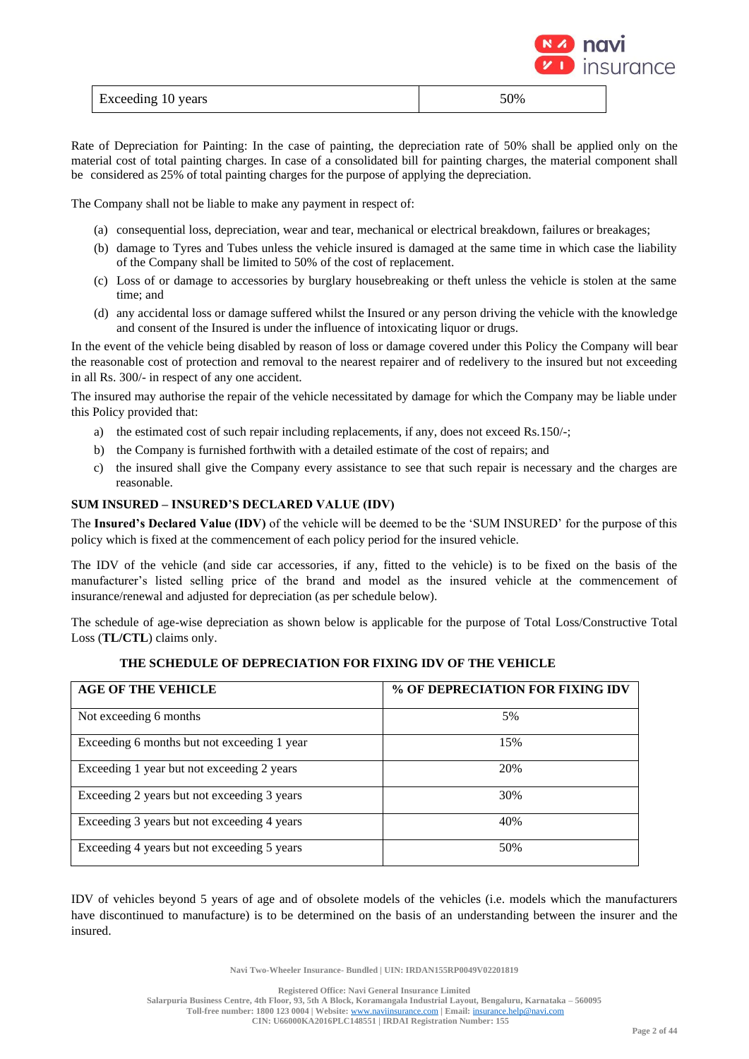| Exceeding 10 years | 50% |
|---|---|

Rate of Depreciation for Painting: In the case of painting, the depreciation rate of 50% shall be applied only on the material cost of total painting charges. In case of a consolidated bill for painting charges, the material component shall be considered as 25% of total painting charges for the purpose of applying the depreciation.

The Company shall not be liable to make any payment in respect of:

(a) consequential loss, depreciation, wear and tear, mechanical or electrical breakdown, failures or breakages;
(b) damage to Tyres and Tubes unless the vehicle insured is damaged at the same time in which case the liability of the Company shall be limited to 50% of the cost of replacement.
(c) Loss of or damage to accessories by burglary housebreaking or theft unless the vehicle is stolen at the same time; and
(d) any accidental loss or damage suffered whilst the Insured or any person driving the vehicle with the knowledge and consent of the Insured is under the influence of intoxicating liquor or drugs.

In the event of the vehicle being disabled by reason of loss or damage covered under this Policy the Company will bear the reasonable cost of protection and removal to the nearest repairer and of redelivery to the insured but not exceeding in all Rs. 300/- in respect of any one accident.

The insured may authorise the repair of the vehicle necessitated by damage for which the Company may be liable under this Policy provided that:

a) the estimated cost of such repair including replacements, if any, does not exceed Rs.150/-;
b) the Company is furnished forthwith with a detailed estimate of the cost of repairs; and
c) the insured shall give the Company every assistance to see that such repair is necessary and the charges are reasonable.

**SUM INSURED – INSURED'S DECLARED VALUE (IDV)**

The **Insured's Declared Value (IDV)** of the vehicle will be deemed to be the 'SUM INSURED' for the purpose of this policy which is fixed at the commencement of each policy period for the insured vehicle.

The IDV of the vehicle (and side car accessories, if any, fitted to the vehicle) is to be fixed on the basis of the manufacturer's listed selling price of the brand and model as the insured vehicle at the commencement of insurance/renewal and adjusted for depreciation (as per schedule below).

The schedule of age-wise depreciation as shown below is applicable for the purpose of Total Loss/Constructive Total Loss (**TL/CTL**) claims only.

**THE SCHEDULE OF DEPRECIATION FOR FIXING IDV OF THE VEHICLE**

| AGE OF THE VEHICLE | % OF DEPRECIATION FOR FIXING IDV |
|---|---|
| Not exceeding 6 months | 5% |
| Exceeding 6 months but not exceeding 1 year | 15% |
| Exceeding 1 year but not exceeding 2 years | 20% |
| Exceeding 2 years but not exceeding 3 years | 30% |
| Exceeding 3 years but not exceeding 4 years | 40% |
| Exceeding 4 years but not exceeding 5 years | 50% |

IDV of vehicles beyond 5 years of age and of obsolete models of the vehicles (i.e. models which the manufacturers have discontinued to manufacture) is to be determined on the basis of an understanding between the insurer and the insured.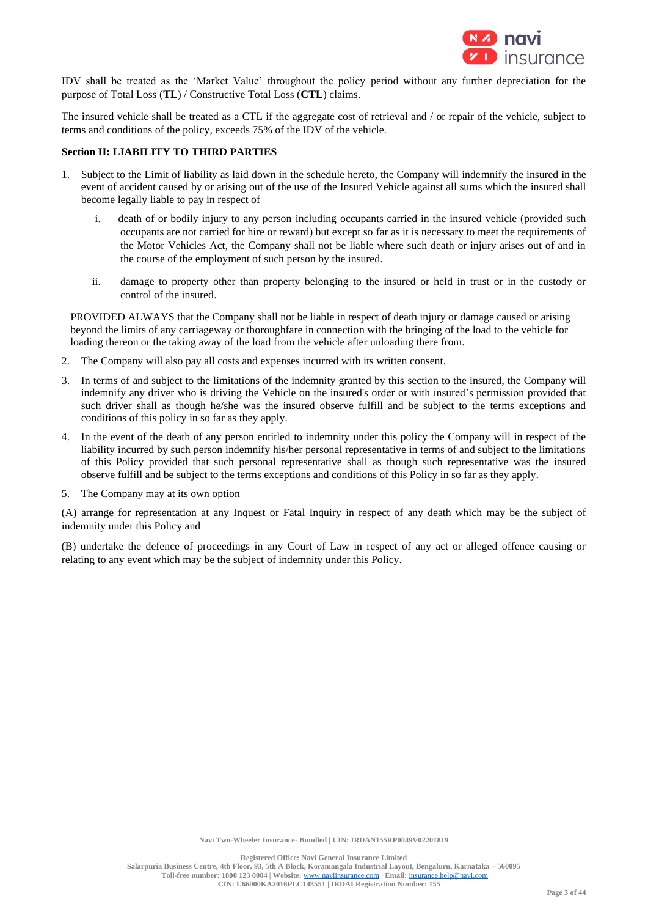IDV shall be treated as the 'Market Value' throughout the policy period without any further depreciation for the purpose of Total Loss (**TL**) / Constructive Total Loss (**CTL**) claims.

The insured vehicle shall be treated as a CTL if the aggregate cost of retrieval and / or repair of the vehicle, subject to terms and conditions of the policy, exceeds 75% of the IDV of the vehicle.

**Section II: LIABILITY TO THIRD PARTIES**

1. Subject to the Limit of liability as laid down in the schedule hereto, the Company will indemnify the insured in the event of accident caused by or arising out of the use of the Insured Vehicle against all sums which the insured shall become legally liable to pay in respect of

   i. death of or bodily injury to any person including occupants carried in the insured vehicle (provided such occupants are not carried for hire or reward) but except so far as it is necessary to meet the requirements of the Motor Vehicles Act, the Company shall not be liable where such death or injury arises out of and in the course of the employment of such person by the insured.

   ii. damage to property other than property belonging to the insured or held in trust or in the custody or control of the insured.

   PROVIDED ALWAYS that the Company shall not be liable in respect of death injury or damage caused or arising beyond the limits of any carriageway or thoroughfare in connection with the bringing of the load to the vehicle for loading thereon or the taking away of the load from the vehicle after unloading there from.

2. The Company will also pay all costs and expenses incurred with its written consent.

3. In terms of and subject to the limitations of the indemnity granted by this section to the insured, the Company will indemnify any driver who is driving the Vehicle on the insured's order or with insured's permission provided that such driver shall as though he/she was the insured observe fulfill and be subject to the terms exceptions and conditions of this policy in so far as they apply.

4. In the event of the death of any person entitled to indemnity under this policy the Company will in respect of the liability incurred by such person indemnify his/her personal representative in terms of and subject to the limitations of this Policy provided that such personal representative shall as though such representative was the insured observe fulfill and be subject to the terms exceptions and conditions of this Policy in so far as they apply.

5. The Company may at its own option

(A) arrange for representation at any Inquest or Fatal Inquiry in respect of any death which may be the subject of indemnity under this Policy and

(B) undertake the defence of proceedings in any Court of Law in respect of any act or alleged offence causing or relating to any event which may be the subject of indemnity under this Policy.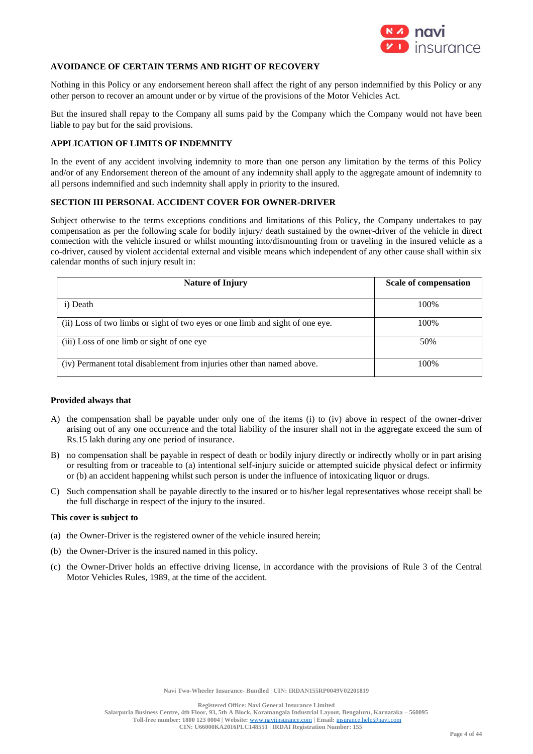## AVOIDANCE OF CERTAIN TERMS AND RIGHT OF RECOVERY

Nothing in this Policy or any endorsement hereon shall affect the right of any person indemnified by this Policy or any other person to recover an amount under or by virtue of the provisions of the Motor Vehicles Act.

But the insured shall repay to the Company all sums paid by the Company which the Company would not have been liable to pay but for the said provisions.

## APPLICATION OF LIMITS OF INDEMNITY

In the event of any accident involving indemnity to more than one person any limitation by the terms of this Policy and/or of any Endorsement thereon of the amount of any indemnity shall apply to the aggregate amount of indemnity to all persons indemnified and such indemnity shall apply in priority to the insured.

## SECTION III PERSONAL ACCIDENT COVER FOR OWNER-DRIVER

Subject otherwise to the terms exceptions conditions and limitations of this Policy, the Company undertakes to pay compensation as per the following scale for bodily injury/ death sustained by the owner-driver of the vehicle in direct connection with the vehicle insured or whilst mounting into/dismounting from or traveling in the insured vehicle as a co-driver, caused by violent accidental external and visible means which independent of any other cause shall within six calendar months of such injury result in:

| Nature of Injury | Scale of compensation |
|---|---|
| i) Death | 100% |
| (ii) Loss of two limbs or sight of two eyes or one limb and sight of one eye. | 100% |
| (iii) Loss of one limb or sight of one eye | 50% |
| (iv) Permanent total disablement from injuries other than named above. | 100% |

**Provided always that**

A) the compensation shall be payable under only one of the items (i) to (iv) above in respect of the owner-driver arising out of any one occurrence and the total liability of the insurer shall not in the aggregate exceed the sum of Rs.15 lakh during any one period of insurance.

B) no compensation shall be payable in respect of death or bodily injury directly or indirectly wholly or in part arising or resulting from or traceable to (a) intentional self-injury suicide or attempted suicide physical defect or infirmity or (b) an accident happening whilst such person is under the influence of intoxicating liquor or drugs.

C) Such compensation shall be payable directly to the insured or to his/her legal representatives whose receipt shall be the full discharge in respect of the injury to the insured.

**This cover is subject to**

(a) the Owner-Driver is the registered owner of the vehicle insured herein;

(b) the Owner-Driver is the insured named in this policy.

(c) the Owner-Driver holds an effective driving license, in accordance with the provisions of Rule 3 of the Central Motor Vehicles Rules, 1989, at the time of the accident.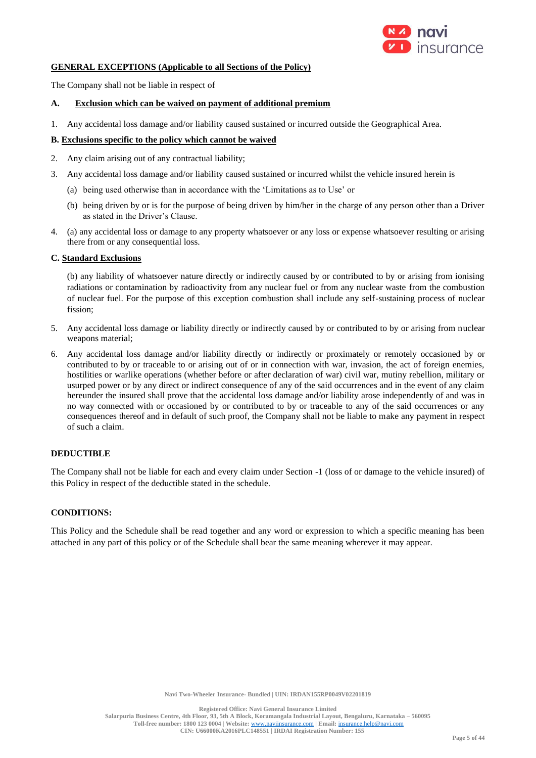## GENERAL EXCEPTIONS (Applicable to all Sections of the Policy)

The Company shall not be liable in respect of

### A. Exclusion which can be waived on payment of additional premium

1. Any accidental loss damage and/or liability caused sustained or incurred outside the Geographical Area.

### B. Exclusions specific to the policy which cannot be waived

2. Any claim arising out of any contractual liability;
3. Any accidental loss damage and/or liability caused sustained or incurred whilst the vehicle insured herein is
   (a) being used otherwise than in accordance with the 'Limitations as to Use' or
   (b) being driven by or is for the purpose of being driven by him/her in the charge of any person other than a Driver as stated in the Driver's Clause.
4. (a) any accidental loss or damage to any property whatsoever or any loss or expense whatsoever resulting or arising there from or any consequential loss.

### C. Standard Exclusions

(b) any liability of whatsoever nature directly or indirectly caused by or contributed to by or arising from ionising radiations or contamination by radioactivity from any nuclear fuel or from any nuclear waste from the combustion of nuclear fuel. For the purpose of this exception combustion shall include any self-sustaining process of nuclear fission;

5. Any accidental loss damage or liability directly or indirectly caused by or contributed to by or arising from nuclear weapons material;
6. Any accidental loss damage and/or liability directly or indirectly or proximately or remotely occasioned by or contributed to by or traceable to or arising out of or in connection with war, invasion, the act of foreign enemies, hostilities or warlike operations (whether before or after declaration of war) civil war, mutiny rebellion, military or usurped power or by any direct or indirect consequence of any of the said occurrences and in the event of any claim hereunder the insured shall prove that the accidental loss damage and/or liability arose independently of and was in no way connected with or occasioned by or contributed to by or traceable to any of the said occurrences or any consequences thereof and in default of such proof, the Company shall not be liable to make any payment in respect of such a claim.

## DEDUCTIBLE

The Company shall not be liable for each and every claim under Section -1 (loss of or damage to the vehicle insured) of this Policy in respect of the deductible stated in the schedule.

## CONDITIONS:

This Policy and the Schedule shall be read together and any word or expression to which a specific meaning has been attached in any part of this policy or of the Schedule shall bear the same meaning wherever it may appear.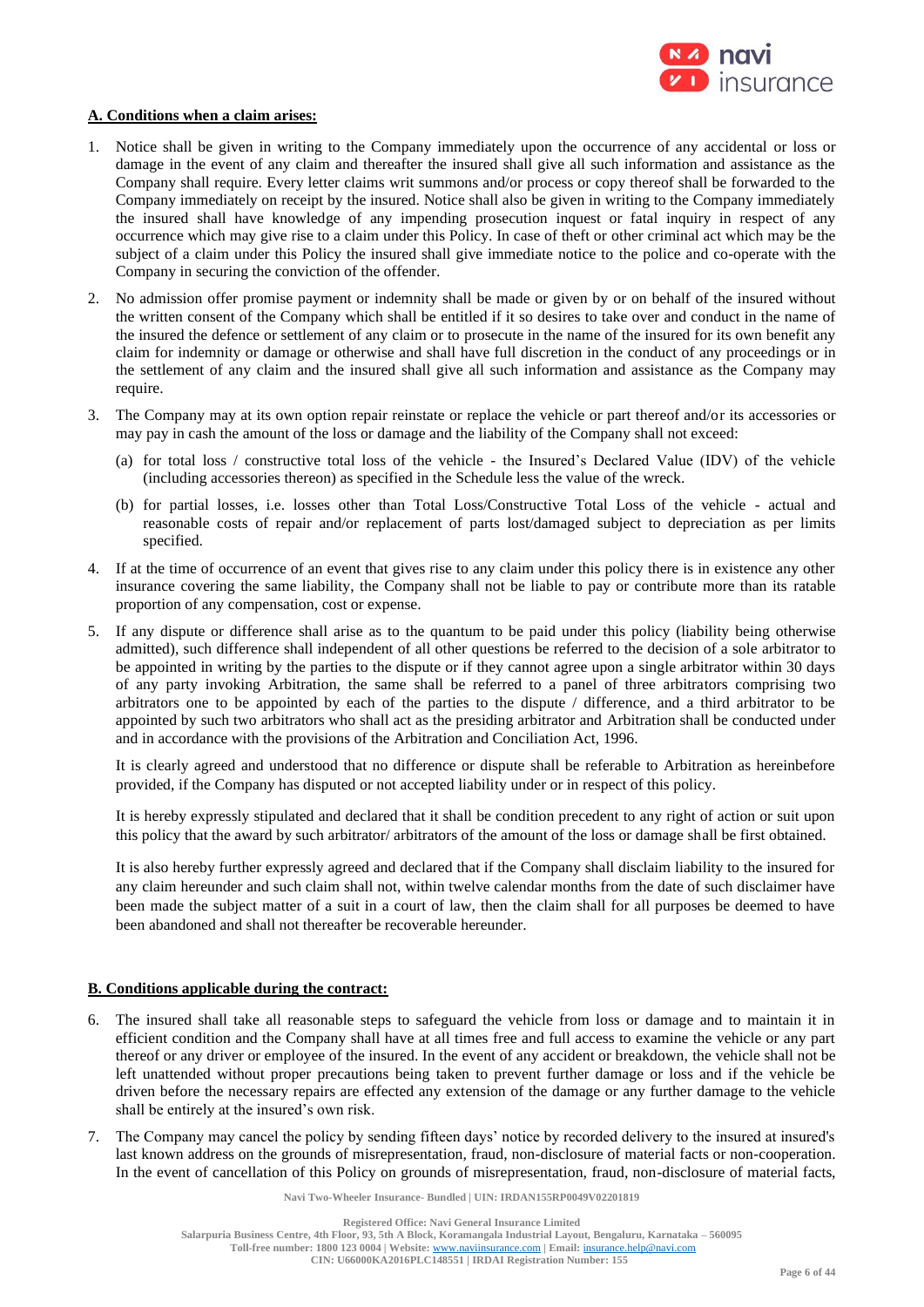**A. Conditions when a claim arises:**

1. Notice shall be given in writing to the Company immediately upon the occurrence of any accidental or loss or damage in the event of any claim and thereafter the insured shall give all such information and assistance as the Company shall require. Every letter claims writ summons and/or process or copy thereof shall be forwarded to the Company immediately on receipt by the insured. Notice shall also be given in writing to the Company immediately the insured shall have knowledge of any impending prosecution inquest or fatal inquiry in respect of any occurrence which may give rise to a claim under this Policy. In case of theft or other criminal act which may be the subject of a claim under this Policy the insured shall give immediate notice to the police and co-operate with the Company in securing the conviction of the offender.

2. No admission offer promise payment or indemnity shall be made or given by or on behalf of the insured without the written consent of the Company which shall be entitled if it so desires to take over and conduct in the name of the insured the defence or settlement of any claim or to prosecute in the name of the insured for its own benefit any claim for indemnity or damage or otherwise and shall have full discretion in the conduct of any proceedings or in the settlement of any claim and the insured shall give all such information and assistance as the Company may require.

3. The Company may at its own option repair reinstate or replace the vehicle or part thereof and/or its accessories or may pay in cash the amount of the loss or damage and the liability of the Company shall not exceed:

   (a) for total loss / constructive total loss of the vehicle - the Insured's Declared Value (IDV) of the vehicle (including accessories thereon) as specified in the Schedule less the value of the wreck.

   (b) for partial losses, i.e. losses other than Total Loss/Constructive Total Loss of the vehicle - actual and reasonable costs of repair and/or replacement of parts lost/damaged subject to depreciation as per limits specified.

4. If at the time of occurrence of an event that gives rise to any claim under this policy there is in existence any other insurance covering the same liability, the Company shall not be liable to pay or contribute more than its ratable proportion of any compensation, cost or expense.

5. If any dispute or difference shall arise as to the quantum to be paid under this policy (liability being otherwise admitted), such difference shall independent of all other questions be referred to the decision of a sole arbitrator to be appointed in writing by the parties to the dispute or if they cannot agree upon a single arbitrator within 30 days of any party invoking Arbitration, the same shall be referred to a panel of three arbitrators comprising two arbitrators one to be appointed by each of the parties to the dispute / difference, and a third arbitrator to be appointed by such two arbitrators who shall act as the presiding arbitrator and Arbitration shall be conducted under and in accordance with the provisions of the Arbitration and Conciliation Act, 1996.

   It is clearly agreed and understood that no difference or dispute shall be referable to Arbitration as hereinbefore provided, if the Company has disputed or not accepted liability under or in respect of this policy.

   It is hereby expressly stipulated and declared that it shall be condition precedent to any right of action or suit upon this policy that the award by such arbitrator/ arbitrators of the amount of the loss or damage shall be first obtained.

   It is also hereby further expressly agreed and declared that if the Company shall disclaim liability to the insured for any claim hereunder and such claim shall not, within twelve calendar months from the date of such disclaimer have been made the subject matter of a suit in a court of law, then the claim shall for all purposes be deemed to have been abandoned and shall not thereafter be recoverable hereunder.

**B. Conditions applicable during the contract:**

6. The insured shall take all reasonable steps to safeguard the vehicle from loss or damage and to maintain it in efficient condition and the Company shall have at all times free and full access to examine the vehicle or any part thereof or any driver or employee of the insured. In the event of any accident or breakdown, the vehicle shall not be left unattended without proper precautions being taken to prevent further damage or loss and if the vehicle be driven before the necessary repairs are effected any extension of the damage or any further damage to the vehicle shall be entirely at the insured's own risk.

7. The Company may cancel the policy by sending fifteen days' notice by recorded delivery to the insured at insured's last known address on the grounds of misrepresentation, fraud, non-disclosure of material facts or non-cooperation. In the event of cancellation of this Policy on grounds of misrepresentation, fraud, non-disclosure of material facts,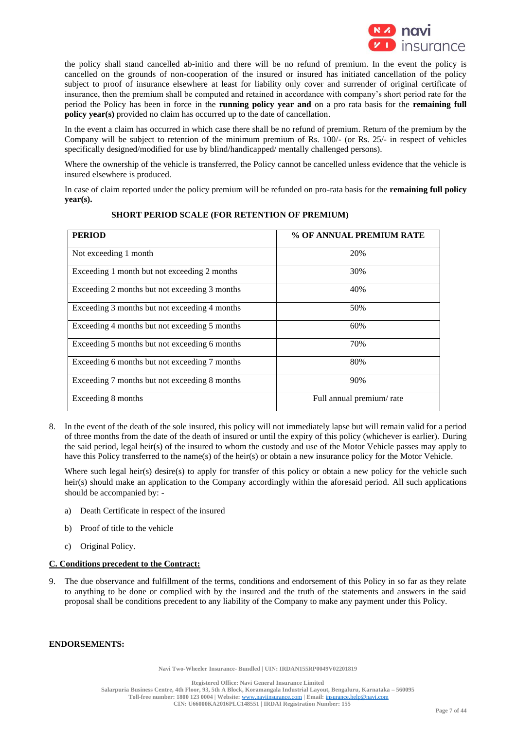the policy shall stand cancelled ab-initio and there will be no refund of premium. In the event the policy is cancelled on the grounds of non-cooperation of the insured or insured has initiated cancellation of the policy subject to proof of insurance elsewhere at least for liability only cover and surrender of original certificate of insurance, then the premium shall be computed and retained in accordance with company's short period rate for the period the Policy has been in force in the **running policy year and** on a pro rata basis for the **remaining full policy year(s)** provided no claim has occurred up to the date of cancellation.

In the event a claim has occurred in which case there shall be no refund of premium. Return of the premium by the Company will be subject to retention of the minimum premium of Rs. 100/- (or Rs. 25/- in respect of vehicles specifically designed/modified for use by blind/handicapped/ mentally challenged persons).

Where the ownership of the vehicle is transferred, the Policy cannot be cancelled unless evidence that the vehicle is insured elsewhere is produced.

In case of claim reported under the policy premium will be refunded on pro-rata basis for the **remaining full policy year(s).**

**SHORT PERIOD SCALE (FOR RETENTION OF PREMIUM)**

| PERIOD | % OF ANNUAL PREMIUM RATE |
|---|---|
| Not exceeding 1 month | 20% |
| Exceeding 1 month but not exceeding 2 months | 30% |
| Exceeding 2 months but not exceeding 3 months | 40% |
| Exceeding 3 months but not exceeding 4 months | 50% |
| Exceeding 4 months but not exceeding 5 months | 60% |
| Exceeding 5 months but not exceeding 6 months | 70% |
| Exceeding 6 months but not exceeding 7 months | 80% |
| Exceeding 7 months but not exceeding 8 months | 90% |
| Exceeding 8 months | Full annual premium/ rate |

8. In the event of the death of the sole insured, this policy will not immediately lapse but will remain valid for a period of three months from the date of the death of insured or until the expiry of this policy (whichever is earlier). During the said period, legal heir(s) of the insured to whom the custody and use of the Motor Vehicle passes may apply to have this Policy transferred to the name(s) of the heir(s) or obtain a new insurance policy for the Motor Vehicle.

   Where such legal heir(s) desire(s) to apply for transfer of this policy or obtain a new policy for the vehicle such heir(s) should make an application to the Company accordingly within the aforesaid period. All such applications should be accompanied by: -

   a) Death Certificate in respect of the insured
   b) Proof of title to the vehicle
   c) Original Policy.

**C. Conditions precedent to the Contract:**

9. The due observance and fulfillment of the terms, conditions and endorsement of this Policy in so far as they relate to anything to be done or complied with by the insured and the truth of the statements and answers in the said proposal shall be conditions precedent to any liability of the Company to make any payment under this Policy.

**ENDORSEMENTS:**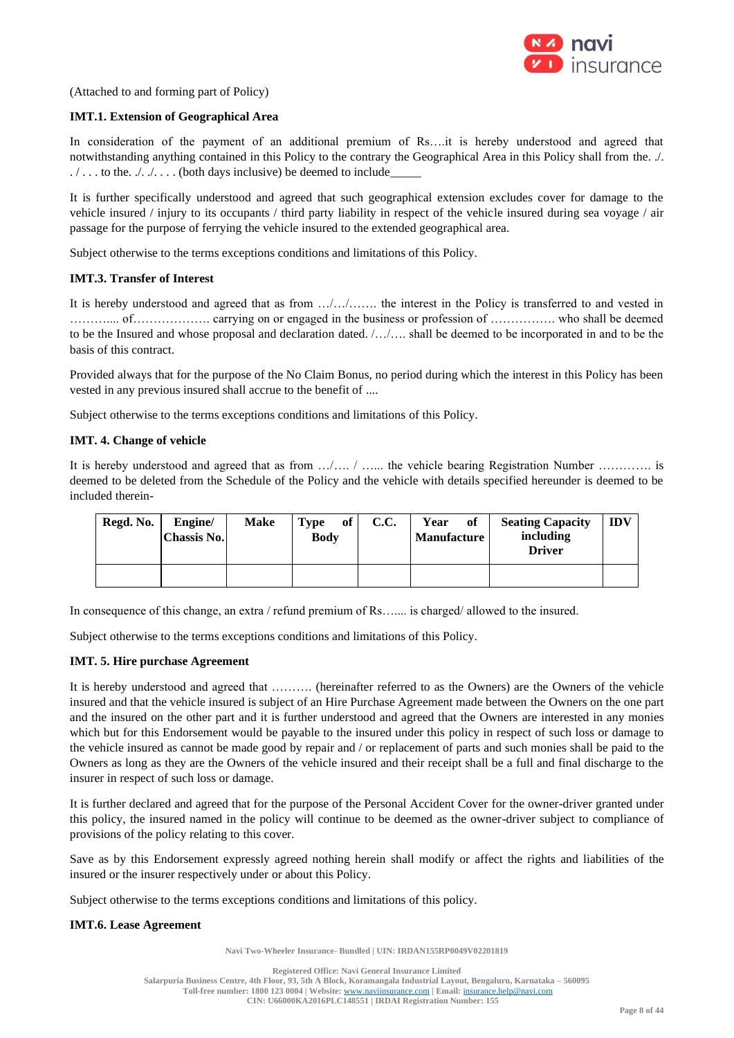(Attached to and forming part of Policy)

**IMT.1. Extension of Geographical Area**

In consideration of the payment of an additional premium of Rs….it is hereby understood and agreed that notwithstanding anything contained in this Policy to the contrary the Geographical Area in this Policy shall from the. ./. . / . . . to the. ./. ./. . . . (both days inclusive) be deemed to include_____

It is further specifically understood and agreed that such geographical extension excludes cover for damage to the vehicle insured / injury to its occupants / third party liability in respect of the vehicle insured during sea voyage / air passage for the purpose of ferrying the vehicle insured to the extended geographical area.

Subject otherwise to the terms exceptions conditions and limitations of this Policy.

**IMT.3. Transfer of Interest**

It is hereby understood and agreed that as from …/…/……. the interest in the Policy is transferred to and vested in ……….... of………………. carrying on or engaged in the business or profession of ……………. who shall be deemed to be the Insured and whose proposal and declaration dated. /…/…. shall be deemed to be incorporated in and to be the basis of this contract.

Provided always that for the purpose of the No Claim Bonus, no period during which the interest in this Policy has been vested in any previous insured shall accrue to the benefit of ....

Subject otherwise to the terms exceptions conditions and limitations of this Policy.

**IMT. 4. Change of vehicle**

It is hereby understood and agreed that as from …/…. / …... the vehicle bearing Registration Number …………. is deemed to be deleted from the Schedule of the Policy and the vehicle with details specified hereunder is deemed to be included therein-

| Regd. No. | Engine/ Chassis No. | Make | Type of Body | C.C. | Year of Manufacture | Seating Capacity including Driver | IDV |
|---|---|---|---|---|---|---|---|
| | | | | | | | |

In consequence of this change, an extra / refund premium of Rs…..... is charged/ allowed to the insured.

Subject otherwise to the terms exceptions conditions and limitations of this Policy.

**IMT. 5. Hire purchase Agreement**

It is hereby understood and agreed that ………. (hereinafter referred to as the Owners) are the Owners of the vehicle insured and that the vehicle insured is subject of an Hire Purchase Agreement made between the Owners on the one part and the insured on the other part and it is further understood and agreed that the Owners are interested in any monies which but for this Endorsement would be payable to the insured under this policy in respect of such loss or damage to the vehicle insured as cannot be made good by repair and / or replacement of parts and such monies shall be paid to the Owners as long as they are the Owners of the vehicle insured and their receipt shall be a full and final discharge to the insurer in respect of such loss or damage.

It is further declared and agreed that for the purpose of the Personal Accident Cover for the owner-driver granted under this policy, the insured named in the policy will continue to be deemed as the owner-driver subject to compliance of provisions of the policy relating to this cover.

Save as by this Endorsement expressly agreed nothing herein shall modify or affect the rights and liabilities of the insured or the insurer respectively under or about this Policy.

Subject otherwise to the terms exceptions conditions and limitations of this policy.

**IMT.6. Lease Agreement**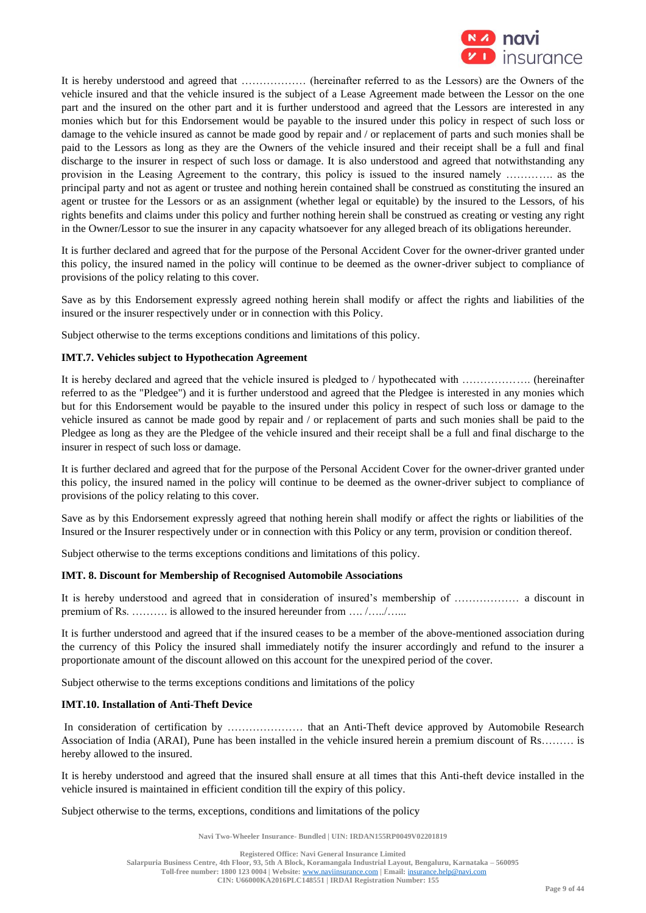It is hereby understood and agreed that ……………… (hereinafter referred to as the Lessors) are the Owners of the vehicle insured and that the vehicle insured is the subject of a Lease Agreement made between the Lessor on the one part and the insured on the other part and it is further understood and agreed that the Lessors are interested in any monies which but for this Endorsement would be payable to the insured under this policy in respect of such loss or damage to the vehicle insured as cannot be made good by repair and / or replacement of parts and such monies shall be paid to the Lessors as long as they are the Owners of the vehicle insured and their receipt shall be a full and final discharge to the insurer in respect of such loss or damage. It is also understood and agreed that notwithstanding any provision in the Leasing Agreement to the contrary, this policy is issued to the insured namely …………. as the principal party and not as agent or trustee and nothing herein contained shall be construed as constituting the insured an agent or trustee for the Lessors or as an assignment (whether legal or equitable) by the insured to the Lessors, of his rights benefits and claims under this policy and further nothing herein shall be construed as creating or vesting any right in the Owner/Lessor to sue the insurer in any capacity whatsoever for any alleged breach of its obligations hereunder.

It is further declared and agreed that for the purpose of the Personal Accident Cover for the owner-driver granted under this policy, the insured named in the policy will continue to be deemed as the owner-driver subject to compliance of provisions of the policy relating to this cover.

Save as by this Endorsement expressly agreed nothing herein shall modify or affect the rights and liabilities of the insured or the insurer respectively under or in connection with this Policy.

Subject otherwise to the terms exceptions conditions and limitations of this policy.

**IMT.7. Vehicles subject to Hypothecation Agreement**

It is hereby declared and agreed that the vehicle insured is pledged to / hypothecated with ………………. (hereinafter referred to as the "Pledgee") and it is further understood and agreed that the Pledgee is interested in any monies which but for this Endorsement would be payable to the insured under this policy in respect of such loss or damage to the vehicle insured as cannot be made good by repair and / or replacement of parts and such monies shall be paid to the Pledgee as long as they are the Pledgee of the vehicle insured and their receipt shall be a full and final discharge to the insurer in respect of such loss or damage.

It is further declared and agreed that for the purpose of the Personal Accident Cover for the owner-driver granted under this policy, the insured named in the policy will continue to be deemed as the owner-driver subject to compliance of provisions of the policy relating to this cover.

Save as by this Endorsement expressly agreed that nothing herein shall modify or affect the rights or liabilities of the Insured or the Insurer respectively under or in connection with this Policy or any term, provision or condition thereof.

Subject otherwise to the terms exceptions conditions and limitations of this policy.

**IMT. 8. Discount for Membership of Recognised Automobile Associations**

It is hereby understood and agreed that in consideration of insured's membership of ……………… a discount in premium of Rs. ………. is allowed to the insured hereunder from …. /…../…...

It is further understood and agreed that if the insured ceases to be a member of the above-mentioned association during the currency of this Policy the insured shall immediately notify the insurer accordingly and refund to the insurer a proportionate amount of the discount allowed on this account for the unexpired period of the cover.

Subject otherwise to the terms exceptions conditions and limitations of the policy

**IMT.10. Installation of Anti-Theft Device**

In consideration of certification by ………………… that an Anti-Theft device approved by Automobile Research Association of India (ARAI), Pune has been installed in the vehicle insured herein a premium discount of Rs……… is hereby allowed to the insured.

It is hereby understood and agreed that the insured shall ensure at all times that this Anti-theft device installed in the vehicle insured is maintained in efficient condition till the expiry of this policy.

Subject otherwise to the terms, exceptions, conditions and limitations of the policy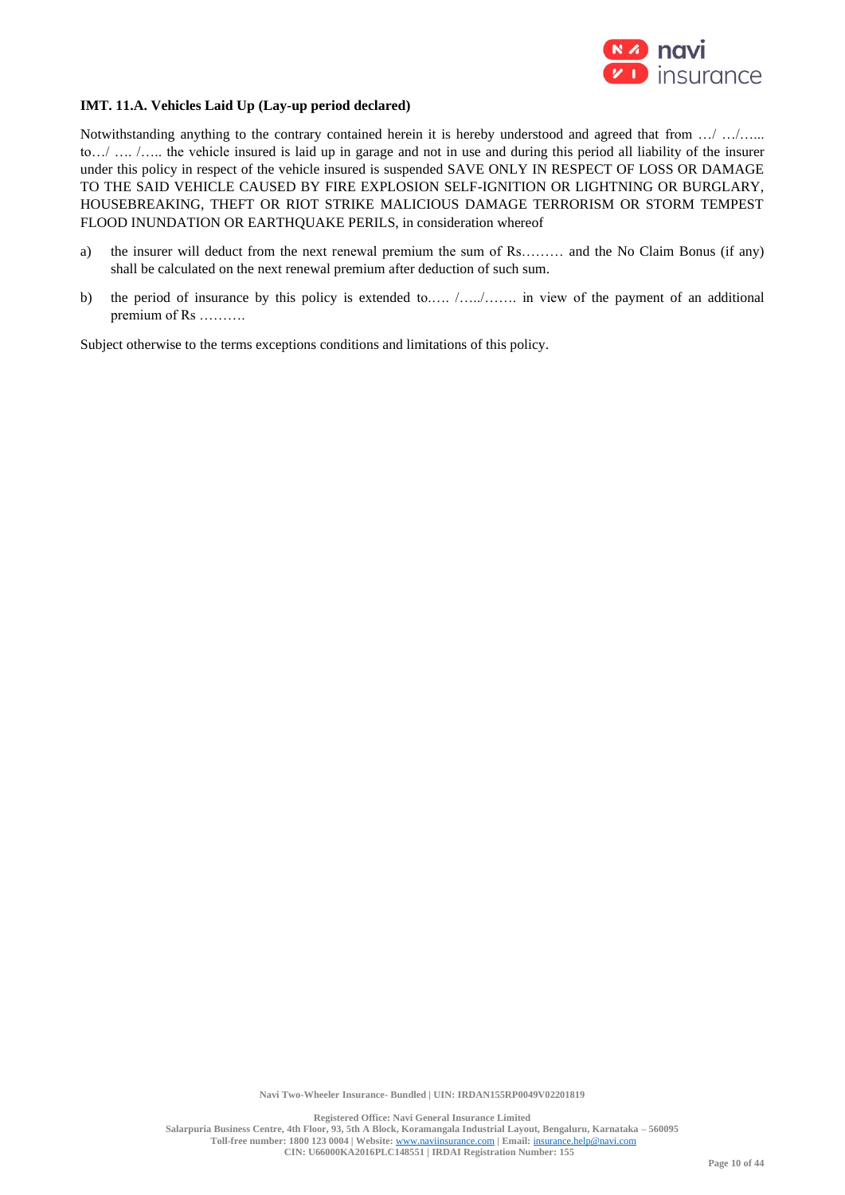**IMT. 11.A. Vehicles Laid Up (Lay-up period declared)**

Notwithstanding anything to the contrary contained herein it is hereby understood and agreed that from …/ …/…... to…/ …. /….. the vehicle insured is laid up in garage and not in use and during this period all liability of the insurer under this policy in respect of the vehicle insured is suspended SAVE ONLY IN RESPECT OF LOSS OR DAMAGE TO THE SAID VEHICLE CAUSED BY FIRE EXPLOSION SELF-IGNITION OR LIGHTNING OR BURGLARY, HOUSEBREAKING, THEFT OR RIOT STRIKE MALICIOUS DAMAGE TERRORISM OR STORM TEMPEST FLOOD INUNDATION OR EARTHQUAKE PERILS, in consideration whereof

a) the insurer will deduct from the next renewal premium the sum of Rs……… and the No Claim Bonus (if any) shall be calculated on the next renewal premium after deduction of such sum.

b) the period of insurance by this policy is extended to.…. /…../……. in view of the payment of an additional premium of Rs ……….

Subject otherwise to the terms exceptions conditions and limitations of this policy.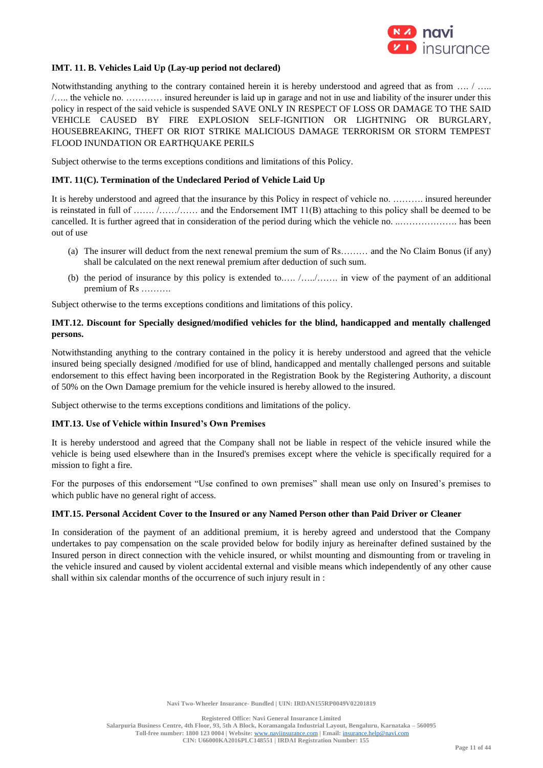**IMT. 11. B. Vehicles Laid Up (Lay-up period not declared)**

Notwithstanding anything to the contrary contained herein it is hereby understood and agreed that as from …. / ….. /….. the vehicle no. ………… insured hereunder is laid up in garage and not in use and liability of the insurer under this policy in respect of the said vehicle is suspended SAVE ONLY IN RESPECT OF LOSS OR DAMAGE TO THE SAID VEHICLE CAUSED BY FIRE EXPLOSION SELF-IGNITION OR LIGHTNING OR BURGLARY, HOUSEBREAKING, THEFT OR RIOT STRIKE MALICIOUS DAMAGE TERRORISM OR STORM TEMPEST FLOOD INUNDATION OR EARTHQUAKE PERILS

Subject otherwise to the terms exceptions conditions and limitations of this Policy.

**IMT. 11(C). Termination of the Undeclared Period of Vehicle Laid Up**

It is hereby understood and agreed that the insurance by this Policy in respect of vehicle no. ………. insured hereunder is reinstated in full of ……. /……/…… and the Endorsement IMT 11(B) attaching to this policy shall be deemed to be cancelled. It is further agreed that in consideration of the period during which the vehicle no. ..………………. has been out of use

(a) The insurer will deduct from the next renewal premium the sum of Rs……… and the No Claim Bonus (if any) shall be calculated on the next renewal premium after deduction of such sum.

(b) the period of insurance by this policy is extended to.…. /…../……. in view of the payment of an additional premium of Rs ……….

Subject otherwise to the terms exceptions conditions and limitations of this policy.

**IMT.12. Discount for Specially designed/modified vehicles for the blind, handicapped and mentally challenged persons.**

Notwithstanding anything to the contrary contained in the policy it is hereby understood and agreed that the vehicle insured being specially designed /modified for use of blind, handicapped and mentally challenged persons and suitable endorsement to this effect having been incorporated in the Registration Book by the Registering Authority, a discount of 50% on the Own Damage premium for the vehicle insured is hereby allowed to the insured.

Subject otherwise to the terms exceptions conditions and limitations of the policy.

**IMT.13. Use of Vehicle within Insured's Own Premises**

It is hereby understood and agreed that the Company shall not be liable in respect of the vehicle insured while the vehicle is being used elsewhere than in the Insured's premises except where the vehicle is specifically required for a mission to fight a fire.

For the purposes of this endorsement "Use confined to own premises" shall mean use only on Insured's premises to which public have no general right of access.

**IMT.15. Personal Accident Cover to the Insured or any Named Person other than Paid Driver or Cleaner**

In consideration of the payment of an additional premium, it is hereby agreed and understood that the Company undertakes to pay compensation on the scale provided below for bodily injury as hereinafter defined sustained by the Insured person in direct connection with the vehicle insured, or whilst mounting and dismounting from or traveling in the vehicle insured and caused by violent accidental external and visible means which independently of any other cause shall within six calendar months of the occurrence of such injury result in :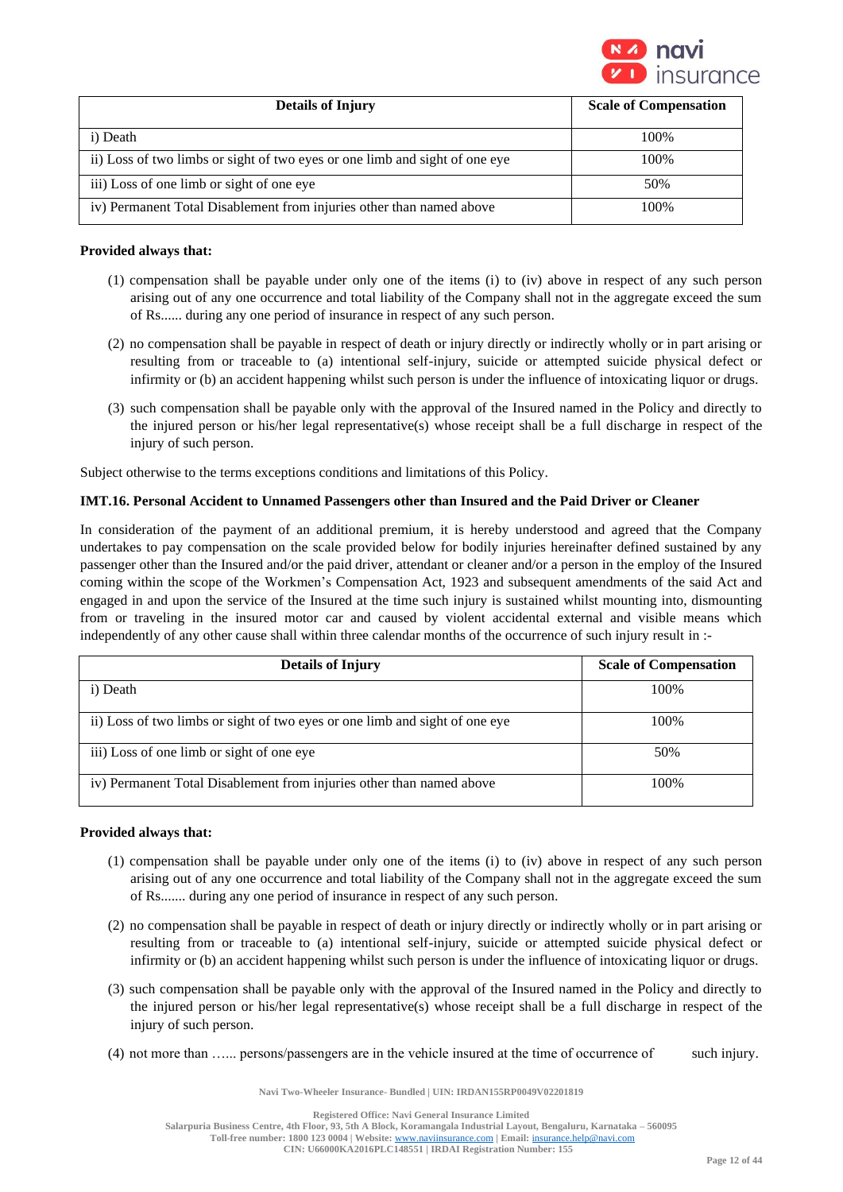| Details of Injury | Scale of Compensation |
|---|---|
| i) Death | 100% |
| ii) Loss of two limbs or sight of two eyes or one limb and sight of one eye | 100% |
| iii) Loss of one limb or sight of one eye | 50% |
| iv) Permanent Total Disablement from injuries other than named above | 100% |

**Provided always that:**

(1) compensation shall be payable under only one of the items (i) to (iv) above in respect of any such person arising out of any one occurrence and total liability of the Company shall not in the aggregate exceed the sum of Rs...... during any one period of insurance in respect of any such person.

(2) no compensation shall be payable in respect of death or injury directly or indirectly wholly or in part arising or resulting from or traceable to (a) intentional self-injury, suicide or attempted suicide physical defect or infirmity or (b) an accident happening whilst such person is under the influence of intoxicating liquor or drugs.

(3) such compensation shall be payable only with the approval of the Insured named in the Policy and directly to the injured person or his/her legal representative(s) whose receipt shall be a full discharge in respect of the injury of such person.

Subject otherwise to the terms exceptions conditions and limitations of this Policy.

**IMT.16. Personal Accident to Unnamed Passengers other than Insured and the Paid Driver or Cleaner**

In consideration of the payment of an additional premium, it is hereby understood and agreed that the Company undertakes to pay compensation on the scale provided below for bodily injuries hereinafter defined sustained by any passenger other than the Insured and/or the paid driver, attendant or cleaner and/or a person in the employ of the Insured coming within the scope of the Workmen's Compensation Act, 1923 and subsequent amendments of the said Act and engaged in and upon the service of the Insured at the time such injury is sustained whilst mounting into, dismounting from or traveling in the insured motor car and caused by violent accidental external and visible means which independently of any other cause shall within three calendar months of the occurrence of such injury result in :-

| Details of Injury | Scale of Compensation |
|---|---|
| i) Death | 100% |
| ii) Loss of two limbs or sight of two eyes or one limb and sight of one eye | 100% |
| iii) Loss of one limb or sight of one eye | 50% |
| iv) Permanent Total Disablement from injuries other than named above | 100% |

**Provided always that:**

(1) compensation shall be payable under only one of the items (i) to (iv) above in respect of any such person arising out of any one occurrence and total liability of the Company shall not in the aggregate exceed the sum of Rs....... during any one period of insurance in respect of any such person.

(2) no compensation shall be payable in respect of death or injury directly or indirectly wholly or in part arising or resulting from or traceable to (a) intentional self-injury, suicide or attempted suicide physical defect or infirmity or (b) an accident happening whilst such person is under the influence of intoxicating liquor or drugs.

(3) such compensation shall be payable only with the approval of the Insured named in the Policy and directly to the injured person or his/her legal representative(s) whose receipt shall be a full discharge in respect of the injury of such person.

(4) not more than …... persons/passengers are in the vehicle insured at the time of occurrence of such injury.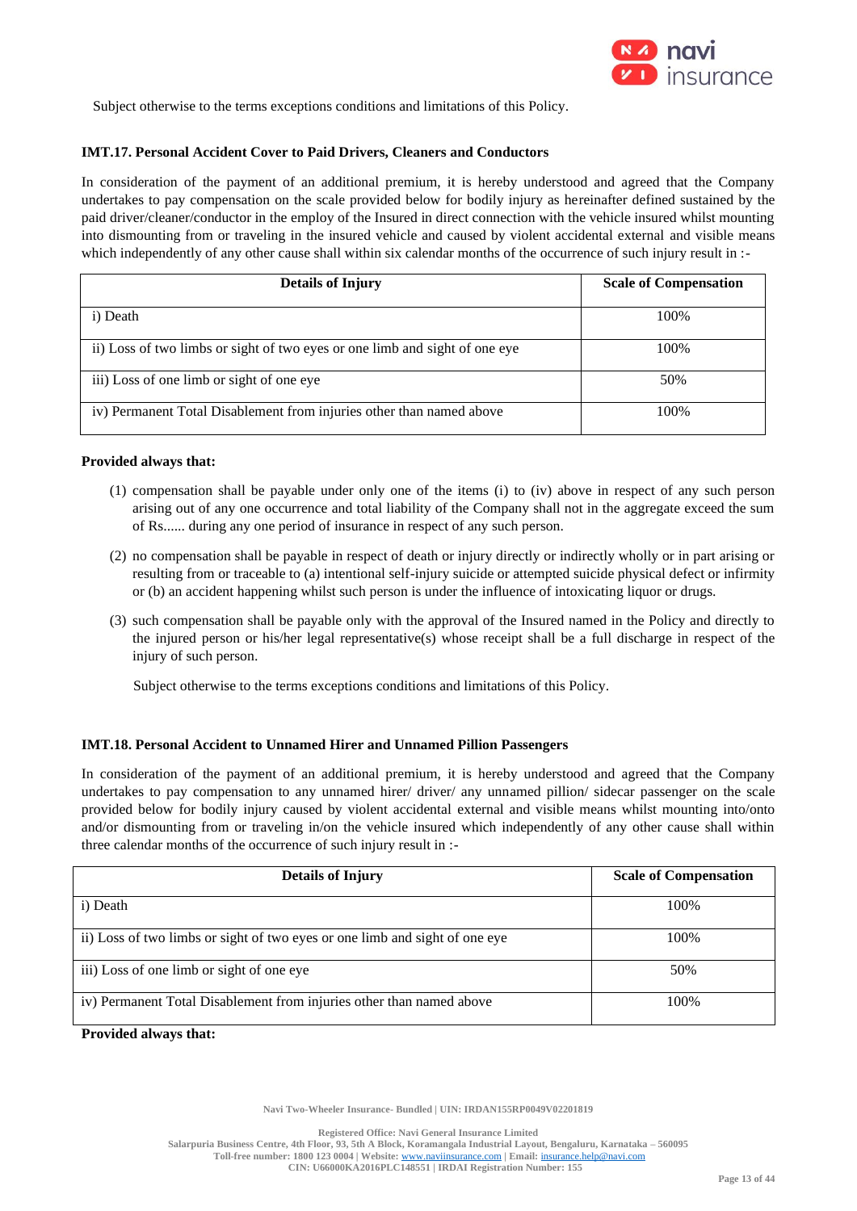Subject otherwise to the terms exceptions conditions and limitations of this Policy.

### IMT.17. Personal Accident Cover to Paid Drivers, Cleaners and Conductors

In consideration of the payment of an additional premium, it is hereby understood and agreed that the Company undertakes to pay compensation on the scale provided below for bodily injury as hereinafter defined sustained by the paid driver/cleaner/conductor in the employ of the Insured in direct connection with the vehicle insured whilst mounting into dismounting from or traveling in the insured vehicle and caused by violent accidental external and visible means which independently of any other cause shall within six calendar months of the occurrence of such injury result in :-

| Details of Injury | Scale of Compensation |
|---|---|
| i) Death | 100% |
| ii) Loss of two limbs or sight of two eyes or one limb and sight of one eye | 100% |
| iii) Loss of one limb or sight of one eye | 50% |
| iv) Permanent Total Disablement from injuries other than named above | 100% |

**Provided always that:**

(1) compensation shall be payable under only one of the items (i) to (iv) above in respect of any such person arising out of any one occurrence and total liability of the Company shall not in the aggregate exceed the sum of Rs...... during any one period of insurance in respect of any such person.

(2) no compensation shall be payable in respect of death or injury directly or indirectly wholly or in part arising or resulting from or traceable to (a) intentional self-injury suicide or attempted suicide physical defect or infirmity or (b) an accident happening whilst such person is under the influence of intoxicating liquor or drugs.

(3) such compensation shall be payable only with the approval of the Insured named in the Policy and directly to the injured person or his/her legal representative(s) whose receipt shall be a full discharge in respect of the injury of such person.

Subject otherwise to the terms exceptions conditions and limitations of this Policy.

### IMT.18. Personal Accident to Unnamed Hirer and Unnamed Pillion Passengers

In consideration of the payment of an additional premium, it is hereby understood and agreed that the Company undertakes to pay compensation to any unnamed hirer/ driver/ any unnamed pillion/ sidecar passenger on the scale provided below for bodily injury caused by violent accidental external and visible means whilst mounting into/onto and/or dismounting from or traveling in/on the vehicle insured which independently of any other cause shall within three calendar months of the occurrence of such injury result in :-

| Details of Injury | Scale of Compensation |
|---|---|
| i) Death | 100% |
| ii) Loss of two limbs or sight of two eyes or one limb and sight of one eye | 100% |
| iii) Loss of one limb or sight of one eye | 50% |
| iv) Permanent Total Disablement from injuries other than named above | 100% |

**Provided always that:**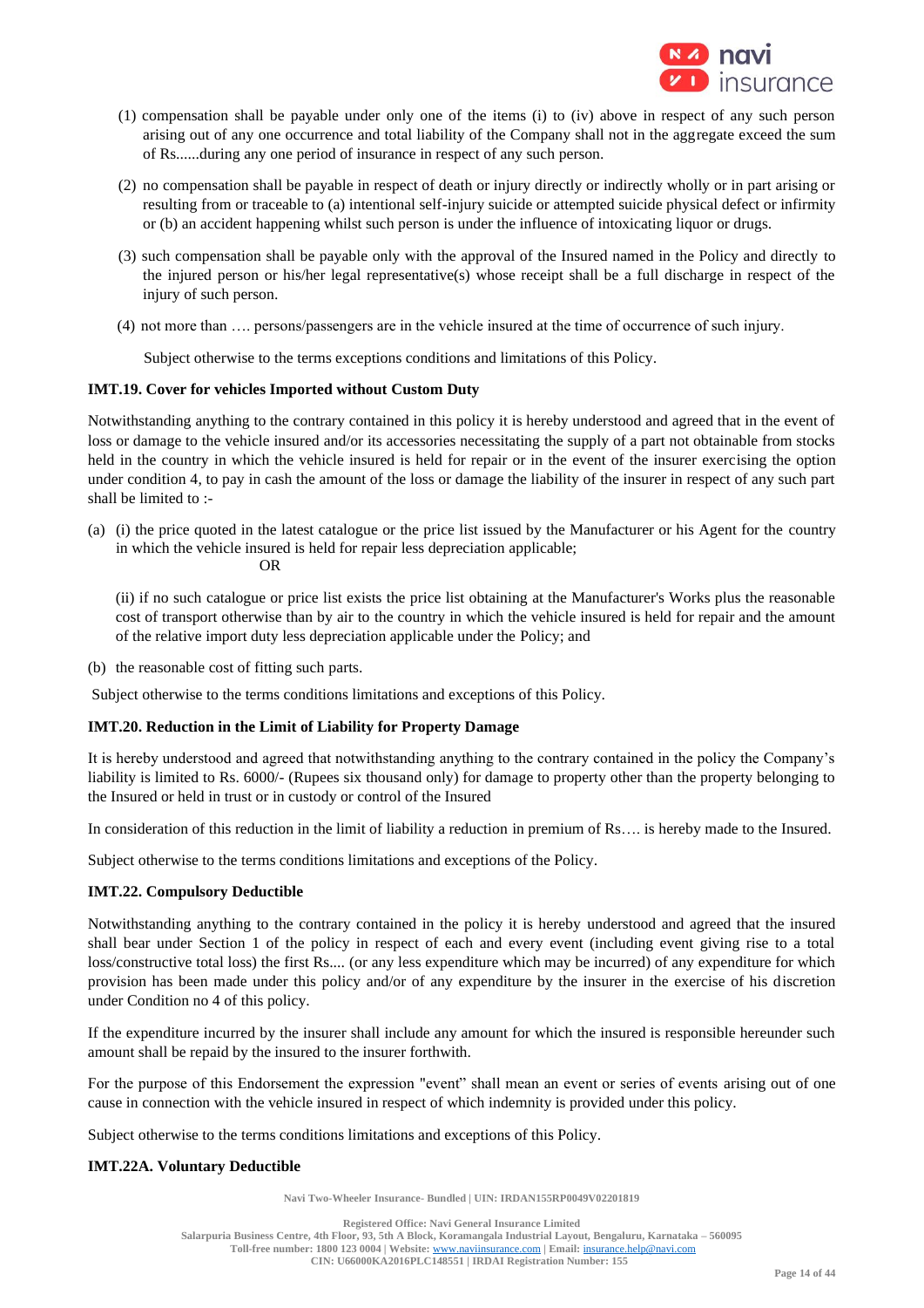(1) compensation shall be payable under only one of the items (i) to (iv) above in respect of any such person arising out of any one occurrence and total liability of the Company shall not in the aggregate exceed the sum of Rs......during any one period of insurance in respect of any such person.

(2) no compensation shall be payable in respect of death or injury directly or indirectly wholly or in part arising or resulting from or traceable to (a) intentional self-injury suicide or attempted suicide physical defect or infirmity or (b) an accident happening whilst such person is under the influence of intoxicating liquor or drugs.

(3) such compensation shall be payable only with the approval of the Insured named in the Policy and directly to the injured person or his/her legal representative(s) whose receipt shall be a full discharge in respect of the injury of such person.

(4) not more than …. persons/passengers are in the vehicle insured at the time of occurrence of such injury.

Subject otherwise to the terms exceptions conditions and limitations of this Policy.

**IMT.19. Cover for vehicles Imported without Custom Duty**

Notwithstanding anything to the contrary contained in this policy it is hereby understood and agreed that in the event of loss or damage to the vehicle insured and/or its accessories necessitating the supply of a part not obtainable from stocks held in the country in which the vehicle insured is held for repair or in the event of the insurer exercising the option under condition 4, to pay in cash the amount of the loss or damage the liability of the insurer in respect of any such part shall be limited to :-

(a) (i) the price quoted in the latest catalogue or the price list issued by the Manufacturer or his Agent for the country in which the vehicle insured is held for repair less depreciation applicable;

OR

(ii) if no such catalogue or price list exists the price list obtaining at the Manufacturer's Works plus the reasonable cost of transport otherwise than by air to the country in which the vehicle insured is held for repair and the amount of the relative import duty less depreciation applicable under the Policy; and

(b) the reasonable cost of fitting such parts.

Subject otherwise to the terms conditions limitations and exceptions of this Policy.

**IMT.20. Reduction in the Limit of Liability for Property Damage**

It is hereby understood and agreed that notwithstanding anything to the contrary contained in the policy the Company's liability is limited to Rs. 6000/- (Rupees six thousand only) for damage to property other than the property belonging to the Insured or held in trust or in custody or control of the Insured

In consideration of this reduction in the limit of liability a reduction in premium of Rs…. is hereby made to the Insured.

Subject otherwise to the terms conditions limitations and exceptions of the Policy.

**IMT.22. Compulsory Deductible**

Notwithstanding anything to the contrary contained in the policy it is hereby understood and agreed that the insured shall bear under Section 1 of the policy in respect of each and every event (including event giving rise to a total loss/constructive total loss) the first Rs.... (or any less expenditure which may be incurred) of any expenditure for which provision has been made under this policy and/or of any expenditure by the insurer in the exercise of his discretion under Condition no 4 of this policy.

If the expenditure incurred by the insurer shall include any amount for which the insured is responsible hereunder such amount shall be repaid by the insured to the insurer forthwith.

For the purpose of this Endorsement the expression "event" shall mean an event or series of events arising out of one cause in connection with the vehicle insured in respect of which indemnity is provided under this policy.

Subject otherwise to the terms conditions limitations and exceptions of this Policy.

**IMT.22A. Voluntary Deductible**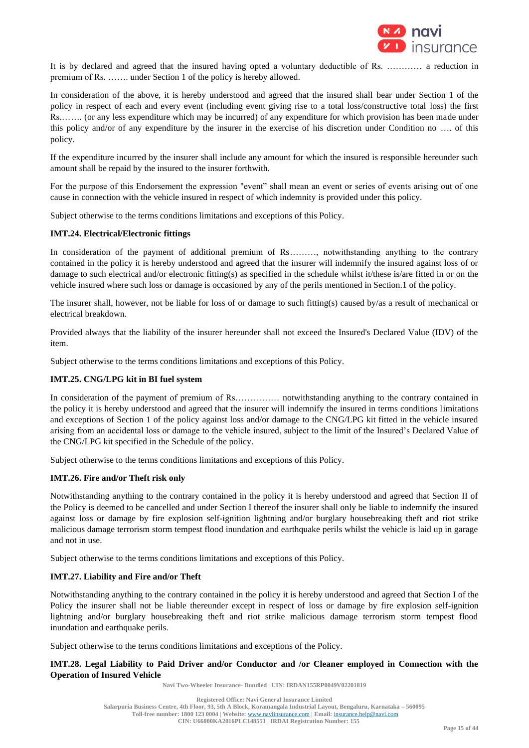It is by declared and agreed that the insured having opted a voluntary deductible of Rs. ………… a reduction in premium of Rs. ……. under Section 1 of the policy is hereby allowed.

In consideration of the above, it is hereby understood and agreed that the insured shall bear under Section 1 of the policy in respect of each and every event (including event giving rise to a total loss/constructive total loss) the first Rs.……. (or any less expenditure which may be incurred) of any expenditure for which provision has been made under this policy and/or of any expenditure by the insurer in the exercise of his discretion under Condition no …. of this policy.

If the expenditure incurred by the insurer shall include any amount for which the insured is responsible hereunder such amount shall be repaid by the insured to the insurer forthwith.

For the purpose of this Endorsement the expression "event" shall mean an event or series of events arising out of one cause in connection with the vehicle insured in respect of which indemnity is provided under this policy.

Subject otherwise to the terms conditions limitations and exceptions of this Policy.

**IMT.24. Electrical/Electronic fittings**

In consideration of the payment of additional premium of Rs………, notwithstanding anything to the contrary contained in the policy it is hereby understood and agreed that the insurer will indemnify the insured against loss of or damage to such electrical and/or electronic fitting(s) as specified in the schedule whilst it/these is/are fitted in or on the vehicle insured where such loss or damage is occasioned by any of the perils mentioned in Section.1 of the policy.

The insurer shall, however, not be liable for loss of or damage to such fitting(s) caused by/as a result of mechanical or electrical breakdown.

Provided always that the liability of the insurer hereunder shall not exceed the Insured's Declared Value (IDV) of the item.

Subject otherwise to the terms conditions limitations and exceptions of this Policy.

**IMT.25. CNG/LPG kit in BI fuel system**

In consideration of the payment of premium of Rs…………… notwithstanding anything to the contrary contained in the policy it is hereby understood and agreed that the insurer will indemnify the insured in terms conditions limitations and exceptions of Section 1 of the policy against loss and/or damage to the CNG/LPG kit fitted in the vehicle insured arising from an accidental loss or damage to the vehicle insured, subject to the limit of the Insured's Declared Value of the CNG/LPG kit specified in the Schedule of the policy.

Subject otherwise to the terms conditions limitations and exceptions of this Policy.

**IMT.26. Fire and/or Theft risk only**

Notwithstanding anything to the contrary contained in the policy it is hereby understood and agreed that Section II of the Policy is deemed to be cancelled and under Section I thereof the insurer shall only be liable to indemnify the insured against loss or damage by fire explosion self-ignition lightning and/or burglary housebreaking theft and riot strike malicious damage terrorism storm tempest flood inundation and earthquake perils whilst the vehicle is laid up in garage and not in use.

Subject otherwise to the terms conditions limitations and exceptions of this Policy.

**IMT.27. Liability and Fire and/or Theft**

Notwithstanding anything to the contrary contained in the policy it is hereby understood and agreed that Section I of the Policy the insurer shall not be liable thereunder except in respect of loss or damage by fire explosion self-ignition lightning and/or burglary housebreaking theft and riot strike malicious damage terrorism storm tempest flood inundation and earthquake perils.

Subject otherwise to the terms conditions limitations and exceptions of the Policy.

**IMT.28. Legal Liability to Paid Driver and/or Conductor and /or Cleaner employed in Connection with the Operation of Insured Vehicle**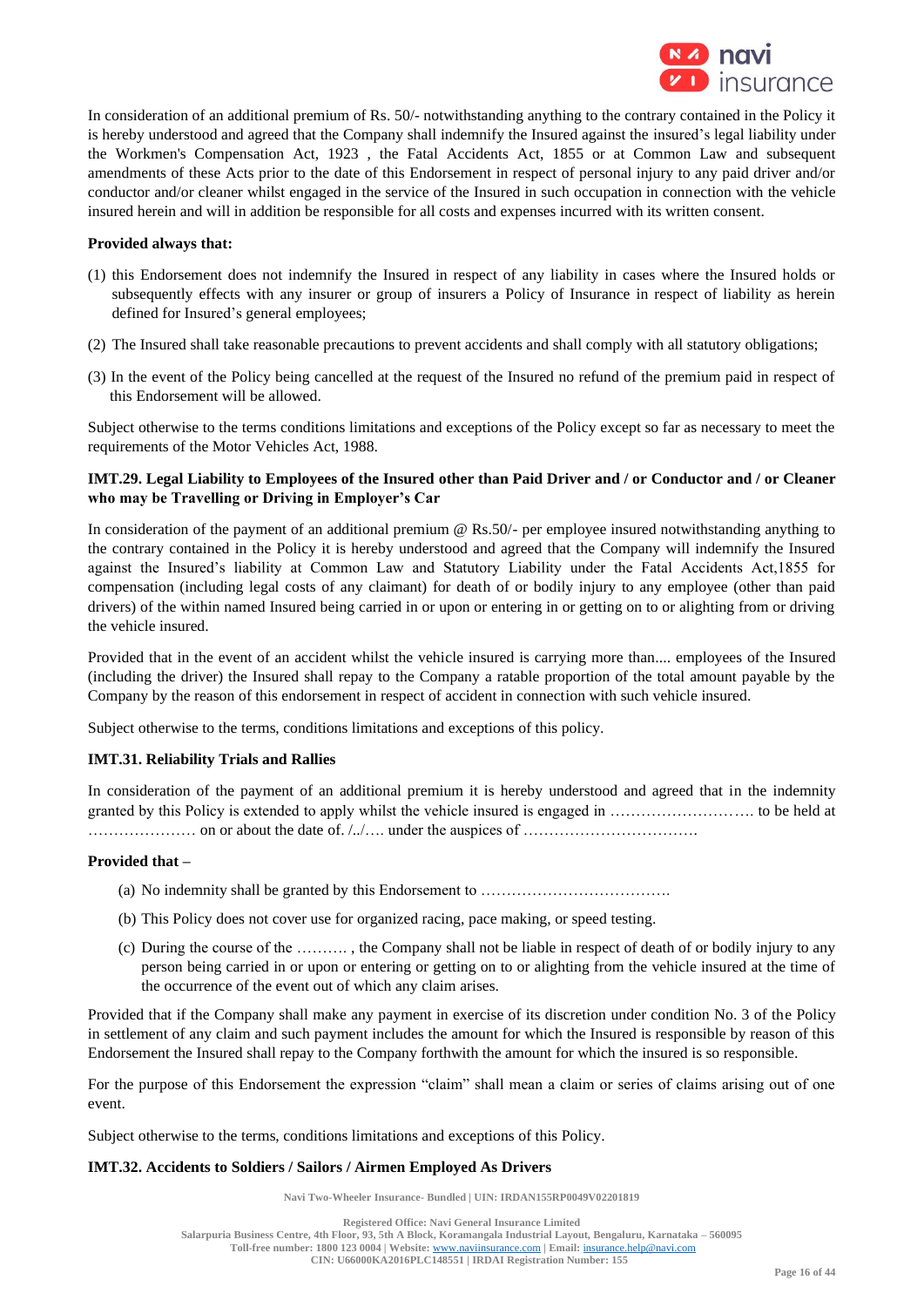In consideration of an additional premium of Rs. 50/- notwithstanding anything to the contrary contained in the Policy it is hereby understood and agreed that the Company shall indemnify the Insured against the insured's legal liability under the Workmen's Compensation Act, 1923 , the Fatal Accidents Act, 1855 or at Common Law and subsequent amendments of these Acts prior to the date of this Endorsement in respect of personal injury to any paid driver and/or conductor and/or cleaner whilst engaged in the service of the Insured in such occupation in connection with the vehicle insured herein and will in addition be responsible for all costs and expenses incurred with its written consent.

**Provided always that:**

(1) this Endorsement does not indemnify the Insured in respect of any liability in cases where the Insured holds or subsequently effects with any insurer or group of insurers a Policy of Insurance in respect of liability as herein defined for Insured's general employees;

(2) The Insured shall take reasonable precautions to prevent accidents and shall comply with all statutory obligations;

(3) In the event of the Policy being cancelled at the request of the Insured no refund of the premium paid in respect of this Endorsement will be allowed.

Subject otherwise to the terms conditions limitations and exceptions of the Policy except so far as necessary to meet the requirements of the Motor Vehicles Act, 1988.

**IMT.29. Legal Liability to Employees of the Insured other than Paid Driver and / or Conductor and / or Cleaner who may be Travelling or Driving in Employer's Car**

In consideration of the payment of an additional premium @ Rs.50/- per employee insured notwithstanding anything to the contrary contained in the Policy it is hereby understood and agreed that the Company will indemnify the Insured against the Insured's liability at Common Law and Statutory Liability under the Fatal Accidents Act,1855 for compensation (including legal costs of any claimant) for death of or bodily injury to any employee (other than paid drivers) of the within named Insured being carried in or upon or entering in or getting on to or alighting from or driving the vehicle insured.

Provided that in the event of an accident whilst the vehicle insured is carrying more than.... employees of the Insured (including the driver) the Insured shall repay to the Company a ratable proportion of the total amount payable by the Company by the reason of this endorsement in respect of accident in connection with such vehicle insured.

Subject otherwise to the terms, conditions limitations and exceptions of this policy.

**IMT.31. Reliability Trials and Rallies**

In consideration of the payment of an additional premium it is hereby understood and agreed that in the indemnity granted by this Policy is extended to apply whilst the vehicle insured is engaged in ………………………. to be held at ………………… on or about the date of. /../…. under the auspices of …………………………….

**Provided that –**

(a) No indemnity shall be granted by this Endorsement to ……………………………….

(b) This Policy does not cover use for organized racing, pace making, or speed testing.

(c) During the course of the ………. , the Company shall not be liable in respect of death of or bodily injury to any person being carried in or upon or entering or getting on to or alighting from the vehicle insured at the time of the occurrence of the event out of which any claim arises.

Provided that if the Company shall make any payment in exercise of its discretion under condition No. 3 of the Policy in settlement of any claim and such payment includes the amount for which the Insured is responsible by reason of this Endorsement the Insured shall repay to the Company forthwith the amount for which the insured is so responsible.

For the purpose of this Endorsement the expression "claim" shall mean a claim or series of claims arising out of one event.

Subject otherwise to the terms, conditions limitations and exceptions of this Policy.

**IMT.32. Accidents to Soldiers / Sailors / Airmen Employed As Drivers**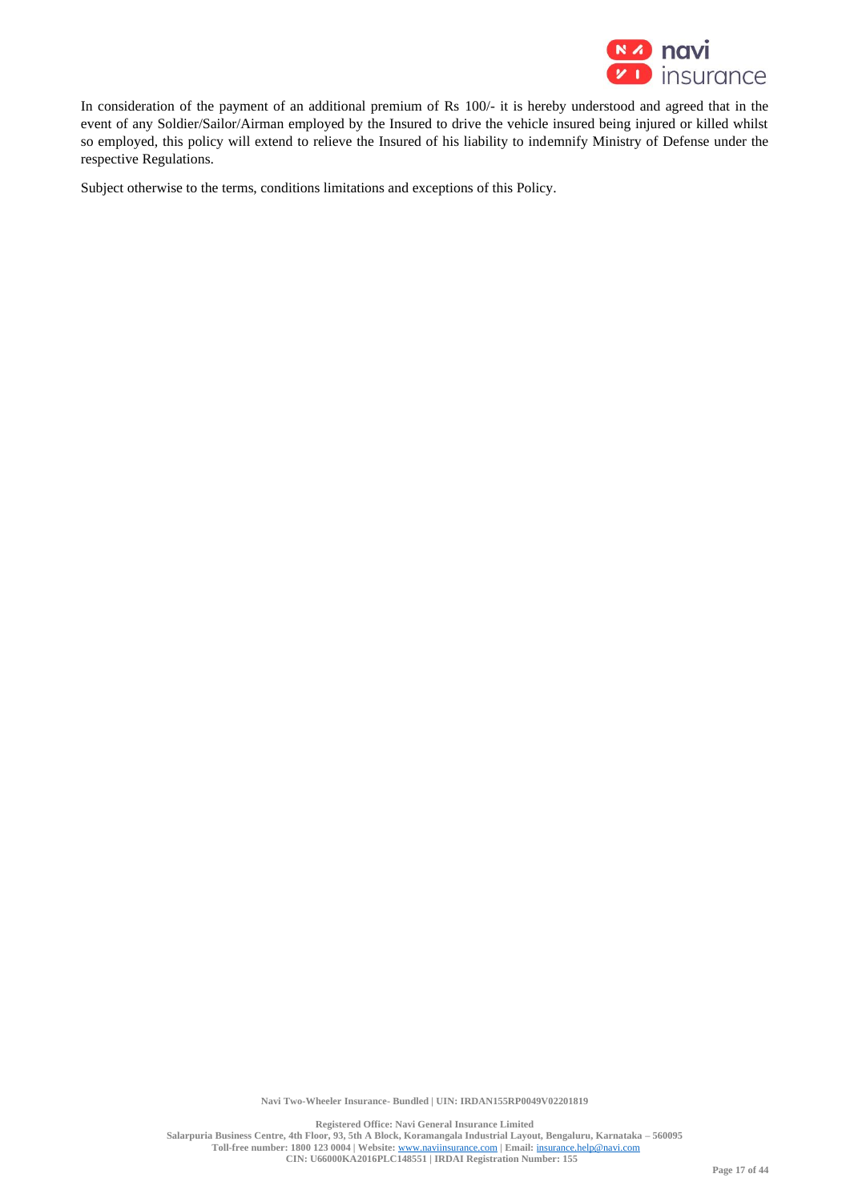In consideration of the payment of an additional premium of Rs 100/- it is hereby understood and agreed that in the event of any Soldier/Sailor/Airman employed by the Insured to drive the vehicle insured being injured or killed whilst so employed, this policy will extend to relieve the Insured of his liability to indemnify Ministry of Defense under the respective Regulations.

Subject otherwise to the terms, conditions limitations and exceptions of this Policy.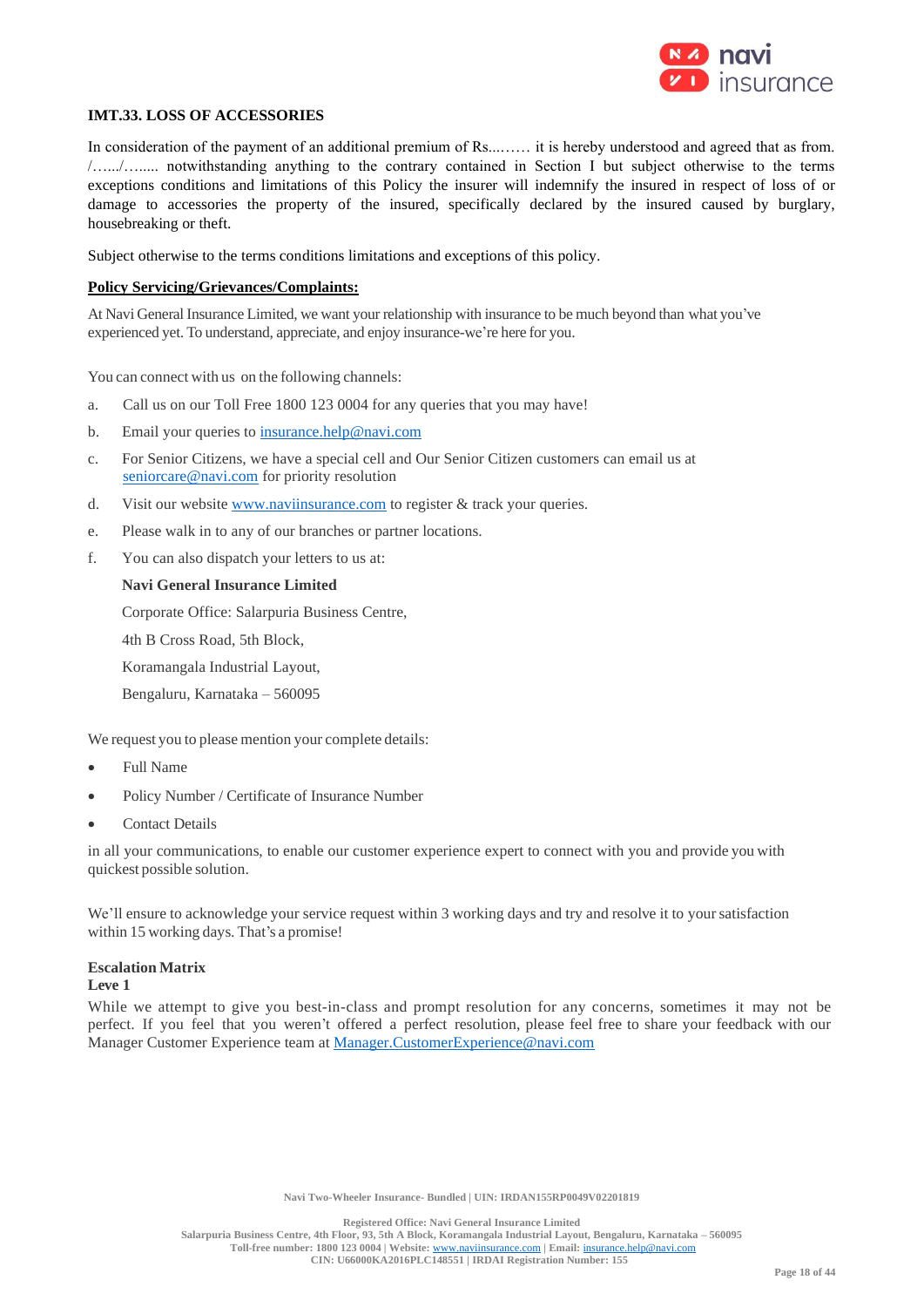### IMT.33. LOSS OF ACCESSORIES

In consideration of the payment of an additional premium of Rs....…… it is hereby understood and agreed that as from. /…..../…..... notwithstanding anything to the contrary contained in Section I but subject otherwise to the terms exceptions conditions and limitations of this Policy the insurer will indemnify the insured in respect of loss of or damage to accessories the property of the insured, specifically declared by the insured caused by burglary, housebreaking or theft.

Subject otherwise to the terms conditions limitations and exceptions of this policy.

**Policy Servicing/Grievances/Complaints:**

At Navi General Insurance Limited, we want your relationship with insurance to be much beyond than what you've experienced yet. To understand, appreciate, and enjoy insurance-we're here for you.

You can connect with us on the following channels:

a. Call us on our Toll Free 1800 123 0004 for any queries that you may have!

b. Email your queries to insurance.help@navi.com

c. For Senior Citizens, we have a special cell and Our Senior Citizen customers can email us at seniorcare@navi.com for priority resolution

d. Visit our website www.naviinsurance.com to register & track your queries.

e. Please walk in to any of our branches or partner locations.

f. You can also dispatch your letters to us at:

**Navi General Insurance Limited**

Corporate Office: Salarpuria Business Centre,

4th B Cross Road, 5th Block,

Koramangala Industrial Layout,

Bengaluru, Karnataka – 560095

We request you to please mention your complete details:

- Full Name
- Policy Number / Certificate of Insurance Number
- Contact Details

in all your communications, to enable our customer experience expert to connect with you and provide you with quickest possible solution.

We'll ensure to acknowledge your service request within 3 working days and try and resolve it to your satisfaction within 15 working days. That's a promise!

**Escalation Matrix**

**Leve 1**

While we attempt to give you best-in-class and prompt resolution for any concerns, sometimes it may not be perfect. If you feel that you weren't offered a perfect resolution, please feel free to share your feedback with our Manager Customer Experience team at Manager.CustomerExperience@navi.com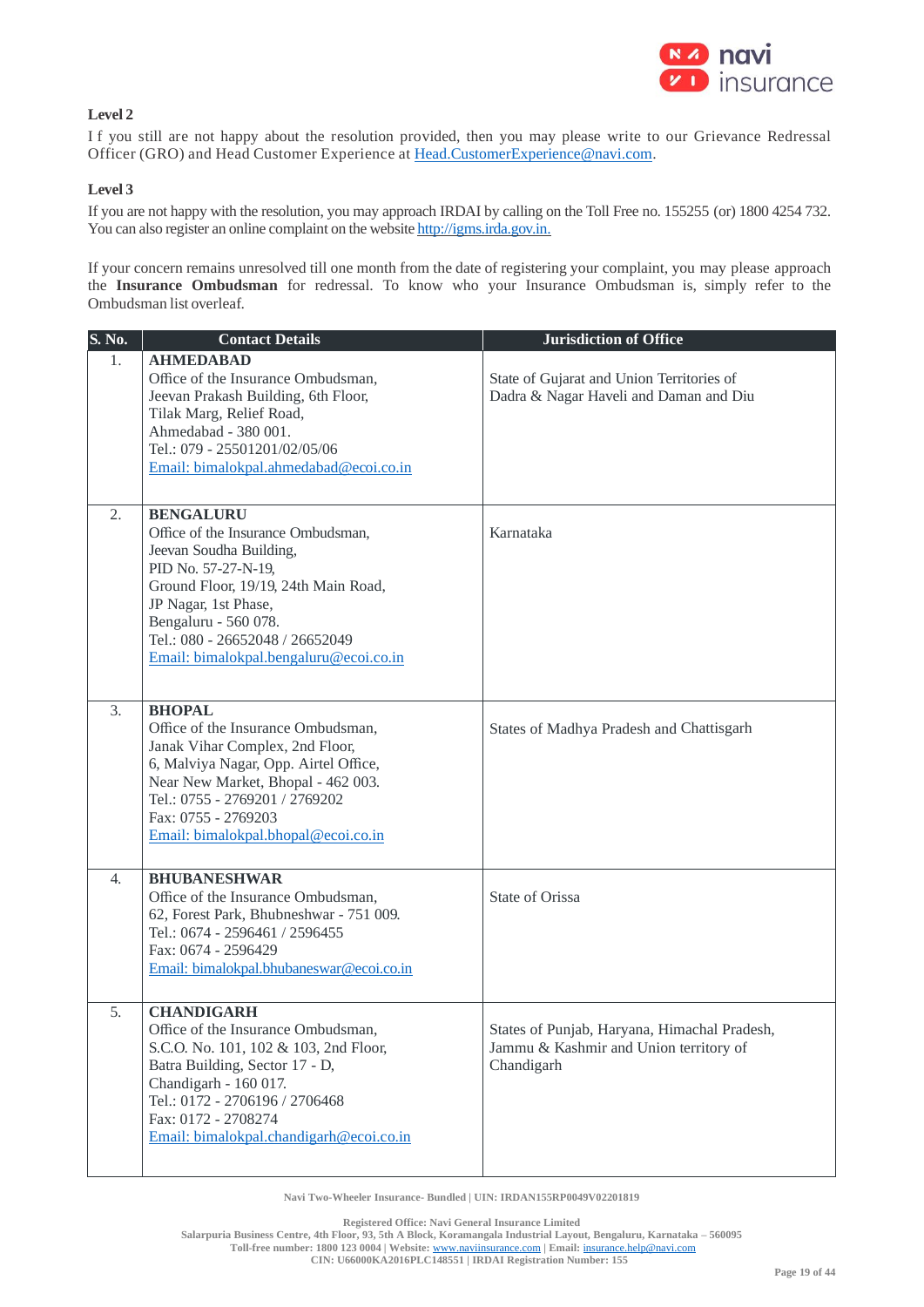### Level 2

If you still are not happy about the resolution provided, then you may please write to our Grievance Redressal Officer (GRO) and Head Customer Experience at Head.CustomerExperience@navi.com.

### Level 3

If you are not happy with the resolution, you may approach IRDAI by calling on the Toll Free no. 155255 (or) 1800 4254 732. You can also register an online complaint on the website http://igms.irda.gov.in.

If your concern remains unresolved till one month from the date of registering your complaint, you may please approach the **Insurance Ombudsman** for redressal. To know who your Insurance Ombudsman is, simply refer to the Ombudsman list overleaf.

| S. No. | Contact Details | Jurisdiction of Office |
|---|---|---|
| 1. | **AHMEDABAD**<br>Office of the Insurance Ombudsman,<br>Jeevan Prakash Building, 6th Floor,<br>Tilak Marg, Relief Road,<br>Ahmedabad - 380 001.<br>Tel.: 079 - 25501201/02/05/06<br>Email: bimalokpal.ahmedabad@ecoi.co.in | State of Gujarat and Union Territories of Dadra & Nagar Haveli and Daman and Diu |
| 2. | **BENGALURU**<br>Office of the Insurance Ombudsman,<br>Jeevan Soudha Building,<br>PID No. 57-27-N-19,<br>Ground Floor, 19/19, 24th Main Road,<br>JP Nagar, 1st Phase,<br>Bengaluru - 560 078.<br>Tel.: 080 - 26652048 / 26652049<br>Email: bimalokpal.bengaluru@ecoi.co.in | Karnataka |
| 3. | **BHOPAL**<br>Office of the Insurance Ombudsman,<br>Janak Vihar Complex, 2nd Floor,<br>6, Malviya Nagar, Opp. Airtel Office,<br>Near New Market, Bhopal - 462 003.<br>Tel.: 0755 - 2769201 / 2769202<br>Fax: 0755 - 2769203<br>Email: bimalokpal.bhopal@ecoi.co.in | States of Madhya Pradesh and Chattisgarh |
| 4. | **BHUBANESHWAR**<br>Office of the Insurance Ombudsman,<br>62, Forest Park, Bhubneshwar - 751 009.<br>Tel.: 0674 - 2596461 / 2596455<br>Fax: 0674 - 2596429<br>Email: bimalokpal.bhubaneswar@ecoi.co.in | State of Orissa |
| 5. | **CHANDIGARH**<br>Office of the Insurance Ombudsman,<br>S.C.O. No. 101, 102 & 103, 2nd Floor,<br>Batra Building, Sector 17 - D,<br>Chandigarh - 160 017.<br>Tel.: 0172 - 2706196 / 2706468<br>Fax: 0172 - 2708274<br>Email: bimalokpal.chandigarh@ecoi.co.in | States of Punjab, Haryana, Himachal Pradesh, Jammu & Kashmir and Union territory of Chandigarh |

Navi Two-Wheeler Insurance- Bundled | UIN: IRDAN155RP0049V02201819

Registered Office: Navi General Insurance Limited
Salarpuria Business Centre, 4th Floor, 93, 5th A Block, Koramangala Industrial Layout, Bengaluru, Karnataka – 560095
Toll-free number: 1800 123 0004 | Website: www.naviinsurance.com | Email: insurance.help@navi.com
CIN: U66000KA2016PLC148551 | IRDAI Registration Number: 155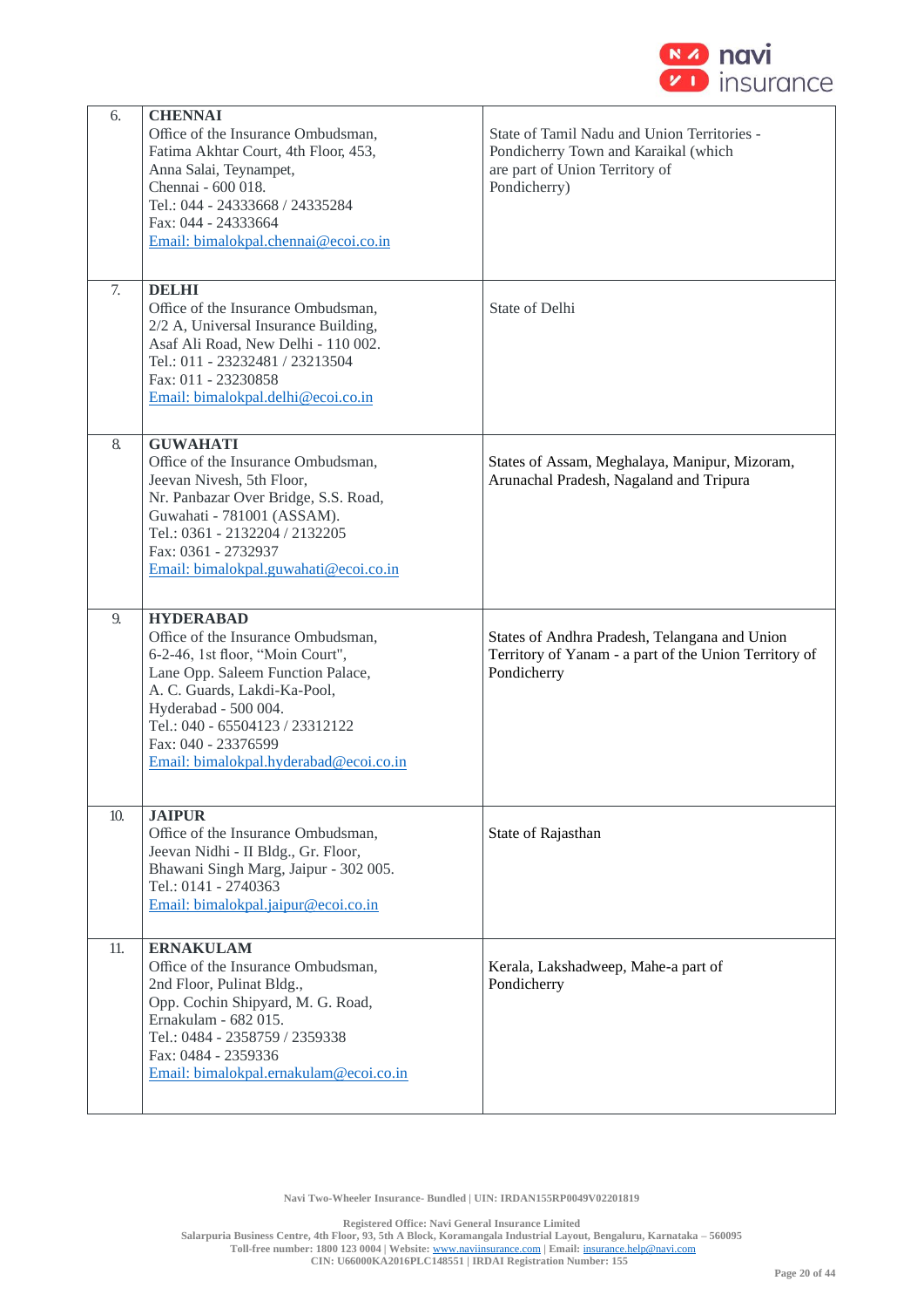| | | |
|---|---|---|
| 6. | **CHENNAI**<br>Office of the Insurance Ombudsman,<br>Fatima Akhtar Court, 4th Floor, 453,<br>Anna Salai, Teynampet,<br>Chennai - 600 018.<br>Tel.: 044 - 24333668 / 24335284<br>Fax: 044 - 24333664<br>Email: bimalokpal.chennai@ecoi.co.in | State of Tamil Nadu and Union Territories - Pondicherry Town and Karaikal (which are part of Union Territory of Pondicherry) |
| 7. | **DELHI**<br>Office of the Insurance Ombudsman,<br>2/2 A, Universal Insurance Building,<br>Asaf Ali Road, New Delhi - 110 002.<br>Tel.: 011 - 23232481 / 23213504<br>Fax: 011 - 23230858<br>Email: bimalokpal.delhi@ecoi.co.in | State of Delhi |
| 8. | **GUWAHATI**<br>Office of the Insurance Ombudsman,<br>Jeevan Nivesh, 5th Floor,<br>Nr. Panbazar Over Bridge, S.S. Road,<br>Guwahati - 781001 (ASSAM).<br>Tel.: 0361 - 2132204 / 2132205<br>Fax: 0361 - 2732937<br>Email: bimalokpal.guwahati@ecoi.co.in | States of Assam, Meghalaya, Manipur, Mizoram, Arunachal Pradesh, Nagaland and Tripura |
| 9. | **HYDERABAD**<br>Office of the Insurance Ombudsman,<br>6-2-46, 1st floor, "Moin Court",<br>Lane Opp. Saleem Function Palace,<br>A. C. Guards, Lakdi-Ka-Pool,<br>Hyderabad - 500 004.<br>Tel.: 040 - 65504123 / 23312122<br>Fax: 040 - 23376599<br>Email: bimalokpal.hyderabad@ecoi.co.in | States of Andhra Pradesh, Telangana and Union Territory of Yanam - a part of the Union Territory of Pondicherry |
| 10. | **JAIPUR**<br>Office of the Insurance Ombudsman,<br>Jeevan Nidhi - II Bldg., Gr. Floor,<br>Bhawani Singh Marg, Jaipur - 302 005.<br>Tel.: 0141 - 2740363<br>Email: bimalokpal.jaipur@ecoi.co.in | State of Rajasthan |
| 11. | **ERNAKULAM**<br>Office of the Insurance Ombudsman,<br>2nd Floor, Pulinat Bldg.,<br>Opp. Cochin Shipyard, M. G. Road,<br>Ernakulam - 682 015.<br>Tel.: 0484 - 2358759 / 2359338<br>Fax: 0484 - 2359336<br>Email: bimalokpal.ernakulam@ecoi.co.in | Kerala, Lakshadweep, Mahe-a part of Pondicherry |

Navi Two-Wheeler Insurance- Bundled | UIN: IRDAN155RP0049V02201819

Registered Office: Navi General Insurance Limited
Salarpuria Business Centre, 4th Floor, 93, 5th A Block, Koramangala Industrial Layout, Bengaluru, Karnataka – 560095
Toll-free number: 1800 123 0004 | Website: www.naviinsurance.com | Email: insurance.help@navi.com
CIN: U66000KA2016PLC148551 | IRDAI Registration Number: 155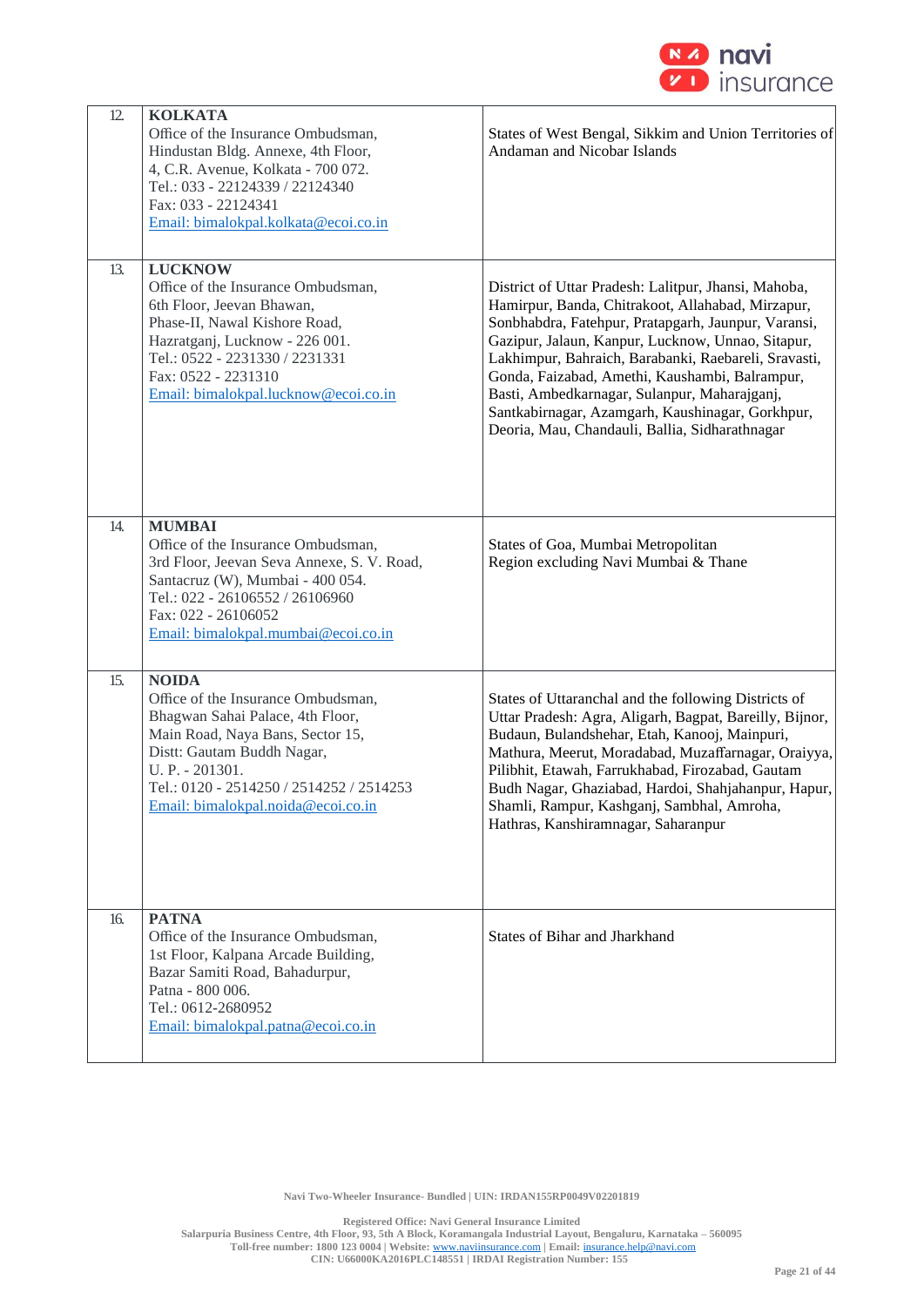| | | |
|---|---|---|
| 12. | **KOLKATA**<br>Office of the Insurance Ombudsman,<br>Hindustan Bldg. Annexe, 4th Floor,<br>4, C.R. Avenue, Kolkata - 700 072.<br>Tel.: 033 - 22124339 / 22124340<br>Fax: 033 - 22124341<br>Email: bimalokpal.kolkata@ecoi.co.in | States of West Bengal, Sikkim and Union Territories of Andaman and Nicobar Islands |
| 13. | **LUCKNOW**<br>Office of the Insurance Ombudsman,<br>6th Floor, Jeevan Bhawan,<br>Phase-II, Nawal Kishore Road,<br>Hazratganj, Lucknow - 226 001.<br>Tel.: 0522 - 2231330 / 2231331<br>Fax: 0522 - 2231310<br>Email: bimalokpal.lucknow@ecoi.co.in | District of Uttar Pradesh: Lalitpur, Jhansi, Mahoba, Hamirpur, Banda, Chitrakoot, Allahabad, Mirzapur, Sonbhabdra, Fatehpur, Pratapgarh, Jaunpur, Varansi, Gazipur, Jalaun, Kanpur, Lucknow, Unnao, Sitapur, Lakhimpur, Bahraich, Barabanki, Raebareli, Sravasti, Gonda, Faizabad, Amethi, Kaushambi, Balrampur, Basti, Ambedkarnagar, Sulanpur, Maharajganj, Santkabirnagar, Azamgarh, Kaushinagar, Gorkhpur, Deoria, Mau, Chandauli, Ballia, Sidharathnagar |
| 14. | **MUMBAI**<br>Office of the Insurance Ombudsman,<br>3rd Floor, Jeevan Seva Annexe, S. V. Road,<br>Santacruz (W), Mumbai - 400 054.<br>Tel.: 022 - 26106552 / 26106960<br>Fax: 022 - 26106052<br>Email: bimalokpal.mumbai@ecoi.co.in | States of Goa, Mumbai Metropolitan Region excluding Navi Mumbai & Thane |
| 15. | **NOIDA**<br>Office of the Insurance Ombudsman,<br>Bhagwan Sahai Palace, 4th Floor,<br>Main Road, Naya Bans, Sector 15,<br>Distt: Gautam Buddh Nagar,<br>U. P. - 201301.<br>Tel.: 0120 - 2514250 / 2514252 / 2514253<br>Email: bimalokpal.noida@ecoi.co.in | States of Uttaranchal and the following Districts of Uttar Pradesh: Agra, Aligarh, Bagpat, Bareilly, Bijnor, Budaun, Bulandshehar, Etah, Kanooj, Mainpuri, Mathura, Meerut, Moradabad, Muzaffarnagar, Oraiyya, Pilibhit, Etawah, Farrukhabad, Firozabad, Gautam Budh Nagar, Ghaziabad, Hardoi, Shahjahanpur, Hapur, Shamli, Rampur, Kashganj, Sambhal, Amroha, Hathras, Kanshiramnagar, Saharanpur |
| 16. | **PATNA**<br>Office of the Insurance Ombudsman,<br>1st Floor, Kalpana Arcade Building,<br>Bazar Samiti Road, Bahadurpur,<br>Patna - 800 006.<br>Tel.: 0612-2680952<br>Email: bimalokpal.patna@ecoi.co.in | States of Bihar and Jharkhand |

Navi Two-Wheeler Insurance- Bundled | UIN: IRDAN155RP0049V02201819

Registered Office: Navi General Insurance Limited
Salarpuria Business Centre, 4th Floor, 93, 5th A Block, Koramangala Industrial Layout, Bengaluru, Karnataka – 560095
Toll-free number: 1800 123 0004 | Website: www.naviinsurance.com | Email: insurance.help@navi.com
CIN: U66000KA2016PLC148551 | IRDAI Registration Number: 155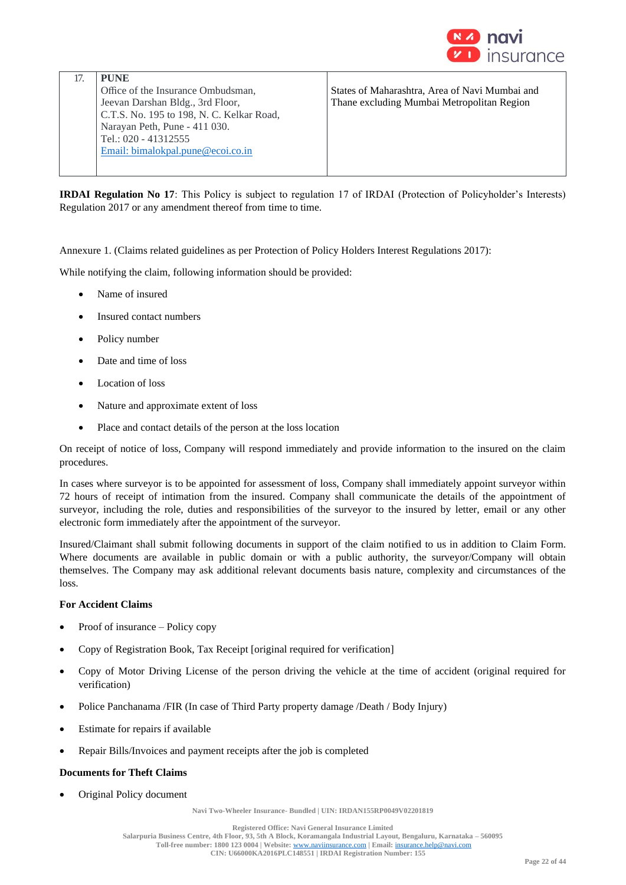| 17. | **PUNE**<br>Office of the Insurance Ombudsman,<br>Jeevan Darshan Bldg., 3rd Floor,<br>C.T.S. No. 195 to 198, N. C. Kelkar Road,<br>Narayan Peth, Pune - 411 030.<br>Tel.: 020 - 41312555<br>Email: bimalokpal.pune@ecoi.co.in | States of Maharashtra, Area of Navi Mumbai and Thane excluding Mumbai Metropolitan Region |
|---|---|---|

**IRDAI Regulation No 17**: This Policy is subject to regulation 17 of IRDAI (Protection of Policyholder's Interests) Regulation 2017 or any amendment thereof from time to time.

Annexure 1. (Claims related guidelines as per Protection of Policy Holders Interest Regulations 2017):

While notifying the claim, following information should be provided:

- Name of insured
- Insured contact numbers
- Policy number
- Date and time of loss
- Location of loss
- Nature and approximate extent of loss
- Place and contact details of the person at the loss location

On receipt of notice of loss, Company will respond immediately and provide information to the insured on the claim procedures.

In cases where surveyor is to be appointed for assessment of loss, Company shall immediately appoint surveyor within 72 hours of receipt of intimation from the insured. Company shall communicate the details of the appointment of surveyor, including the role, duties and responsibilities of the surveyor to the insured by letter, email or any other electronic form immediately after the appointment of the surveyor.

Insured/Claimant shall submit following documents in support of the claim notified to us in addition to Claim Form. Where documents are available in public domain or with a public authority, the surveyor/Company will obtain themselves. The Company may ask additional relevant documents basis nature, complexity and circumstances of the loss.

**For Accident Claims**

- Proof of insurance – Policy copy
- Copy of Registration Book, Tax Receipt [original required for verification]
- Copy of Motor Driving License of the person driving the vehicle at the time of accident (original required for verification)
- Police Panchanama /FIR (In case of Third Party property damage /Death / Body Injury)
- Estimate for repairs if available
- Repair Bills/Invoices and payment receipts after the job is completed

**Documents for Theft Claims**

- Original Policy document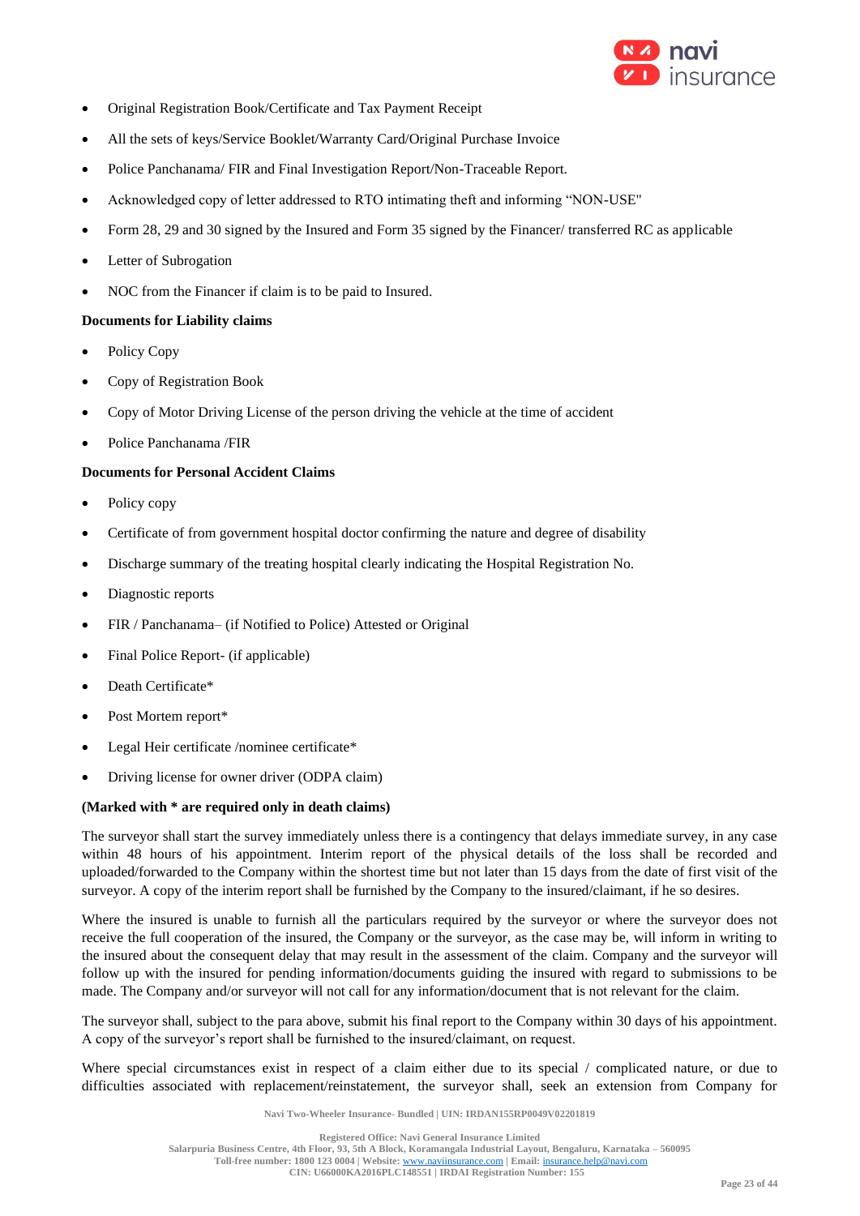- Original Registration Book/Certificate and Tax Payment Receipt
- All the sets of keys/Service Booklet/Warranty Card/Original Purchase Invoice
- Police Panchanama/ FIR and Final Investigation Report/Non-Traceable Report.
- Acknowledged copy of letter addressed to RTO intimating theft and informing "NON-USE"
- Form 28, 29 and 30 signed by the Insured and Form 35 signed by the Financer/ transferred RC as applicable
- Letter of Subrogation
- NOC from the Financer if claim is to be paid to Insured.

**Documents for Liability claims**

- Policy Copy
- Copy of Registration Book
- Copy of Motor Driving License of the person driving the vehicle at the time of accident
- Police Panchanama /FIR

**Documents for Personal Accident Claims**

- Policy copy
- Certificate of from government hospital doctor confirming the nature and degree of disability
- Discharge summary of the treating hospital clearly indicating the Hospital Registration No.
- Diagnostic reports
- FIR / Panchanama– (if Notified to Police) Attested or Original
- Final Police Report- (if applicable)
- Death Certificate*
- Post Mortem report*
- Legal Heir certificate /nominee certificate*
- Driving license for owner driver (ODPA claim)

**(Marked with * are required only in death claims)**

The surveyor shall start the survey immediately unless there is a contingency that delays immediate survey, in any case within 48 hours of his appointment. Interim report of the physical details of the loss shall be recorded and uploaded/forwarded to the Company within the shortest time but not later than 15 days from the date of first visit of the surveyor. A copy of the interim report shall be furnished by the Company to the insured/claimant, if he so desires.

Where the insured is unable to furnish all the particulars required by the surveyor or where the surveyor does not receive the full cooperation of the insured, the Company or the surveyor, as the case may be, will inform in writing to the insured about the consequent delay that may result in the assessment of the claim. Company and the surveyor will follow up with the insured for pending information/documents guiding the insured with regard to submissions to be made. The Company and/or surveyor will not call for any information/document that is not relevant for the claim.

The surveyor shall, subject to the para above, submit his final report to the Company within 30 days of his appointment. A copy of the surveyor's report shall be furnished to the insured/claimant, on request.

Where special circumstances exist in respect of a claim either due to its special / complicated nature, or due to difficulties associated with replacement/reinstatement, the surveyor shall, seek an extension from Company for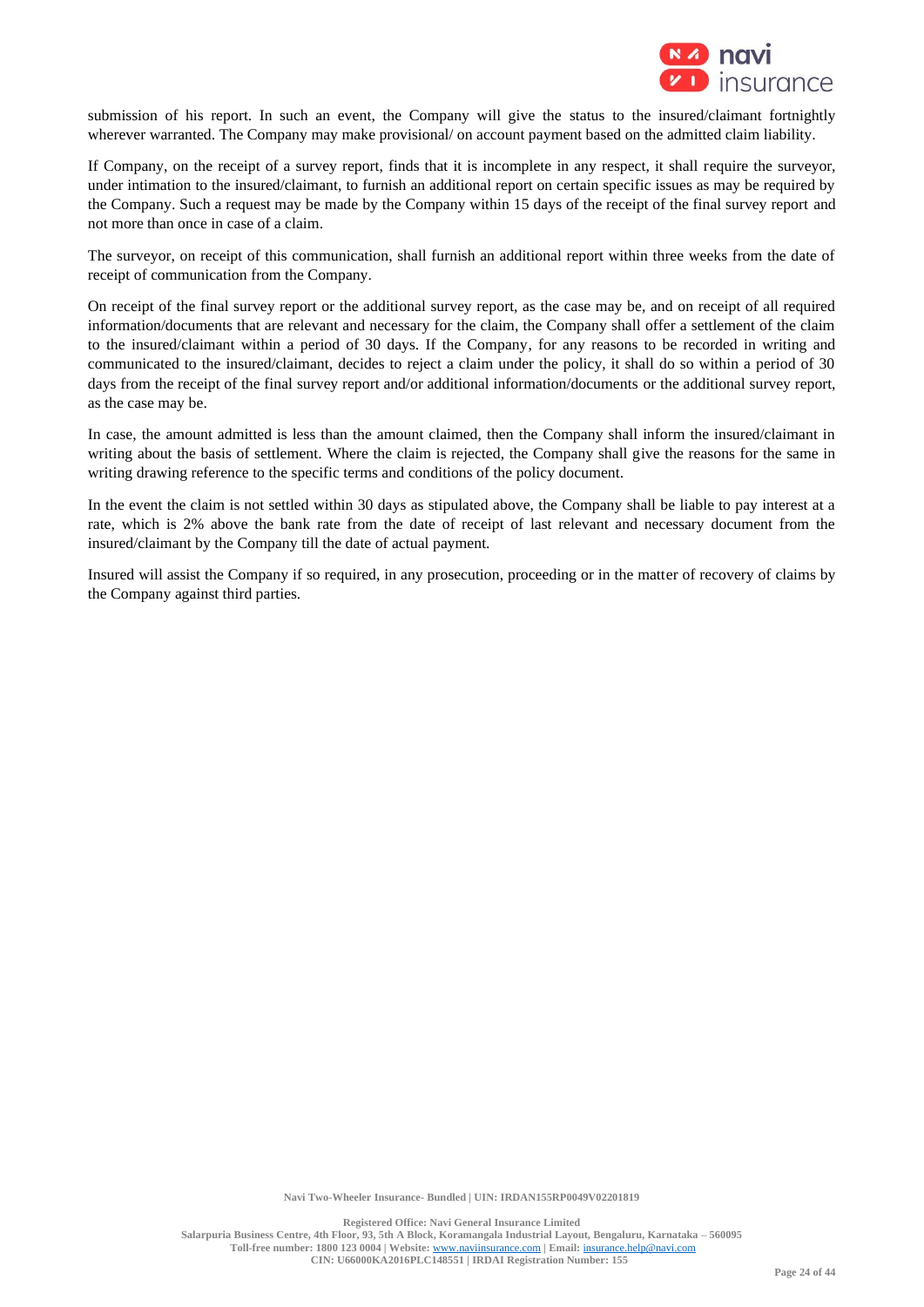submission of his report. In such an event, the Company will give the status to the insured/claimant fortnightly wherever warranted. The Company may make provisional/ on account payment based on the admitted claim liability.

If Company, on the receipt of a survey report, finds that it is incomplete in any respect, it shall require the surveyor, under intimation to the insured/claimant, to furnish an additional report on certain specific issues as may be required by the Company. Such a request may be made by the Company within 15 days of the receipt of the final survey report and not more than once in case of a claim.

The surveyor, on receipt of this communication, shall furnish an additional report within three weeks from the date of receipt of communication from the Company.

On receipt of the final survey report or the additional survey report, as the case may be, and on receipt of all required information/documents that are relevant and necessary for the claim, the Company shall offer a settlement of the claim to the insured/claimant within a period of 30 days. If the Company, for any reasons to be recorded in writing and communicated to the insured/claimant, decides to reject a claim under the policy, it shall do so within a period of 30 days from the receipt of the final survey report and/or additional information/documents or the additional survey report, as the case may be.

In case, the amount admitted is less than the amount claimed, then the Company shall inform the insured/claimant in writing about the basis of settlement. Where the claim is rejected, the Company shall give the reasons for the same in writing drawing reference to the specific terms and conditions of the policy document.

In the event the claim is not settled within 30 days as stipulated above, the Company shall be liable to pay interest at a rate, which is 2% above the bank rate from the date of receipt of last relevant and necessary document from the insured/claimant by the Company till the date of actual payment.

Insured will assist the Company if so required, in any prosecution, proceeding or in the matter of recovery of claims by the Company against third parties.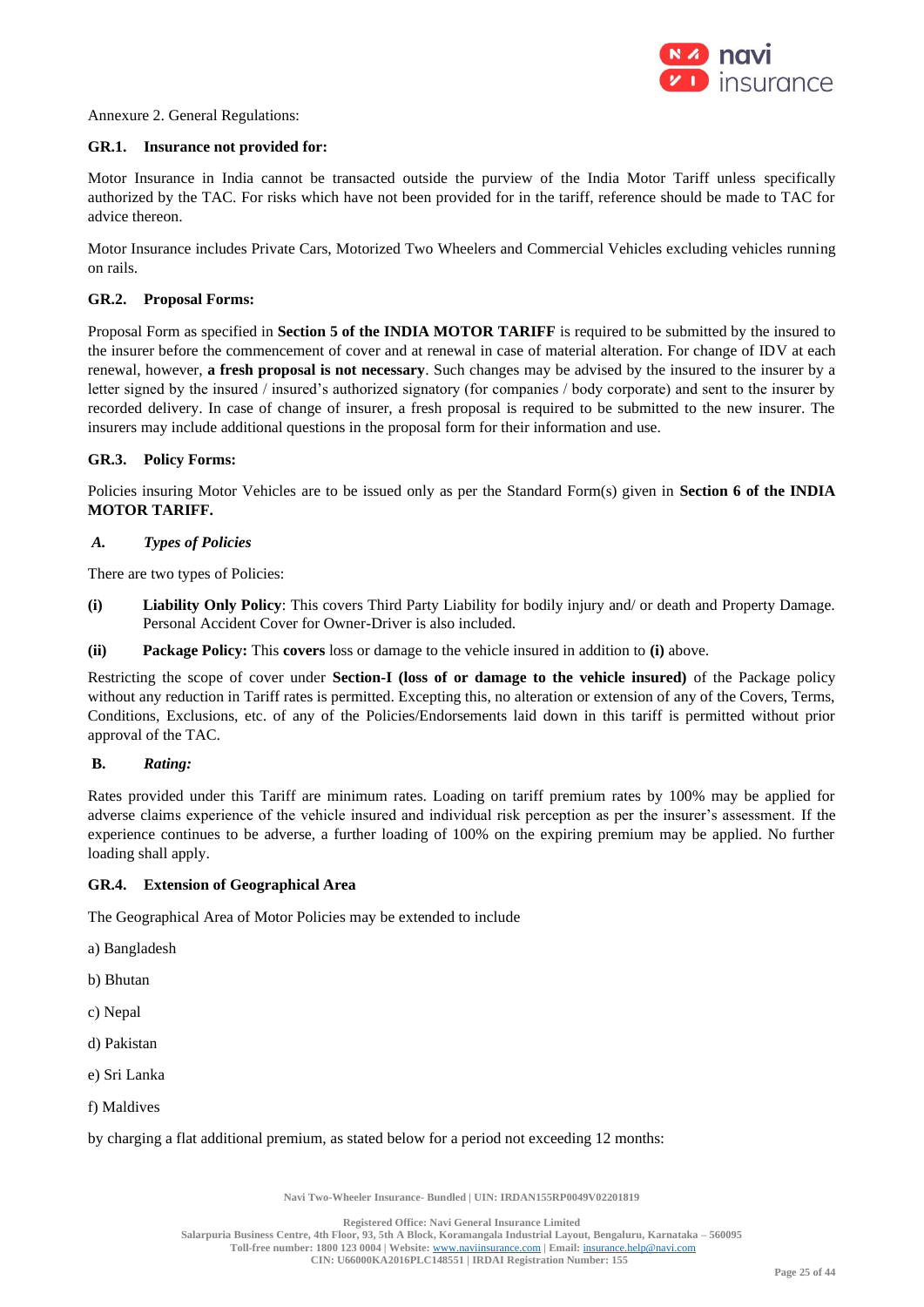Annexure 2. General Regulations:

**GR.1. Insurance not provided for:**

Motor Insurance in India cannot be transacted outside the purview of the India Motor Tariff unless specifically authorized by the TAC. For risks which have not been provided for in the tariff, reference should be made to TAC for advice thereon.

Motor Insurance includes Private Cars, Motorized Two Wheelers and Commercial Vehicles excluding vehicles running on rails.

**GR.2. Proposal Forms:**

Proposal Form as specified in **Section 5 of the INDIA MOTOR TARIFF** is required to be submitted by the insured to the insurer before the commencement of cover and at renewal in case of material alteration. For change of IDV at each renewal, however, **a fresh proposal is not necessary**. Such changes may be advised by the insured to the insurer by a letter signed by the insured / insured's authorized signatory (for companies / body corporate) and sent to the insurer by recorded delivery. In case of change of insurer, a fresh proposal is required to be submitted to the new insurer. The insurers may include additional questions in the proposal form for their information and use.

**GR.3. Policy Forms:**

Policies insuring Motor Vehicles are to be issued only as per the Standard Form(s) given in **Section 6 of the INDIA MOTOR TARIFF.**

***A. Types of Policies***

There are two types of Policies:

**(i)** **Liability Only Policy**: This covers Third Party Liability for bodily injury and/ or death and Property Damage. Personal Accident Cover for Owner-Driver is also included.

**(ii)** **Package Policy:** This **covers** loss or damage to the vehicle insured in addition to **(i)** above.

Restricting the scope of cover under **Section-I (loss of or damage to the vehicle insured)** of the Package policy without any reduction in Tariff rates is permitted. Excepting this, no alteration or extension of any of the Covers, Terms, Conditions, Exclusions, etc. of any of the Policies/Endorsements laid down in this tariff is permitted without prior approval of the TAC.

***B. Rating:***

Rates provided under this Tariff are minimum rates. Loading on tariff premium rates by 100% may be applied for adverse claims experience of the vehicle insured and individual risk perception as per the insurer's assessment. If the experience continues to be adverse, a further loading of 100% on the expiring premium may be applied. No further loading shall apply.

**GR.4. Extension of Geographical Area**

The Geographical Area of Motor Policies may be extended to include

a) Bangladesh

b) Bhutan

c) Nepal

d) Pakistan

e) Sri Lanka

f) Maldives

by charging a flat additional premium, as stated below for a period not exceeding 12 months: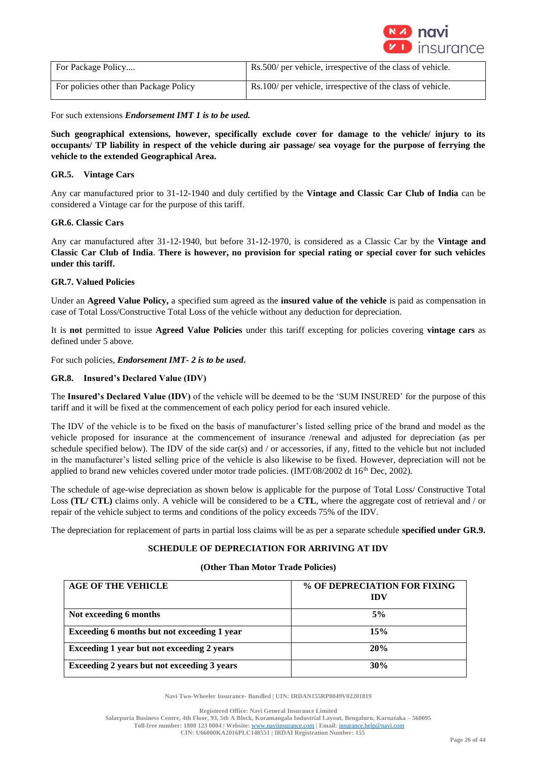| For Package Policy.... | Rs.500/ per vehicle, irrespective of the class of vehicle. |
| --- | --- |
| For policies other than Package Policy | Rs.100/ per vehicle, irrespective of the class of vehicle. |

For such extensions ***Endorsement IMT 1 is to be used.***

**Such geographical extensions, however, specifically exclude cover for damage to the vehicle/ injury to its occupants/ TP liability in respect of the vehicle during air passage/ sea voyage for the purpose of ferrying the vehicle to the extended Geographical Area.**

### GR.5. Vintage Cars

Any car manufactured prior to 31-12-1940 and duly certified by the **Vintage and Classic Car Club of India** can be considered a Vintage car for the purpose of this tariff.

### GR.6. Classic Cars

Any car manufactured after 31-12-1940, but before 31-12-1970, is considered as a Classic Car by the **Vintage and Classic Car Club of India**. **There is however, no provision for special rating or special cover for such vehicles under this tariff.**

### GR.7. Valued Policies

Under an **Agreed Value Policy,** a specified sum agreed as the **insured value of the vehicle** is paid as compensation in case of Total Loss/Constructive Total Loss of the vehicle without any deduction for depreciation.

It is **not** permitted to issue **Agreed Value Policies** under this tariff excepting for policies covering **vintage cars** as defined under 5 above.

For such policies, ***Endorsement IMT- 2 is to be used***.

### GR.8. Insured's Declared Value (IDV)

The **Insured's Declared Value (IDV)** of the vehicle will be deemed to be the 'SUM INSURED' for the purpose of this tariff and it will be fixed at the commencement of each policy period for each insured vehicle.

The IDV of the vehicle is to be fixed on the basis of manufacturer's listed selling price of the brand and model as the vehicle proposed for insurance at the commencement of insurance /renewal and adjusted for depreciation (as per schedule specified below). The IDV of the side car(s) and / or accessories, if any, fitted to the vehicle but not included in the manufacturer's listed selling price of the vehicle is also likewise to be fixed. However, depreciation will not be applied to brand new vehicles covered under motor trade policies. (IMT/08/2002 dt 16th Dec, 2002).

The schedule of age-wise depreciation as shown below is applicable for the purpose of Total Loss/ Constructive Total Loss **(TL/ CTL)** claims only. A vehicle will be considered to be a **CTL**, where the aggregate cost of retrieval and / or repair of the vehicle subject to terms and conditions of the policy exceeds 75% of the IDV.

The depreciation for replacement of parts in partial loss claims will be as per a separate schedule **specified under GR.9.**

**SCHEDULE OF DEPRECIATION FOR ARRIVING AT IDV**

**(Other Than Motor Trade Policies)**

| AGE OF THE VEHICLE | % OF DEPRECIATION FOR FIXING IDV |
| --- | --- |
| **Not exceeding 6 months** | **5%** |
| **Exceeding 6 months but not exceeding 1 year** | **15%** |
| **Exceeding 1 year but not exceeding 2 years** | **20%** |
| **Exceeding 2 years but not exceeding 3 years** | **30%** |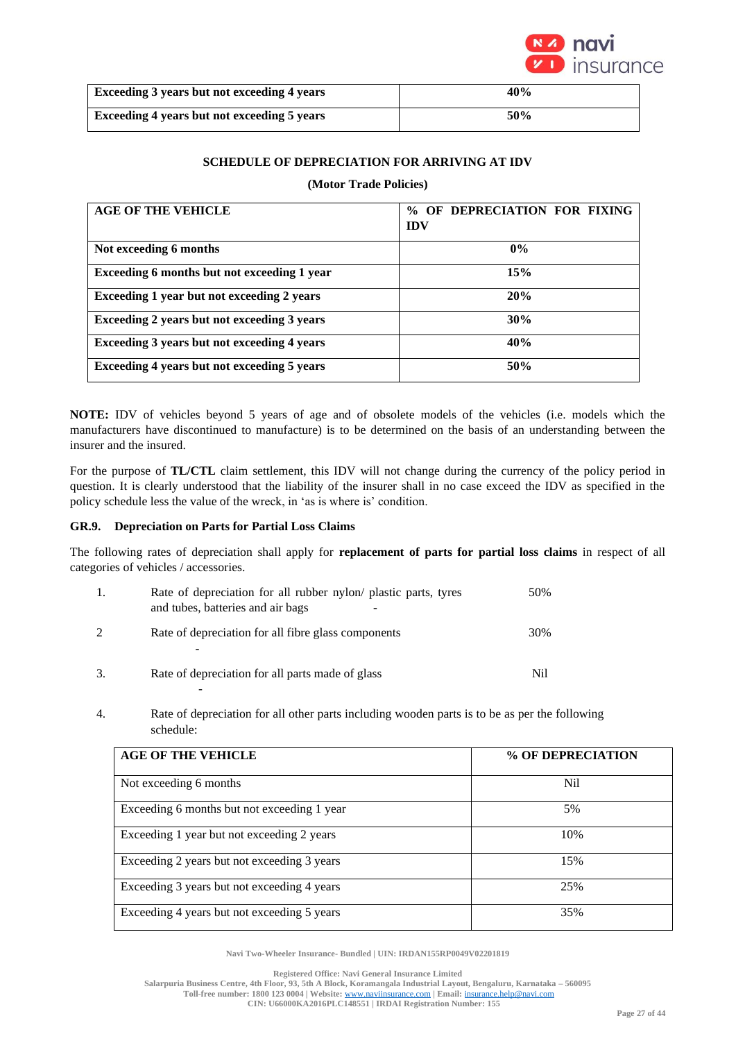| | |
|---|---|
| **Exceeding 3 years but not exceeding 4 years** | **40%** |
| **Exceeding 4 years but not exceeding 5 years** | **50%** |

**SCHEDULE OF DEPRECIATION FOR ARRIVING AT IDV**

**(Motor Trade Policies)**

| AGE OF THE VEHICLE | % OF DEPRECIATION FOR FIXING IDV |
|---|---|
| **Not exceeding 6 months** | **0%** |
| **Exceeding 6 months but not exceeding 1 year** | **15%** |
| **Exceeding 1 year but not exceeding 2 years** | **20%** |
| **Exceeding 2 years but not exceeding 3 years** | **30%** |
| **Exceeding 3 years but not exceeding 4 years** | **40%** |
| **Exceeding 4 years but not exceeding 5 years** | **50%** |

**NOTE:** IDV of vehicles beyond 5 years of age and of obsolete models of the vehicles (i.e. models which the manufacturers have discontinued to manufacture) is to be determined on the basis of an understanding between the insurer and the insured.

For the purpose of **TL/CTL** claim settlement, this IDV will not change during the currency of the policy period in question. It is clearly understood that the liability of the insurer shall in no case exceed the IDV as specified in the policy schedule less the value of the wreck, in 'as is where is' condition.

### GR.9. Depreciation on Parts for Partial Loss Claims

The following rates of depreciation shall apply for **replacement of parts for partial loss claims** in respect of all categories of vehicles / accessories.

| | | |
|---|---|---|
| 1. | Rate of depreciation for all rubber nylon/ plastic parts, tyres and tubes, batteries and air bags - | 50% |
| 2 | Rate of depreciation for all fibre glass components - | 30% |
| 3. | Rate of depreciation for all parts made of glass - | Nil |

4. Rate of depreciation for all other parts including wooden parts is to be as per the following schedule:

| AGE OF THE VEHICLE | % OF DEPRECIATION |
|---|---|
| Not exceeding 6 months | Nil |
| Exceeding 6 months but not exceeding 1 year | 5% |
| Exceeding 1 year but not exceeding 2 years | 10% |
| Exceeding 2 years but not exceeding 3 years | 15% |
| Exceeding 3 years but not exceeding 4 years | 25% |
| Exceeding 4 years but not exceeding 5 years | 35% |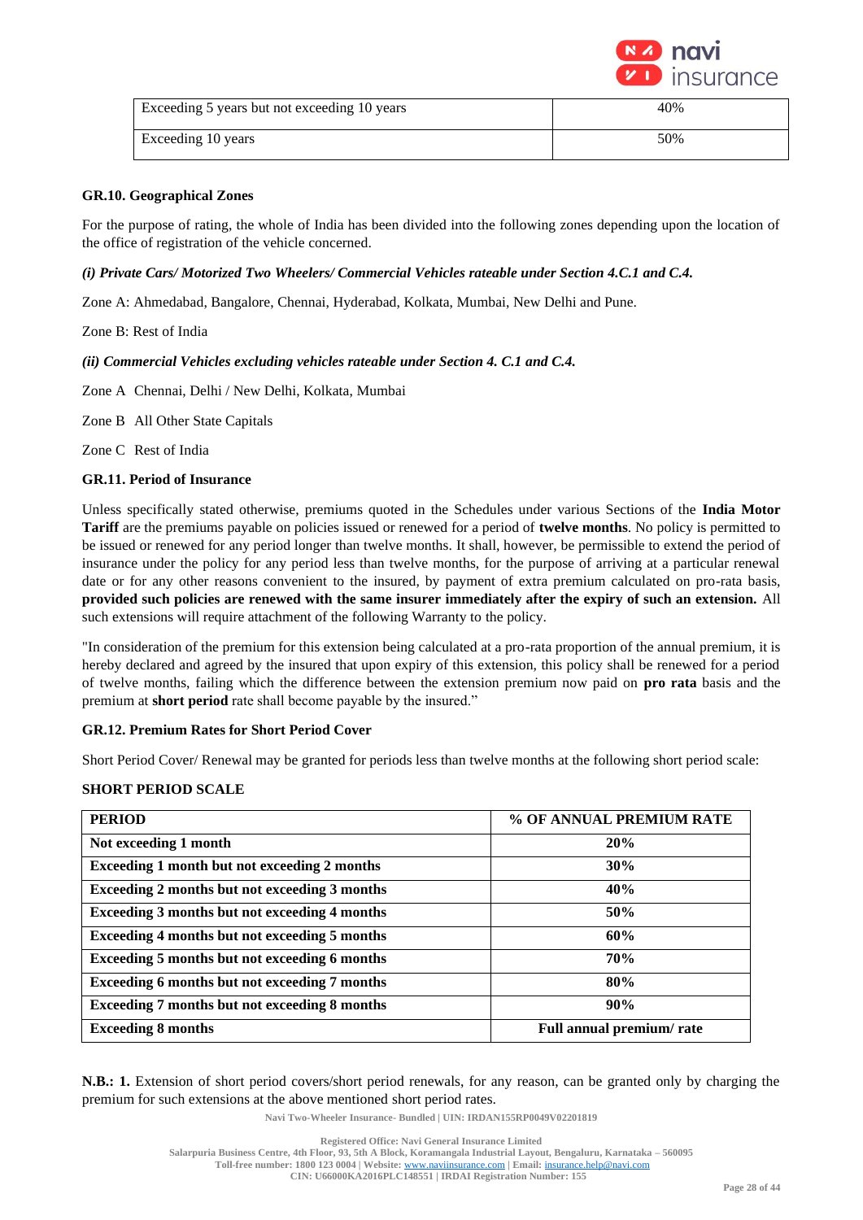| Exceeding 5 years but not exceeding 10 years | 40% |
|---|---|
| Exceeding 10 years | 50% |

**GR.10. Geographical Zones**

For the purpose of rating, the whole of India has been divided into the following zones depending upon the location of the office of registration of the vehicle concerned.

***(i) Private Cars/ Motorized Two Wheelers/ Commercial Vehicles rateable under Section 4.C.1 and C.4.***

Zone A: Ahmedabad, Bangalore, Chennai, Hyderabad, Kolkata, Mumbai, New Delhi and Pune.

Zone B: Rest of India

***(ii) Commercial Vehicles excluding vehicles rateable under Section 4. C.1 and C.4.***

Zone A  Chennai, Delhi / New Delhi, Kolkata, Mumbai

Zone B  All Other State Capitals

Zone C  Rest of India

**GR.11. Period of Insurance**

Unless specifically stated otherwise, premiums quoted in the Schedules under various Sections of the **India Motor Tariff** are the premiums payable on policies issued or renewed for a period of **twelve months**. No policy is permitted to be issued or renewed for any period longer than twelve months. It shall, however, be permissible to extend the period of insurance under the policy for any period less than twelve months, for the purpose of arriving at a particular renewal date or for any other reasons convenient to the insured, by payment of extra premium calculated on pro-rata basis, **provided such policies are renewed with the same insurer immediately after the expiry of such an extension.** All such extensions will require attachment of the following Warranty to the policy.

"In consideration of the premium for this extension being calculated at a pro-rata proportion of the annual premium, it is hereby declared and agreed by the insured that upon expiry of this extension, this policy shall be renewed for a period of twelve months, failing which the difference between the extension premium now paid on **pro rata** basis and the premium at **short period** rate shall become payable by the insured."

**GR.12. Premium Rates for Short Period Cover**

Short Period Cover/ Renewal may be granted for periods less than twelve months at the following short period scale:

**SHORT PERIOD SCALE**

| PERIOD | % OF ANNUAL PREMIUM RATE |
|---|---|
| **Not exceeding 1 month** | **20%** |
| **Exceeding 1 month but not exceeding 2 months** | **30%** |
| **Exceeding 2 months but not exceeding 3 months** | **40%** |
| **Exceeding 3 months but not exceeding 4 months** | **50%** |
| **Exceeding 4 months but not exceeding 5 months** | **60%** |
| **Exceeding 5 months but not exceeding 6 months** | **70%** |
| **Exceeding 6 months but not exceeding 7 months** | **80%** |
| **Exceeding 7 months but not exceeding 8 months** | **90%** |
| **Exceeding 8 months** | **Full annual premium/ rate** |

**N.B.: 1.** Extension of short period covers/short period renewals, for any reason, can be granted only by charging the premium for such extensions at the above mentioned short period rates.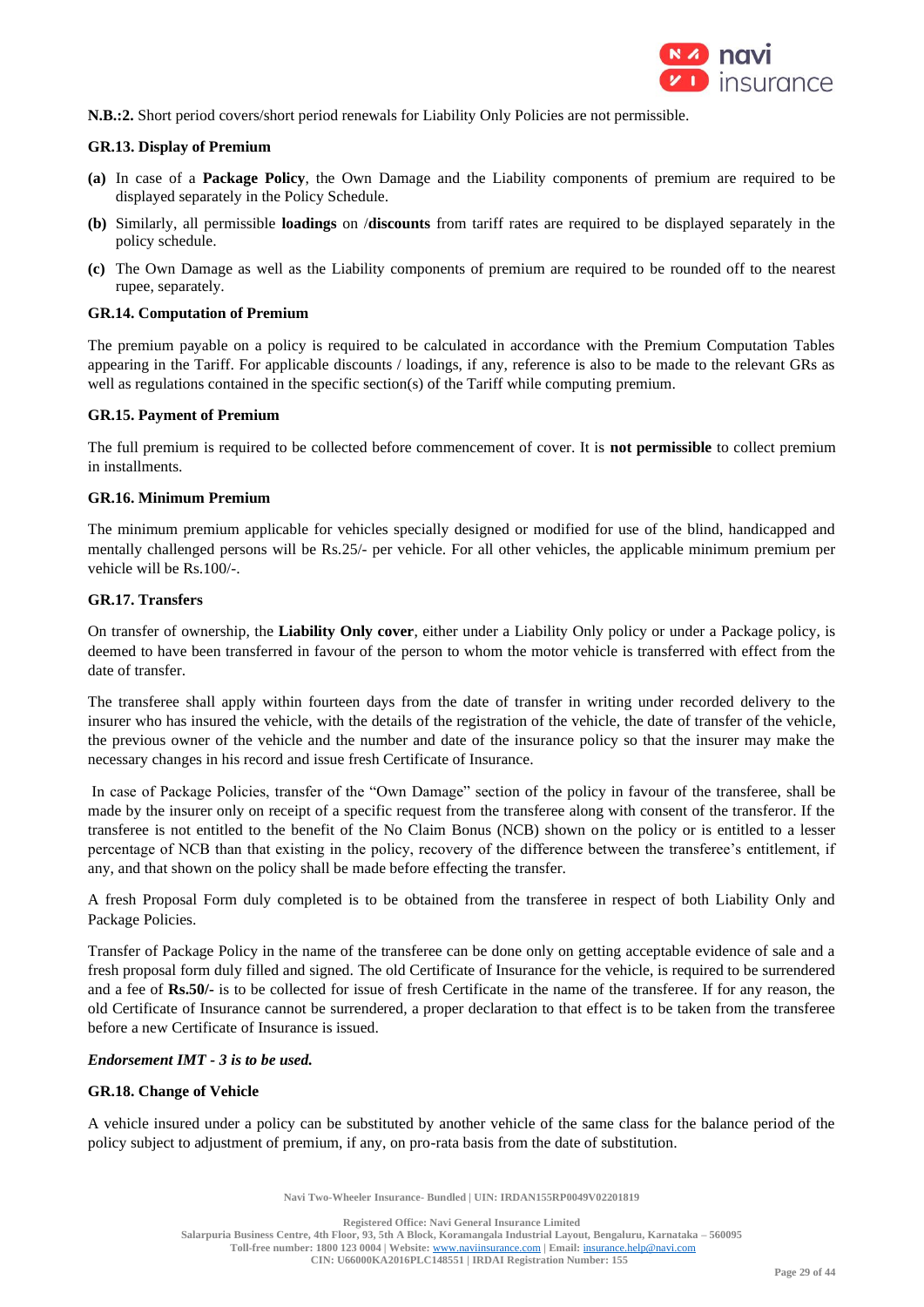**N.B.:2.** Short period covers/short period renewals for Liability Only Policies are not permissible.

**GR.13. Display of Premium**

**(a)** In case of a **Package Policy**, the Own Damage and the Liability components of premium are required to be displayed separately in the Policy Schedule.

**(b)** Similarly, all permissible **loadings** on /**discounts** from tariff rates are required to be displayed separately in the policy schedule.

**(c)** The Own Damage as well as the Liability components of premium are required to be rounded off to the nearest rupee, separately.

**GR.14. Computation of Premium**

The premium payable on a policy is required to be calculated in accordance with the Premium Computation Tables appearing in the Tariff. For applicable discounts / loadings, if any, reference is also to be made to the relevant GRs as well as regulations contained in the specific section(s) of the Tariff while computing premium.

**GR.15. Payment of Premium**

The full premium is required to be collected before commencement of cover. It is **not permissible** to collect premium in installments.

**GR.16. Minimum Premium**

The minimum premium applicable for vehicles specially designed or modified for use of the blind, handicapped and mentally challenged persons will be Rs.25/- per vehicle. For all other vehicles, the applicable minimum premium per vehicle will be Rs.100/-.

**GR.17. Transfers**

On transfer of ownership, the **Liability Only cover**, either under a Liability Only policy or under a Package policy, is deemed to have been transferred in favour of the person to whom the motor vehicle is transferred with effect from the date of transfer.

The transferee shall apply within fourteen days from the date of transfer in writing under recorded delivery to the insurer who has insured the vehicle, with the details of the registration of the vehicle, the date of transfer of the vehicle, the previous owner of the vehicle and the number and date of the insurance policy so that the insurer may make the necessary changes in his record and issue fresh Certificate of Insurance.

In case of Package Policies, transfer of the "Own Damage" section of the policy in favour of the transferee, shall be made by the insurer only on receipt of a specific request from the transferee along with consent of the transferor. If the transferee is not entitled to the benefit of the No Claim Bonus (NCB) shown on the policy or is entitled to a lesser percentage of NCB than that existing in the policy, recovery of the difference between the transferee's entitlement, if any, and that shown on the policy shall be made before effecting the transfer.

A fresh Proposal Form duly completed is to be obtained from the transferee in respect of both Liability Only and Package Policies.

Transfer of Package Policy in the name of the transferee can be done only on getting acceptable evidence of sale and a fresh proposal form duly filled and signed. The old Certificate of Insurance for the vehicle, is required to be surrendered and a fee of **Rs.50/-** is to be collected for issue of fresh Certificate in the name of the transferee. If for any reason, the old Certificate of Insurance cannot be surrendered, a proper declaration to that effect is to be taken from the transferee before a new Certificate of Insurance is issued.

***Endorsement IMT - 3 is to be used.***

**GR.18. Change of Vehicle**

A vehicle insured under a policy can be substituted by another vehicle of the same class for the balance period of the policy subject to adjustment of premium, if any, on pro-rata basis from the date of substitution.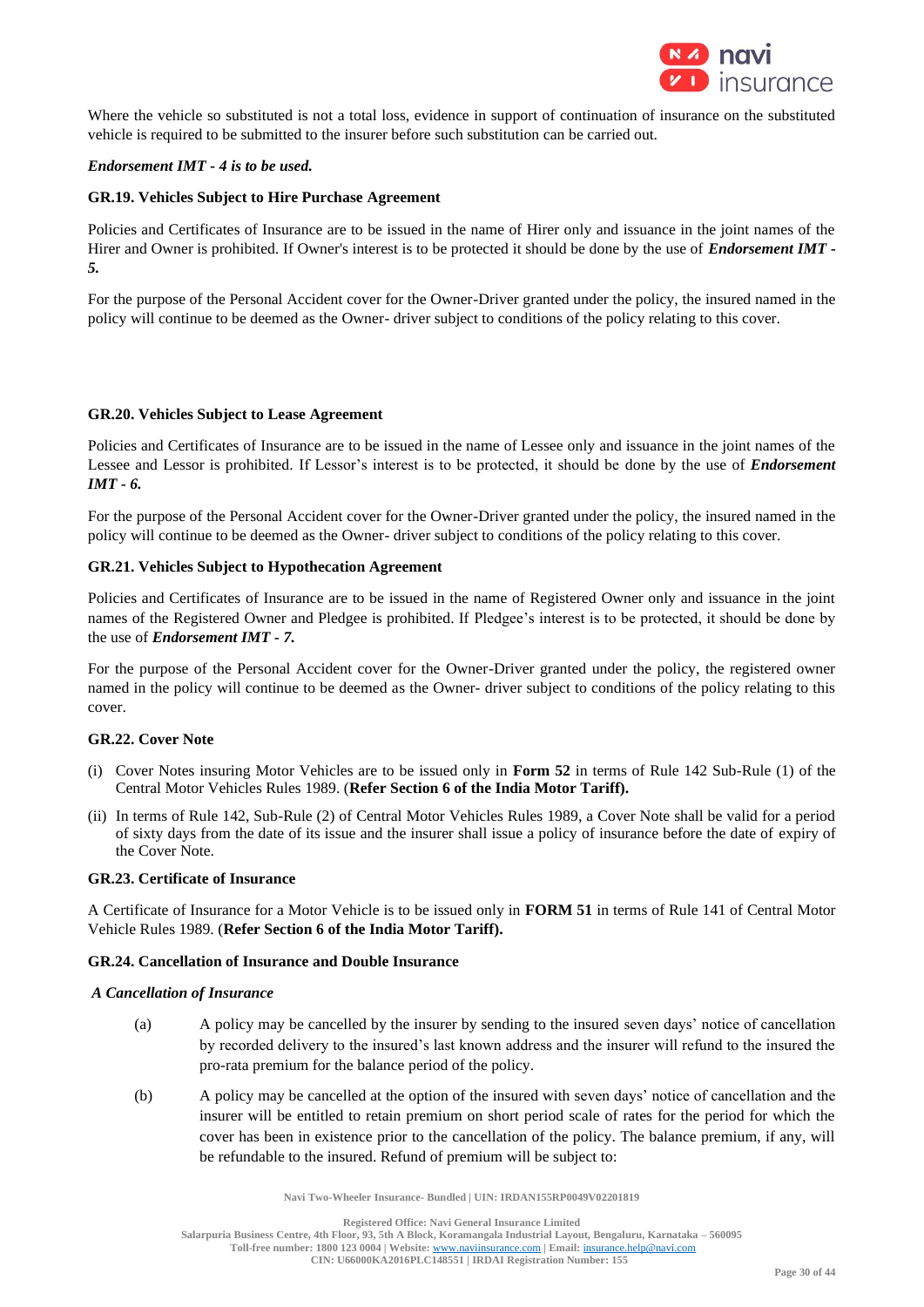Where the vehicle so substituted is not a total loss, evidence in support of continuation of insurance on the substituted vehicle is required to be submitted to the insurer before such substitution can be carried out.

***Endorsement IMT - 4 is to be used.***

**GR.19. Vehicles Subject to Hire Purchase Agreement**

Policies and Certificates of Insurance are to be issued in the name of Hirer only and issuance in the joint names of the Hirer and Owner is prohibited. If Owner's interest is to be protected it should be done by the use of ***Endorsement IMT - 5.***

For the purpose of the Personal Accident cover for the Owner-Driver granted under the policy, the insured named in the policy will continue to be deemed as the Owner- driver subject to conditions of the policy relating to this cover.

**GR.20. Vehicles Subject to Lease Agreement**

Policies and Certificates of Insurance are to be issued in the name of Lessee only and issuance in the joint names of the Lessee and Lessor is prohibited. If Lessor's interest is to be protected, it should be done by the use of ***Endorsement IMT - 6.***

For the purpose of the Personal Accident cover for the Owner-Driver granted under the policy, the insured named in the policy will continue to be deemed as the Owner- driver subject to conditions of the policy relating to this cover.

**GR.21. Vehicles Subject to Hypothecation Agreement**

Policies and Certificates of Insurance are to be issued in the name of Registered Owner only and issuance in the joint names of the Registered Owner and Pledgee is prohibited. If Pledgee's interest is to be protected, it should be done by the use of ***Endorsement IMT - 7.***

For the purpose of the Personal Accident cover for the Owner-Driver granted under the policy, the registered owner named in the policy will continue to be deemed as the Owner- driver subject to conditions of the policy relating to this cover.

**GR.22. Cover Note**

(i) Cover Notes insuring Motor Vehicles are to be issued only in **Form 52** in terms of Rule 142 Sub-Rule (1) of the Central Motor Vehicles Rules 1989. (**Refer Section 6 of the India Motor Tariff).**

(ii) In terms of Rule 142, Sub-Rule (2) of Central Motor Vehicles Rules 1989, a Cover Note shall be valid for a period of sixty days from the date of its issue and the insurer shall issue a policy of insurance before the date of expiry of the Cover Note.

**GR.23. Certificate of Insurance**

A Certificate of Insurance for a Motor Vehicle is to be issued only in **FORM 51** in terms of Rule 141 of Central Motor Vehicle Rules 1989. (**Refer Section 6 of the India Motor Tariff).**

**GR.24. Cancellation of Insurance and Double Insurance**

***A Cancellation of Insurance***

(a) A policy may be cancelled by the insurer by sending to the insured seven days' notice of cancellation by recorded delivery to the insured's last known address and the insurer will refund to the insured the pro-rata premium for the balance period of the policy.

(b) A policy may be cancelled at the option of the insured with seven days' notice of cancellation and the insurer will be entitled to retain premium on short period scale of rates for the period for which the cover has been in existence prior to the cancellation of the policy. The balance premium, if any, will be refundable to the insured. Refund of premium will be subject to: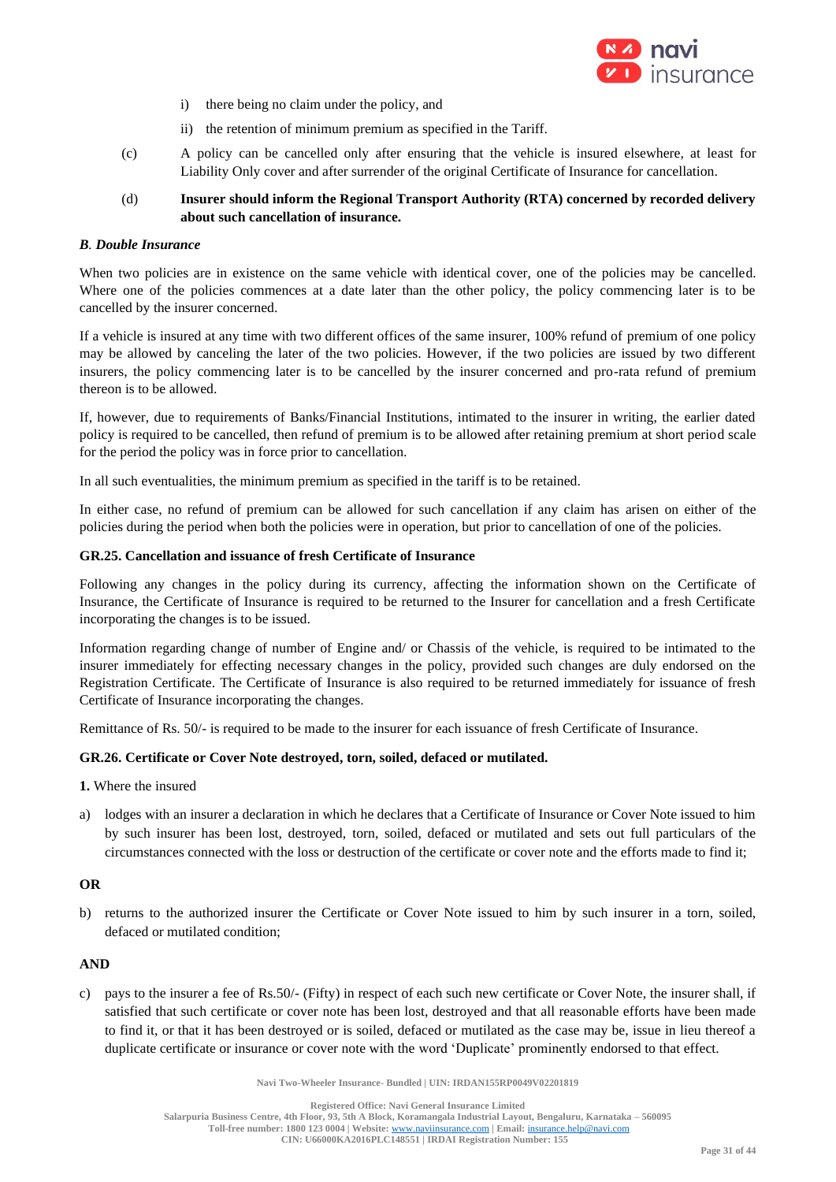i) there being no claim under the policy, and

   ii) the retention of minimum premium as specified in the Tariff.

(c) A policy can be cancelled only after ensuring that the vehicle is insured elsewhere, at least for Liability Only cover and after surrender of the original Certificate of Insurance for cancellation.

(d) **Insurer should inform the Regional Transport Authority (RTA) concerned by recorded delivery about such cancellation of insurance.**

***B. Double Insurance***

When two policies are in existence on the same vehicle with identical cover, one of the policies may be cancelled. Where one of the policies commences at a date later than the other policy, the policy commencing later is to be cancelled by the insurer concerned.

If a vehicle is insured at any time with two different offices of the same insurer, 100% refund of premium of one policy may be allowed by canceling the later of the two policies. However, if the two policies are issued by two different insurers, the policy commencing later is to be cancelled by the insurer concerned and pro-rata refund of premium thereon is to be allowed.

If, however, due to requirements of Banks/Financial Institutions, intimated to the insurer in writing, the earlier dated policy is required to be cancelled, then refund of premium is to be allowed after retaining premium at short period scale for the period the policy was in force prior to cancellation.

In all such eventualities, the minimum premium as specified in the tariff is to be retained.

In either case, no refund of premium can be allowed for such cancellation if any claim has arisen on either of the policies during the period when both the policies were in operation, but prior to cancellation of one of the policies.

**GR.25. Cancellation and issuance of fresh Certificate of Insurance**

Following any changes in the policy during its currency, affecting the information shown on the Certificate of Insurance, the Certificate of Insurance is required to be returned to the Insurer for cancellation and a fresh Certificate incorporating the changes is to be issued.

Information regarding change of number of Engine and/ or Chassis of the vehicle, is required to be intimated to the insurer immediately for effecting necessary changes in the policy, provided such changes are duly endorsed on the Registration Certificate. The Certificate of Insurance is also required to be returned immediately for issuance of fresh Certificate of Insurance incorporating the changes.

Remittance of Rs. 50/- is required to be made to the insurer for each issuance of fresh Certificate of Insurance.

**GR.26. Certificate or Cover Note destroyed, torn, soiled, defaced or mutilated.**

**1.** Where the insured

a) lodges with an insurer a declaration in which he declares that a Certificate of Insurance or Cover Note issued to him by such insurer has been lost, destroyed, torn, soiled, defaced or mutilated and sets out full particulars of the circumstances connected with the loss or destruction of the certificate or cover note and the efforts made to find it;

**OR**

b) returns to the authorized insurer the Certificate or Cover Note issued to him by such insurer in a torn, soiled, defaced or mutilated condition;

**AND**

c) pays to the insurer a fee of Rs.50/- (Fifty) in respect of each such new certificate or Cover Note, the insurer shall, if satisfied that such certificate or cover note has been lost, destroyed and that all reasonable efforts have been made to find it, or that it has been destroyed or is soiled, defaced or mutilated as the case may be, issue in lieu thereof a duplicate certificate or insurance or cover note with the word 'Duplicate' prominently endorsed to that effect.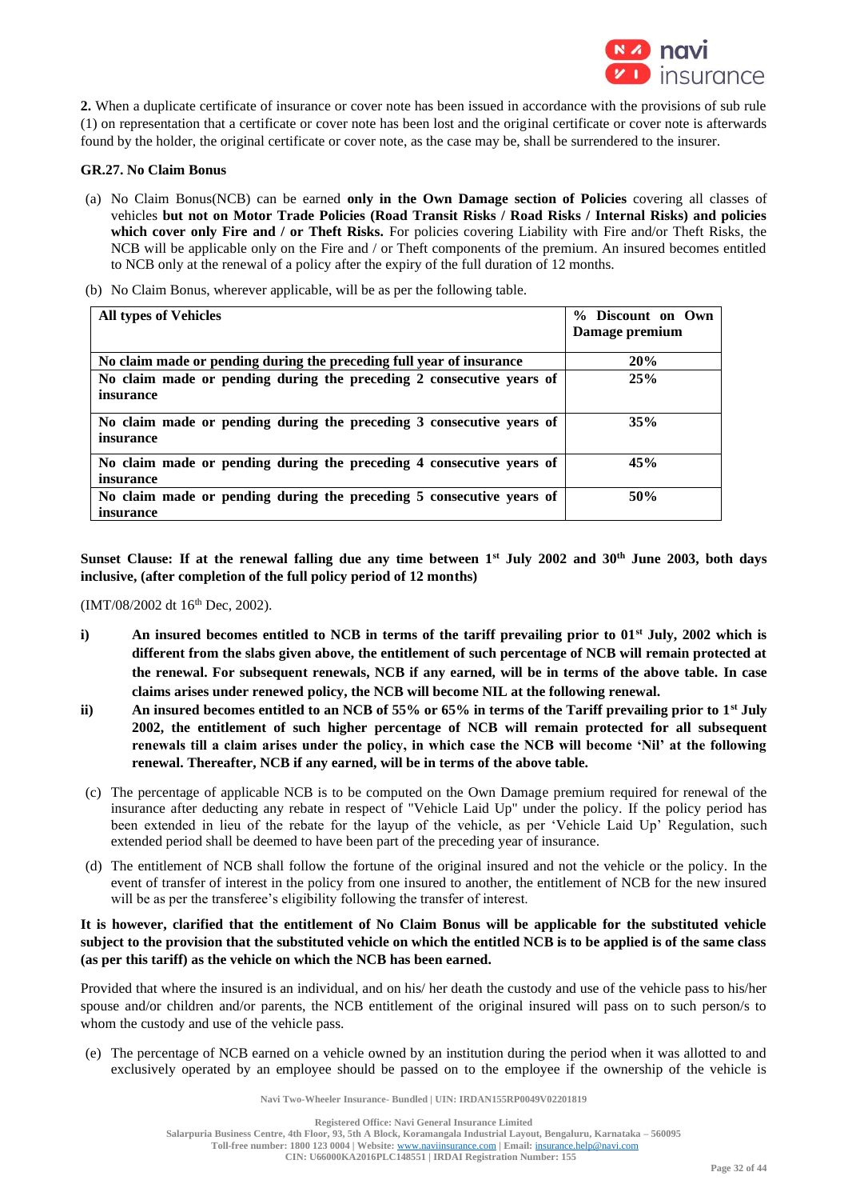**2.** When a duplicate certificate of insurance or cover note has been issued in accordance with the provisions of sub rule (1) on representation that a certificate or cover note has been lost and the original certificate or cover note is afterwards found by the holder, the original certificate or cover note, as the case may be, shall be surrendered to the insurer.

### GR.27. No Claim Bonus

(a) No Claim Bonus(NCB) can be earned **only in the Own Damage section of Policies** covering all classes of vehicles **but not on Motor Trade Policies (Road Transit Risks / Road Risks / Internal Risks) and policies which cover only Fire and / or Theft Risks.** For policies covering Liability with Fire and/or Theft Risks, the NCB will be applicable only on the Fire and / or Theft components of the premium. An insured becomes entitled to NCB only at the renewal of a policy after the expiry of the full duration of 12 months.

(b) No Claim Bonus, wherever applicable, will be as per the following table.

| **All types of Vehicles** | **% Discount on Own Damage premium** |
|---|---|
| **No claim made or pending during the preceding full year of insurance** | **20%** |
| **No claim made or pending during the preceding 2 consecutive years of insurance** | **25%** |
| **No claim made or pending during the preceding 3 consecutive years of insurance** | **35%** |
| **No claim made or pending during the preceding 4 consecutive years of insurance** | **45%** |
| **No claim made or pending during the preceding 5 consecutive years of insurance** | **50%** |

**Sunset Clause: If at the renewal falling due any time between 1st July 2002 and 30th June 2003, both days inclusive, (after completion of the full policy period of 12 months)**

(IMT/08/2002 dt 16th Dec, 2002).

i) **An insured becomes entitled to NCB in terms of the tariff prevailing prior to 01st July, 2002 which is different from the slabs given above, the entitlement of such percentage of NCB will remain protected at the renewal. For subsequent renewals, NCB if any earned, will be in terms of the above table. In case claims arises under renewed policy, the NCB will become NIL at the following renewal.**

ii) **An insured becomes entitled to an NCB of 55% or 65% in terms of the Tariff prevailing prior to 1st July 2002, the entitlement of such higher percentage of NCB will remain protected for all subsequent renewals till a claim arises under the policy, in which case the NCB will become 'Nil' at the following renewal. Thereafter, NCB if any earned, will be in terms of the above table.**

(c) The percentage of applicable NCB is to be computed on the Own Damage premium required for renewal of the insurance after deducting any rebate in respect of "Vehicle Laid Up" under the policy. If the policy period has been extended in lieu of the rebate for the layup of the vehicle, as per 'Vehicle Laid Up' Regulation, such extended period shall be deemed to have been part of the preceding year of insurance.

(d) The entitlement of NCB shall follow the fortune of the original insured and not the vehicle or the policy. In the event of transfer of interest in the policy from one insured to another, the entitlement of NCB for the new insured will be as per the transferee's eligibility following the transfer of interest.

**It is however, clarified that the entitlement of No Claim Bonus will be applicable for the substituted vehicle subject to the provision that the substituted vehicle on which the entitled NCB is to be applied is of the same class (as per this tariff) as the vehicle on which the NCB has been earned.**

Provided that where the insured is an individual, and on his/ her death the custody and use of the vehicle pass to his/her spouse and/or children and/or parents, the NCB entitlement of the original insured will pass on to such person/s to whom the custody and use of the vehicle pass.

(e) The percentage of NCB earned on a vehicle owned by an institution during the period when it was allotted to and exclusively operated by an employee should be passed on to the employee if the ownership of the vehicle is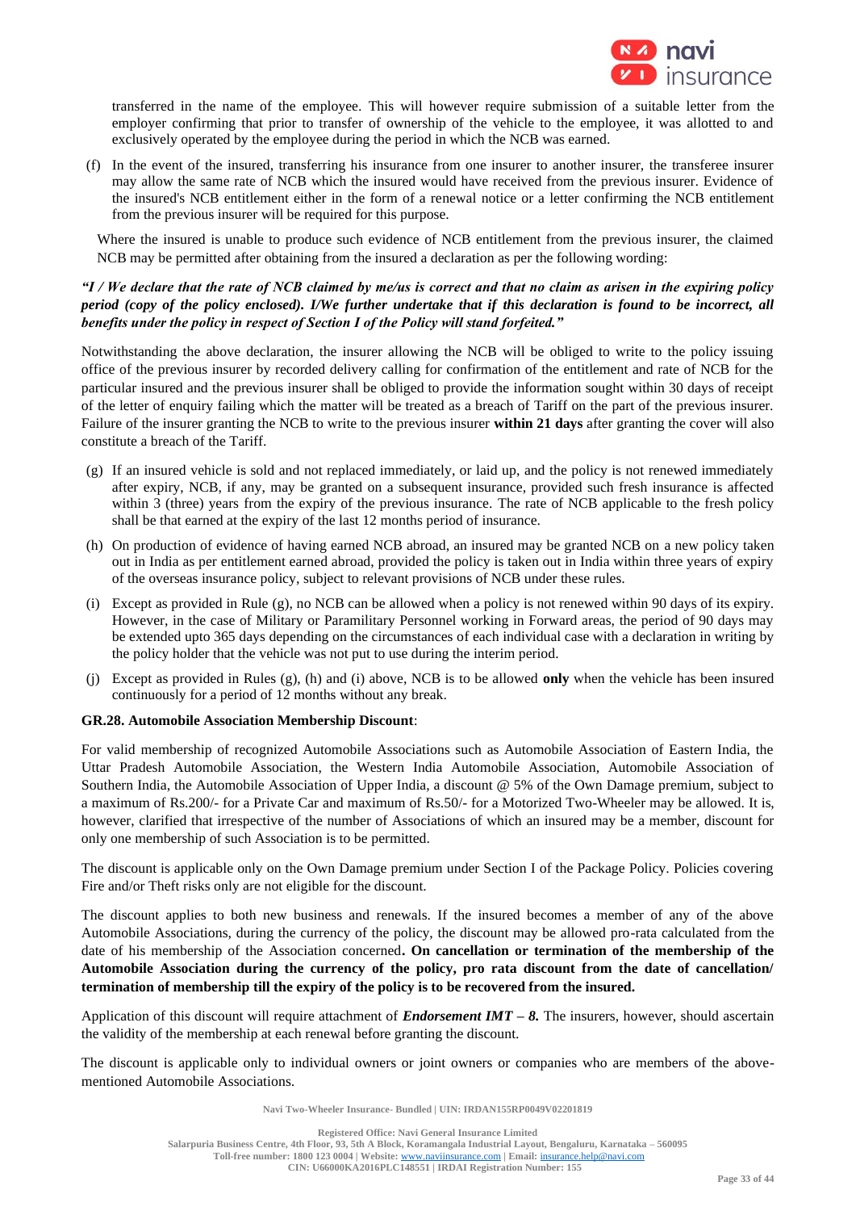transferred in the name of the employee. This will however require submission of a suitable letter from the employer confirming that prior to transfer of ownership of the vehicle to the employee, it was allotted to and exclusively operated by the employee during the period in which the NCB was earned.

(f) In the event of the insured, transferring his insurance from one insurer to another insurer, the transferee insurer may allow the same rate of NCB which the insured would have received from the previous insurer. Evidence of the insured's NCB entitlement either in the form of a renewal notice or a letter confirming the NCB entitlement from the previous insurer will be required for this purpose.

Where the insured is unable to produce such evidence of NCB entitlement from the previous insurer, the claimed NCB may be permitted after obtaining from the insured a declaration as per the following wording:

***"I / We declare that the rate of NCB claimed by me/us is correct and that no claim as arisen in the expiring policy period (copy of the policy enclosed). I/We further undertake that if this declaration is found to be incorrect, all benefits under the policy in respect of Section I of the Policy will stand forfeited."***

Notwithstanding the above declaration, the insurer allowing the NCB will be obliged to write to the policy issuing office of the previous insurer by recorded delivery calling for confirmation of the entitlement and rate of NCB for the particular insured and the previous insurer shall be obliged to provide the information sought within 30 days of receipt of the letter of enquiry failing which the matter will be treated as a breach of Tariff on the part of the previous insurer. Failure of the insurer granting the NCB to write to the previous insurer **within 21 days** after granting the cover will also constitute a breach of the Tariff.

(g) If an insured vehicle is sold and not replaced immediately, or laid up, and the policy is not renewed immediately after expiry, NCB, if any, may be granted on a subsequent insurance, provided such fresh insurance is affected within 3 (three) years from the expiry of the previous insurance. The rate of NCB applicable to the fresh policy shall be that earned at the expiry of the last 12 months period of insurance.

(h) On production of evidence of having earned NCB abroad, an insured may be granted NCB on a new policy taken out in India as per entitlement earned abroad, provided the policy is taken out in India within three years of expiry of the overseas insurance policy, subject to relevant provisions of NCB under these rules.

(i) Except as provided in Rule (g), no NCB can be allowed when a policy is not renewed within 90 days of its expiry. However, in the case of Military or Paramilitary Personnel working in Forward areas, the period of 90 days may be extended upto 365 days depending on the circumstances of each individual case with a declaration in writing by the policy holder that the vehicle was not put to use during the interim period.

(j) Except as provided in Rules (g), (h) and (i) above, NCB is to be allowed **only** when the vehicle has been insured continuously for a period of 12 months without any break.

**GR.28. Automobile Association Membership Discount**:

For valid membership of recognized Automobile Associations such as Automobile Association of Eastern India, the Uttar Pradesh Automobile Association, the Western India Automobile Association, Automobile Association of Southern India, the Automobile Association of Upper India, a discount @ 5% of the Own Damage premium, subject to a maximum of Rs.200/- for a Private Car and maximum of Rs.50/- for a Motorized Two-Wheeler may be allowed. It is, however, clarified that irrespective of the number of Associations of which an insured may be a member, discount for only one membership of such Association is to be permitted.

The discount is applicable only on the Own Damage premium under Section I of the Package Policy. Policies covering Fire and/or Theft risks only are not eligible for the discount.

The discount applies to both new business and renewals. If the insured becomes a member of any of the above Automobile Associations, during the currency of the policy, the discount may be allowed pro-rata calculated from the date of his membership of the Association concerned**. On cancellation or termination of the membership of the Automobile Association during the currency of the policy, pro rata discount from the date of cancellation/ termination of membership till the expiry of the policy is to be recovered from the insured.**

Application of this discount will require attachment of ***Endorsement IMT – 8.*** The insurers, however, should ascertain the validity of the membership at each renewal before granting the discount.

The discount is applicable only to individual owners or joint owners or companies who are members of the above-mentioned Automobile Associations.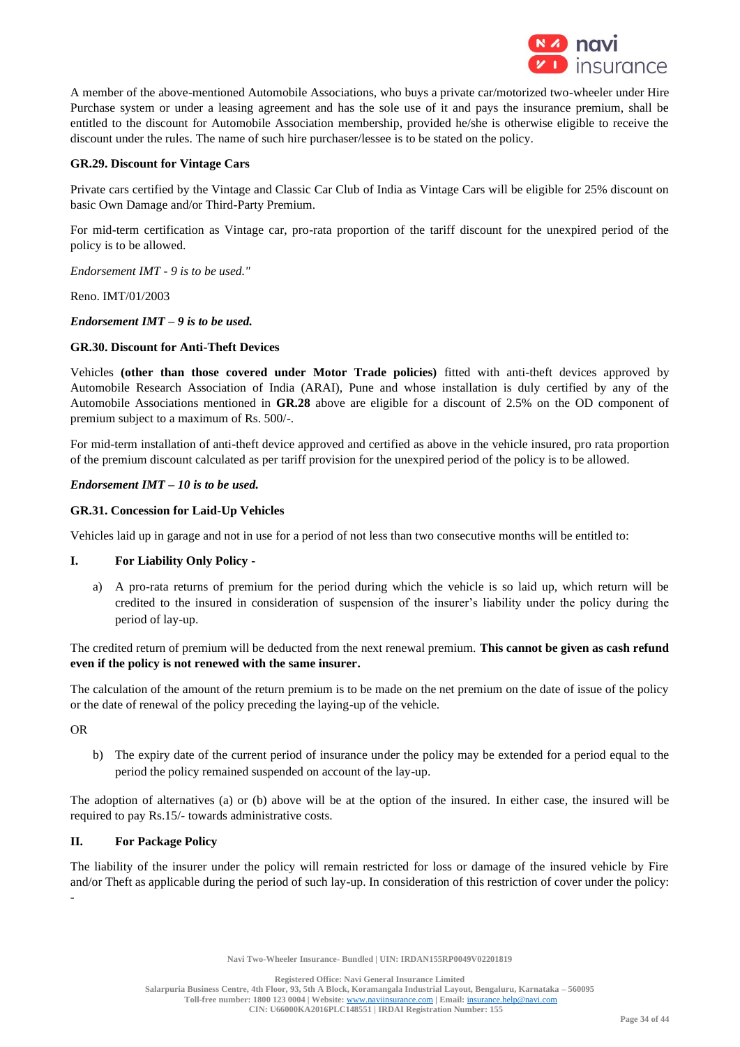A member of the above-mentioned Automobile Associations, who buys a private car/motorized two-wheeler under Hire Purchase system or under a leasing agreement and has the sole use of it and pays the insurance premium, shall be entitled to the discount for Automobile Association membership, provided he/she is otherwise eligible to receive the discount under the rules. The name of such hire purchaser/lessee is to be stated on the policy.

**GR.29. Discount for Vintage Cars**

Private cars certified by the Vintage and Classic Car Club of India as Vintage Cars will be eligible for 25% discount on basic Own Damage and/or Third-Party Premium.

For mid-term certification as Vintage car, pro-rata proportion of the tariff discount for the unexpired period of the policy is to be allowed.

*Endorsement IMT - 9 is to be used."*

Reno. IMT/01/2003

***Endorsement IMT – 9 is to be used.***

**GR.30. Discount for Anti-Theft Devices**

Vehicles **(other than those covered under Motor Trade policies)** fitted with anti-theft devices approved by Automobile Research Association of India (ARAI), Pune and whose installation is duly certified by any of the Automobile Associations mentioned in **GR.28** above are eligible for a discount of 2.5% on the OD component of premium subject to a maximum of Rs. 500/-.

For mid-term installation of anti-theft device approved and certified as above in the vehicle insured, pro rata proportion of the premium discount calculated as per tariff provision for the unexpired period of the policy is to be allowed.

***Endorsement IMT – 10 is to be used.***

**GR.31. Concession for Laid-Up Vehicles**

Vehicles laid up in garage and not in use for a period of not less than two consecutive months will be entitled to:

**I. For Liability Only Policy -**

a) A pro-rata returns of premium for the period during which the vehicle is so laid up, which return will be credited to the insured in consideration of suspension of the insurer's liability under the policy during the period of lay-up.

The credited return of premium will be deducted from the next renewal premium. **This cannot be given as cash refund even if the policy is not renewed with the same insurer.**

The calculation of the amount of the return premium is to be made on the net premium on the date of issue of the policy or the date of renewal of the policy preceding the laying-up of the vehicle.

OR

b) The expiry date of the current period of insurance under the policy may be extended for a period equal to the period the policy remained suspended on account of the lay-up.

The adoption of alternatives (a) or (b) above will be at the option of the insured. In either case, the insured will be required to pay Rs.15/- towards administrative costs.

**II. For Package Policy**

The liability of the insurer under the policy will remain restricted for loss or damage of the insured vehicle by Fire and/or Theft as applicable during the period of such lay-up. In consideration of this restriction of cover under the policy: -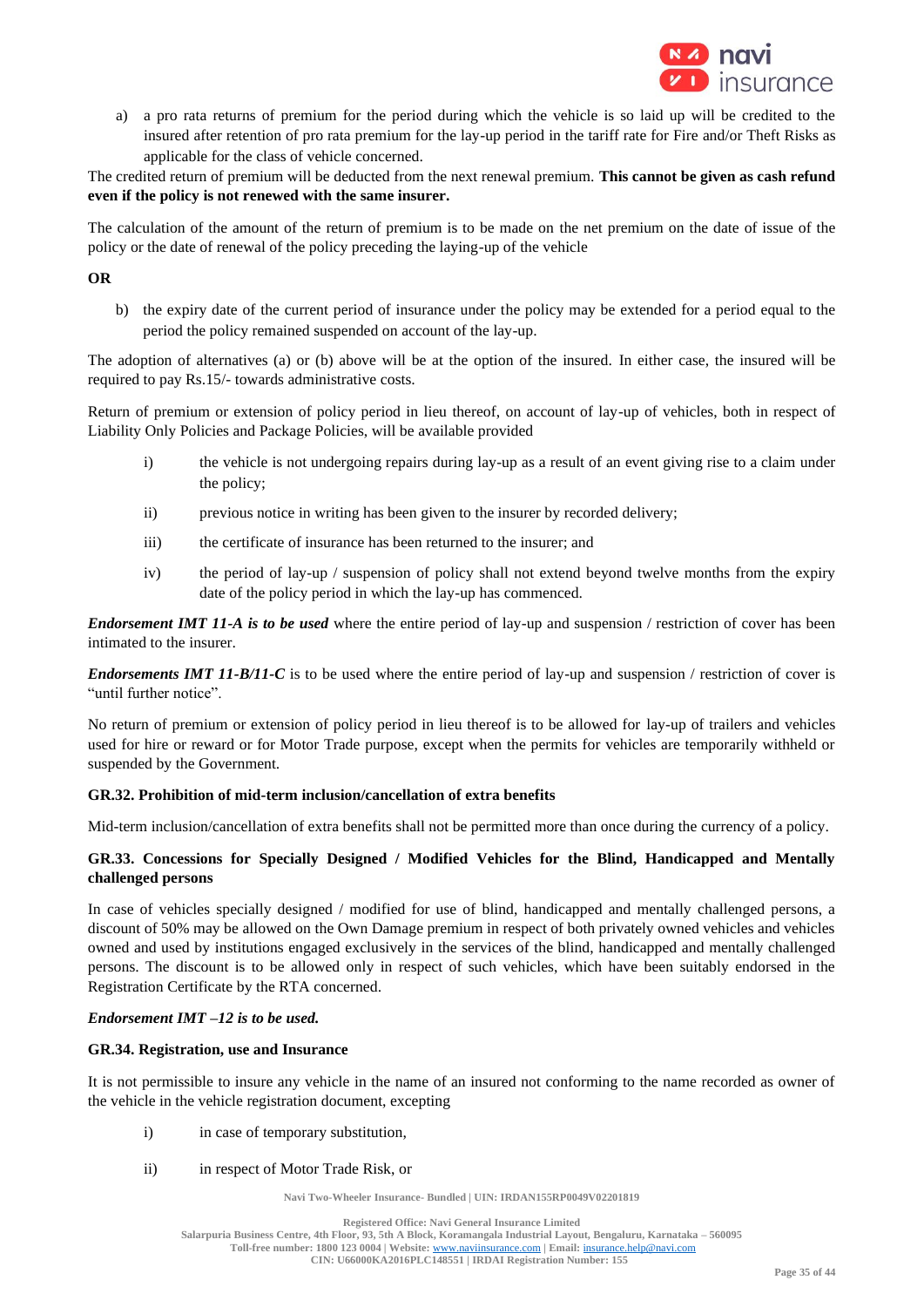a) a pro rata returns of premium for the period during which the vehicle is so laid up will be credited to the insured after retention of pro rata premium for the lay-up period in the tariff rate for Fire and/or Theft Risks as applicable for the class of vehicle concerned.

The credited return of premium will be deducted from the next renewal premium. **This cannot be given as cash refund even if the policy is not renewed with the same insurer.**

The calculation of the amount of the return of premium is to be made on the net premium on the date of issue of the policy or the date of renewal of the policy preceding the laying-up of the vehicle

**OR**

b) the expiry date of the current period of insurance under the policy may be extended for a period equal to the period the policy remained suspended on account of the lay-up.

The adoption of alternatives (a) or (b) above will be at the option of the insured. In either case, the insured will be required to pay Rs.15/- towards administrative costs.

Return of premium or extension of policy period in lieu thereof, on account of lay-up of vehicles, both in respect of Liability Only Policies and Package Policies, will be available provided

i) the vehicle is not undergoing repairs during lay-up as a result of an event giving rise to a claim under the policy;

ii) previous notice in writing has been given to the insurer by recorded delivery;

iii) the certificate of insurance has been returned to the insurer; and

iv) the period of lay-up / suspension of policy shall not extend beyond twelve months from the expiry date of the policy period in which the lay-up has commenced.

***Endorsement IMT 11-A is to be used*** where the entire period of lay-up and suspension / restriction of cover has been intimated to the insurer.

***Endorsements IMT 11-B/11-C*** is to be used where the entire period of lay-up and suspension / restriction of cover is "until further notice".

No return of premium or extension of policy period in lieu thereof is to be allowed for lay-up of trailers and vehicles used for hire or reward or for Motor Trade purpose, except when the permits for vehicles are temporarily withheld or suspended by the Government.

**GR.32. Prohibition of mid-term inclusion/cancellation of extra benefits**

Mid-term inclusion/cancellation of extra benefits shall not be permitted more than once during the currency of a policy.

**GR.33. Concessions for Specially Designed / Modified Vehicles for the Blind, Handicapped and Mentally challenged persons**

In case of vehicles specially designed / modified for use of blind, handicapped and mentally challenged persons, a discount of 50% may be allowed on the Own Damage premium in respect of both privately owned vehicles and vehicles owned and used by institutions engaged exclusively in the services of the blind, handicapped and mentally challenged persons. The discount is to be allowed only in respect of such vehicles, which have been suitably endorsed in the Registration Certificate by the RTA concerned.

***Endorsement IMT –12 is to be used.***

**GR.34. Registration, use and Insurance**

It is not permissible to insure any vehicle in the name of an insured not conforming to the name recorded as owner of the vehicle in the vehicle registration document, excepting

i) in case of temporary substitution,

ii) in respect of Motor Trade Risk, or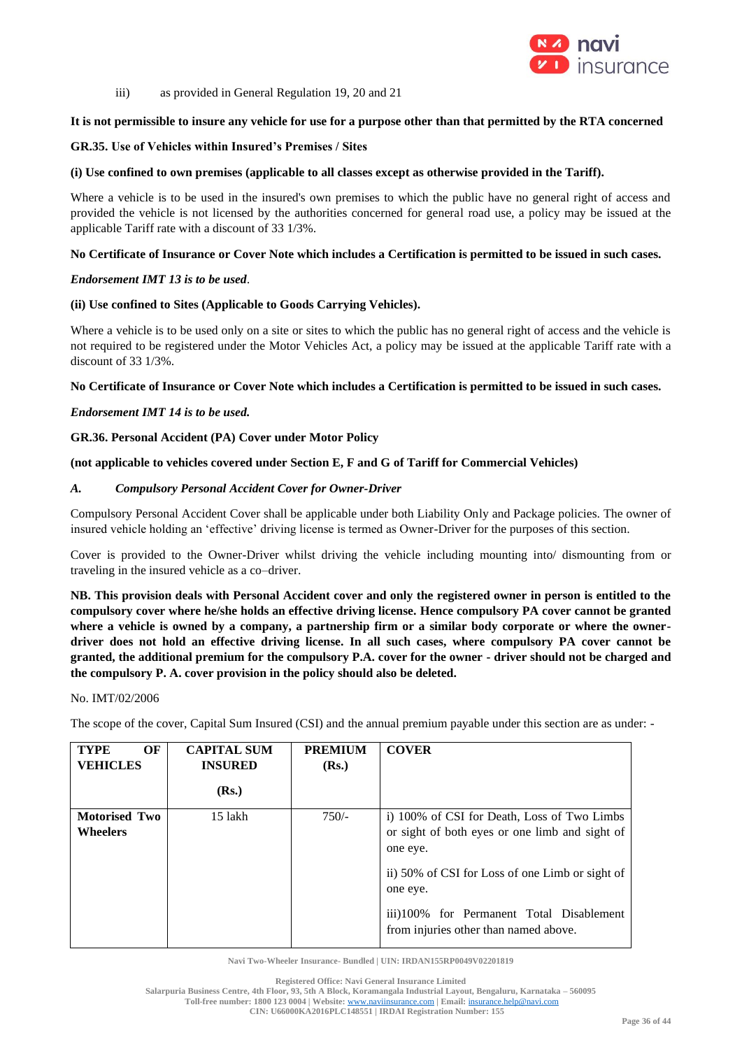iii) as provided in General Regulation 19, 20 and 21

**It is not permissible to insure any vehicle for use for a purpose other than that permitted by the RTA concerned**

**GR.35. Use of Vehicles within Insured's Premises / Sites**

**(i) Use confined to own premises (applicable to all classes except as otherwise provided in the Tariff).**

Where a vehicle is to be used in the insured's own premises to which the public have no general right of access and provided the vehicle is not licensed by the authorities concerned for general road use, a policy may be issued at the applicable Tariff rate with a discount of 33 1/3%.

**No Certificate of Insurance or Cover Note which includes a Certification is permitted to be issued in such cases.**

***Endorsement IMT 13 is to be used***.

**(ii) Use confined to Sites (Applicable to Goods Carrying Vehicles).**

Where a vehicle is to be used only on a site or sites to which the public has no general right of access and the vehicle is not required to be registered under the Motor Vehicles Act, a policy may be issued at the applicable Tariff rate with a discount of 33 1/3%.

**No Certificate of Insurance or Cover Note which includes a Certification is permitted to be issued in such cases.**

***Endorsement IMT 14 is to be used.***

**GR.36. Personal Accident (PA) Cover under Motor Policy**

**(not applicable to vehicles covered under Section E, F and G of Tariff for Commercial Vehicles)**

***A. Compulsory Personal Accident Cover for Owner-Driver***

Compulsory Personal Accident Cover shall be applicable under both Liability Only and Package policies. The owner of insured vehicle holding an 'effective' driving license is termed as Owner-Driver for the purposes of this section.

Cover is provided to the Owner-Driver whilst driving the vehicle including mounting into/ dismounting from or traveling in the insured vehicle as a co–driver.

**NB. This provision deals with Personal Accident cover and only the registered owner in person is entitled to the compulsory cover where he/she holds an effective driving license. Hence compulsory PA cover cannot be granted where a vehicle is owned by a company, a partnership firm or a similar body corporate or where the owner-driver does not hold an effective driving license. In all such cases, where compulsory PA cover cannot be granted, the additional premium for the compulsory P.A. cover for the owner - driver should not be charged and the compulsory P. A. cover provision in the policy should also be deleted.**

No. IMT/02/2006

The scope of the cover, Capital Sum Insured (CSI) and the annual premium payable under this section are as under: -

| TYPE OF VEHICLES | CAPITAL SUM INSURED (Rs.) | PREMIUM (Rs.) | COVER |
|---|---|---|---|
| **Motorised Two Wheelers** | 15 lakh | 750/- | i) 100% of CSI for Death, Loss of Two Limbs or sight of both eyes or one limb and sight of one eye.<br>ii) 50% of CSI for Loss of one Limb or sight of one eye.<br>iii)100% for Permanent Total Disablement from injuries other than named above. |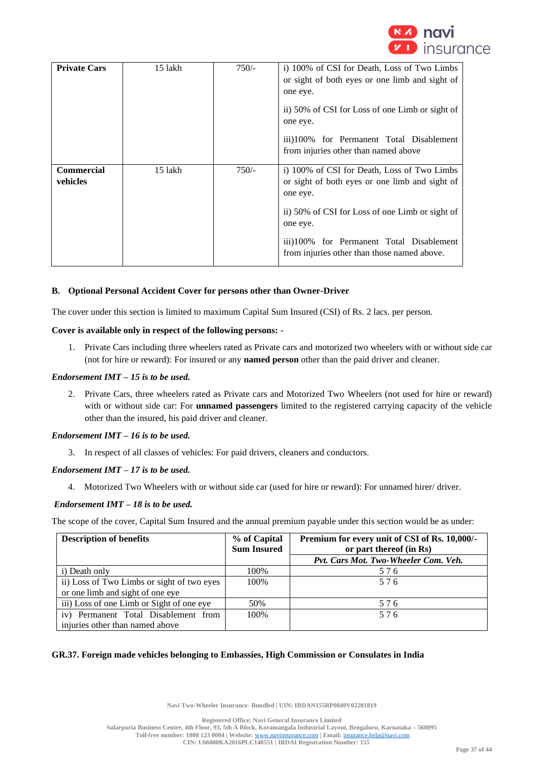| Private Cars | 15 lakh | 750/- | i) 100% of CSI for Death, Loss of Two Limbs or sight of both eyes or one limb and sight of one eye.<br><br>ii) 50% of CSI for Loss of one Limb or sight of one eye.<br><br>iii)100% for Permanent Total Disablement from injuries other than named above |
|---|---|---|---|
| **Commercial vehicles** | 15 lakh | 750/- | i) 100% of CSI for Death, Loss of Two Limbs or sight of both eyes or one limb and sight of one eye.<br><br>ii) 50% of CSI for Loss of one Limb or sight of one eye.<br><br>iii)100% for Permanent Total Disablement from injuries other than those named above. |

**B. Optional Personal Accident Cover for persons other than Owner-Driver**

The cover under this section is limited to maximum Capital Sum Insured (CSI) of Rs. 2 lacs. per person.

**Cover is available only in respect of the following persons: -**

1. Private Cars including three wheelers rated as Private cars and motorized two wheelers with or without side car (not for hire or reward): For insured or any **named person** other than the paid driver and cleaner.

***Endorsement IMT – 15 is to be used.***

2. Private Cars, three wheelers rated as Private cars and Motorized Two Wheelers (not used for hire or reward) with or without side car: For **unnamed passengers** limited to the registered carrying capacity of the vehicle other than the insured, his paid driver and cleaner.

***Endorsement IMT – 16 is to be used.***

3. In respect of all classes of vehicles: For paid drivers, cleaners and conductors.

***Endorsement IMT – 17 is to be used.***

4. Motorized Two Wheelers with or without side car (used for hire or reward): For unnamed hirer/ driver.

***Endorsement IMT – 18 is to be used.***

The scope of the cover, Capital Sum Insured and the annual premium payable under this section would be as under:

| Description of benefits | % of Capital Sum Insured | Premium for every unit of CSI of Rs. 10,000/- or part thereof (in Rs) |
|---|---|---|
| | | *Pvt. Cars Mot. Two-Wheeler Com. Veh.* |
| i) Death only | 100% | 5 7 6 |
| ii) Loss of Two Limbs or sight of two eyes or one limb and sight of one eye | 100% | 5 7 6 |
| iii) Loss of one Limb or Sight of one eye | 50% | 5 7 6 |
| iv) Permanent Total Disablement from injuries other than named above | 100% | 5 7 6 |

**GR.37. Foreign made vehicles belonging to Embassies, High Commission or Consulates in India**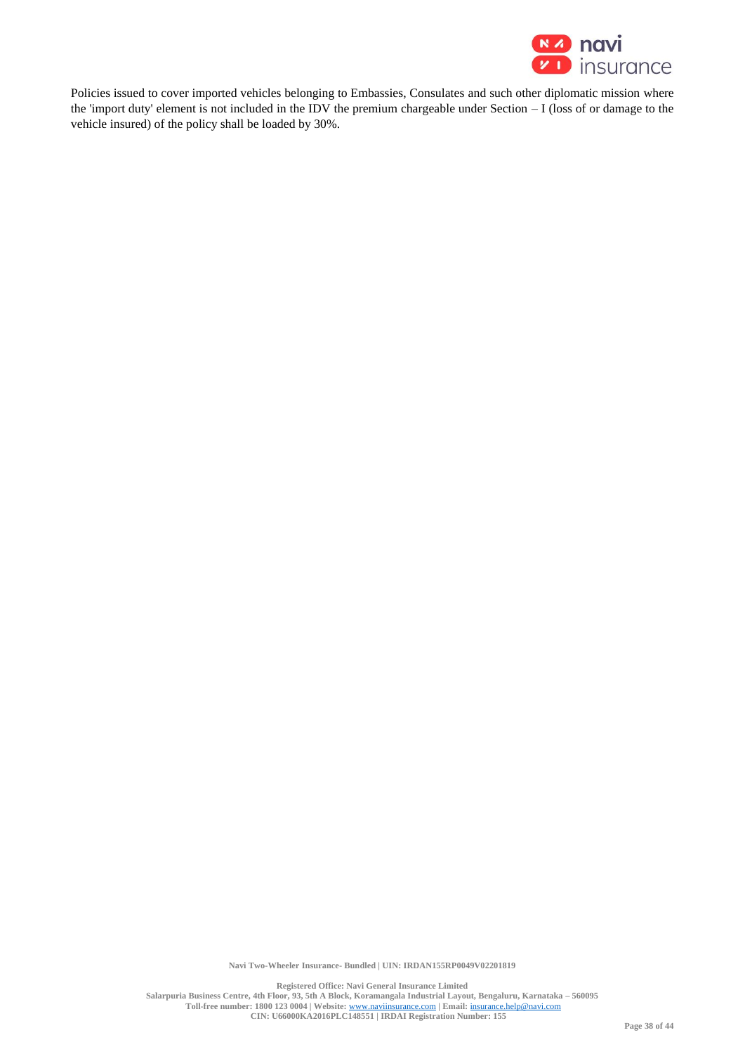Policies issued to cover imported vehicles belonging to Embassies, Consulates and such other diplomatic mission where the 'import duty' element is not included in the IDV the premium chargeable under Section – I (loss of or damage to the vehicle insured) of the policy shall be loaded by 30%.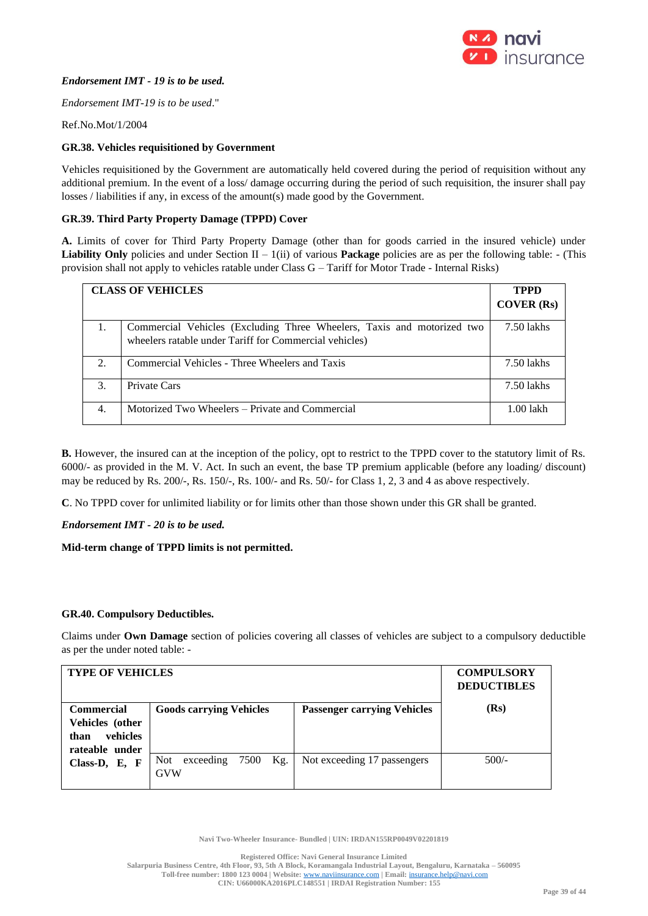***Endorsement IMT - 19 is to be used.***

*Endorsement IMT-19 is to be used*."

Ref.No.Mot/1/2004

**GR.38. Vehicles requisitioned by Government**

Vehicles requisitioned by the Government are automatically held covered during the period of requisition without any additional premium. In the event of a loss/ damage occurring during the period of such requisition, the insurer shall pay losses / liabilities if any, in excess of the amount(s) made good by the Government.

**GR.39. Third Party Property Damage (TPPD) Cover**

**A.** Limits of cover for Third Party Property Damage (other than for goods carried in the insured vehicle) under **Liability Only** policies and under Section II – 1(ii) of various **Package** policies are as per the following table: - (This provision shall not apply to vehicles ratable under Class G – Tariff for Motor Trade - Internal Risks)

| CLASS OF VEHICLES | | TPPD COVER (Rs) |
|---|---|---|
| 1. | Commercial Vehicles (Excluding Three Wheelers, Taxis and motorized two wheelers ratable under Tariff for Commercial vehicles) | 7.50 lakhs |
| 2. | Commercial Vehicles - Three Wheelers and Taxis | 7.50 lakhs |
| 3. | Private Cars | 7.50 lakhs |
| 4. | Motorized Two Wheelers – Private and Commercial | 1.00 lakh |

**B.** However, the insured can at the inception of the policy, opt to restrict to the TPPD cover to the statutory limit of Rs. 6000/- as provided in the M. V. Act. In such an event, the base TP premium applicable (before any loading/ discount) may be reduced by Rs. 200/-, Rs. 150/-, Rs. 100/- and Rs. 50/- for Class 1, 2, 3 and 4 as above respectively.

**C**. No TPPD cover for unlimited liability or for limits other than those shown under this GR shall be granted.

***Endorsement IMT - 20 is to be used.***

**Mid-term change of TPPD limits is not permitted.**

**GR.40. Compulsory Deductibles.**

Claims under **Own Damage** section of policies covering all classes of vehicles are subject to a compulsory deductible as per the under noted table: -

| TYPE OF VEHICLES | | | COMPULSORY DEDUCTIBLES |
|---|---|---|---|
| **Commercial Vehicles (other than vehicles rateable under Class-D, E, F** | **Goods carrying Vehicles** | **Passenger carrying Vehicles** | **(Rs)** |
| | Not exceeding 7500 Kg. GVW | Not exceeding 17 passengers | 500/- |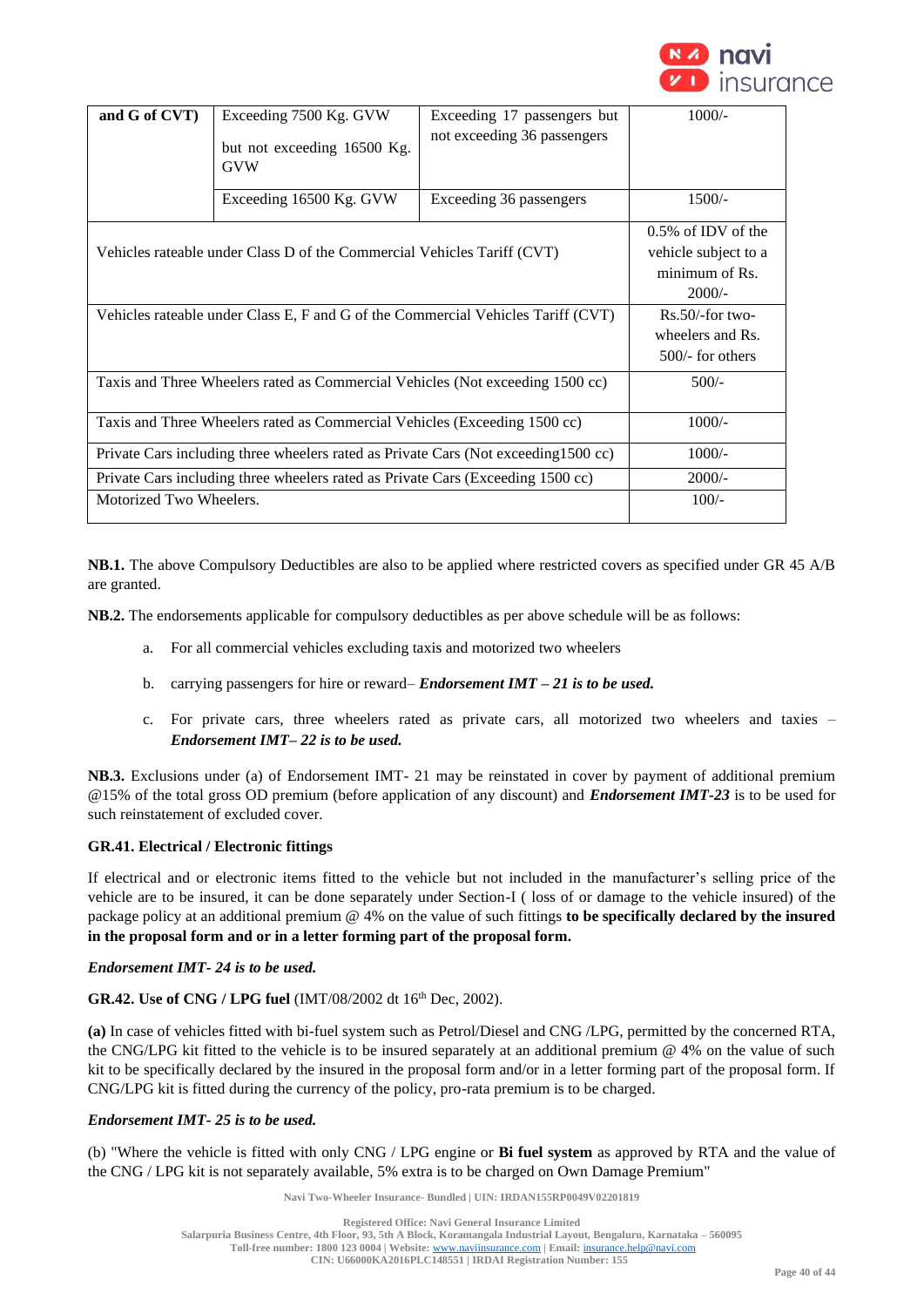| and G of CVT) | Exceeding 7500 Kg. GVW but not exceeding 16500 Kg. GVW | Exceeding 17 passengers but not exceeding 36 passengers | 1000/- |
|---|---|---|---|
| | Exceeding 16500 Kg. GVW | Exceeding 36 passengers | 1500/- |
| Vehicles rateable under Class D of the Commercial Vehicles Tariff (CVT) | | | 0.5% of IDV of the vehicle subject to a minimum of Rs. 2000/- |
| Vehicles rateable under Class E, F and G of the Commercial Vehicles Tariff (CVT) | | | Rs.50/-for two-wheelers and Rs. 500/- for others |
| Taxis and Three Wheelers rated as Commercial Vehicles (Not exceeding 1500 cc) | | | 500/- |
| Taxis and Three Wheelers rated as Commercial Vehicles (Exceeding 1500 cc) | | | 1000/- |
| Private Cars including three wheelers rated as Private Cars (Not exceeding1500 cc) | | | 1000/- |
| Private Cars including three wheelers rated as Private Cars (Exceeding 1500 cc) | | | 2000/- |
| Motorized Two Wheelers. | | | 100/- |

**NB.1.** The above Compulsory Deductibles are also to be applied where restricted covers as specified under GR 45 A/B are granted.

**NB.2.** The endorsements applicable for compulsory deductibles as per above schedule will be as follows:

a. For all commercial vehicles excluding taxis and motorized two wheelers

b. carrying passengers for hire or reward– ***Endorsement IMT – 21 is to be used.***

c. For private cars, three wheelers rated as private cars, all motorized two wheelers and taxies – ***Endorsement IMT– 22 is to be used.***

**NB.3.** Exclusions under (a) of Endorsement IMT- 21 may be reinstated in cover by payment of additional premium @15% of the total gross OD premium (before application of any discount) and ***Endorsement IMT-23*** is to be used for such reinstatement of excluded cover.

**GR.41. Electrical / Electronic fittings**

If electrical and or electronic items fitted to the vehicle but not included in the manufacturer's selling price of the vehicle are to be insured, it can be done separately under Section-I ( loss of or damage to the vehicle insured) of the package policy at an additional premium @ 4% on the value of such fittings **to be specifically declared by the insured in the proposal form and or in a letter forming part of the proposal form.**

***Endorsement IMT- 24 is to be used.***

**GR.42. Use of CNG / LPG fuel** (IMT/08/2002 dt 16th Dec, 2002).

**(a)** In case of vehicles fitted with bi-fuel system such as Petrol/Diesel and CNG /LPG, permitted by the concerned RTA, the CNG/LPG kit fitted to the vehicle is to be insured separately at an additional premium @ 4% on the value of such kit to be specifically declared by the insured in the proposal form and/or in a letter forming part of the proposal form. If CNG/LPG kit is fitted during the currency of the policy, pro-rata premium is to be charged.

***Endorsement IMT- 25 is to be used.***

(b) "Where the vehicle is fitted with only CNG / LPG engine or **Bi fuel system** as approved by RTA and the value of the CNG / LPG kit is not separately available, 5% extra is to be charged on Own Damage Premium"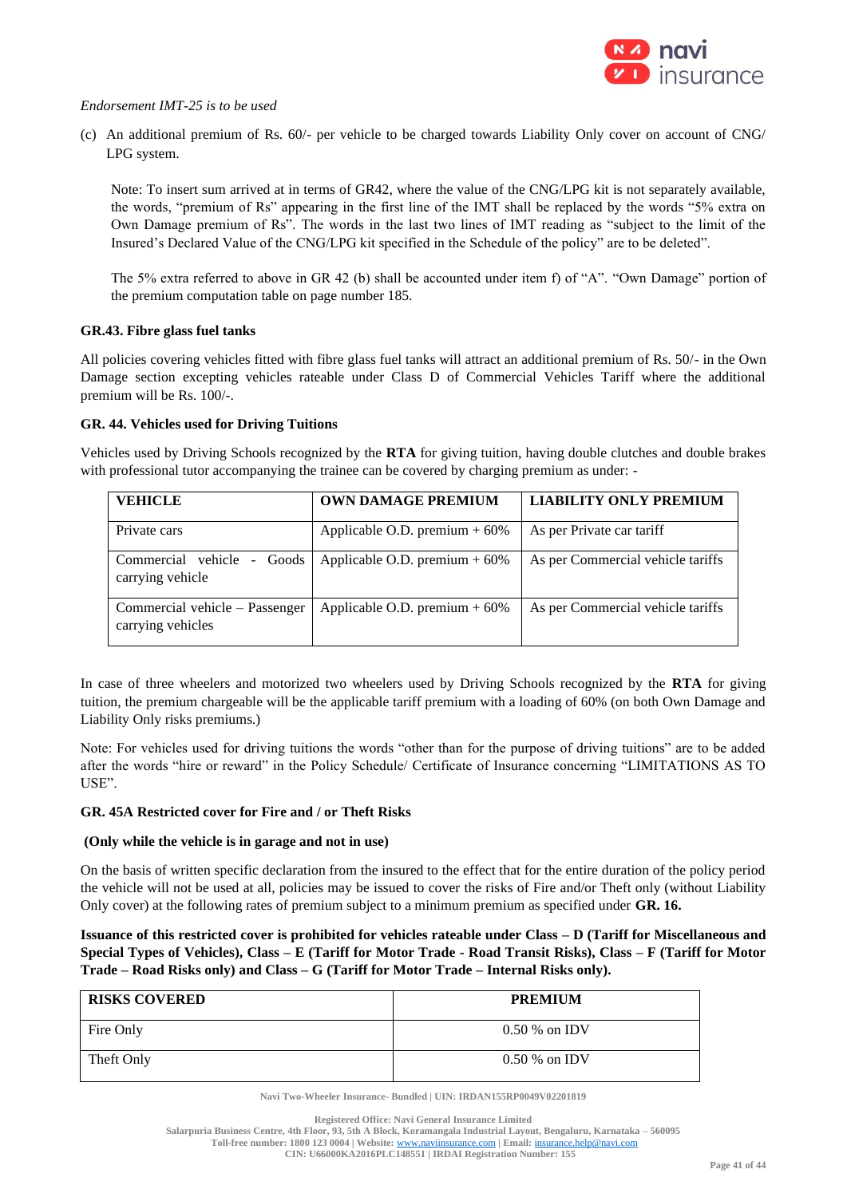*Endorsement IMT-25 is to be used*

(c) An additional premium of Rs. 60/- per vehicle to be charged towards Liability Only cover on account of CNG/ LPG system.

Note: To insert sum arrived at in terms of GR42, where the value of the CNG/LPG kit is not separately available, the words, "premium of Rs" appearing in the first line of the IMT shall be replaced by the words "5% extra on Own Damage premium of Rs". The words in the last two lines of IMT reading as "subject to the limit of the Insured's Declared Value of the CNG/LPG kit specified in the Schedule of the policy" are to be deleted".

The 5% extra referred to above in GR 42 (b) shall be accounted under item f) of "A". "Own Damage" portion of the premium computation table on page number 185.

**GR.43. Fibre glass fuel tanks**

All policies covering vehicles fitted with fibre glass fuel tanks will attract an additional premium of Rs. 50/- in the Own Damage section excepting vehicles rateable under Class D of Commercial Vehicles Tariff where the additional premium will be Rs. 100/-.

**GR. 44. Vehicles used for Driving Tuitions**

Vehicles used by Driving Schools recognized by the **RTA** for giving tuition, having double clutches and double brakes with professional tutor accompanying the trainee can be covered by charging premium as under: -

| VEHICLE | OWN DAMAGE PREMIUM | LIABILITY ONLY PREMIUM |
|---|---|---|
| Private cars | Applicable O.D. premium + 60% | As per Private car tariff |
| Commercial vehicle - Goods carrying vehicle | Applicable O.D. premium + 60% | As per Commercial vehicle tariffs |
| Commercial vehicle – Passenger carrying vehicles | Applicable O.D. premium + 60% | As per Commercial vehicle tariffs |

In case of three wheelers and motorized two wheelers used by Driving Schools recognized by the **RTA** for giving tuition, the premium chargeable will be the applicable tariff premium with a loading of 60% (on both Own Damage and Liability Only risks premiums.)

Note: For vehicles used for driving tuitions the words "other than for the purpose of driving tuitions" are to be added after the words "hire or reward" in the Policy Schedule/ Certificate of Insurance concerning "LIMITATIONS AS TO USE".

**GR. 45A Restricted cover for Fire and / or Theft Risks**

**(Only while the vehicle is in garage and not in use)**

On the basis of written specific declaration from the insured to the effect that for the entire duration of the policy period the vehicle will not be used at all, policies may be issued to cover the risks of Fire and/or Theft only (without Liability Only cover) at the following rates of premium subject to a minimum premium as specified under **GR. 16.**

**Issuance of this restricted cover is prohibited for vehicles rateable under Class – D (Tariff for Miscellaneous and Special Types of Vehicles), Class – E (Tariff for Motor Trade - Road Transit Risks), Class – F (Tariff for Motor Trade – Road Risks only) and Class – G (Tariff for Motor Trade – Internal Risks only).**

| RISKS COVERED | PREMIUM |
|---|---|
| Fire Only | 0.50 % on IDV |
| Theft Only | 0.50 % on IDV |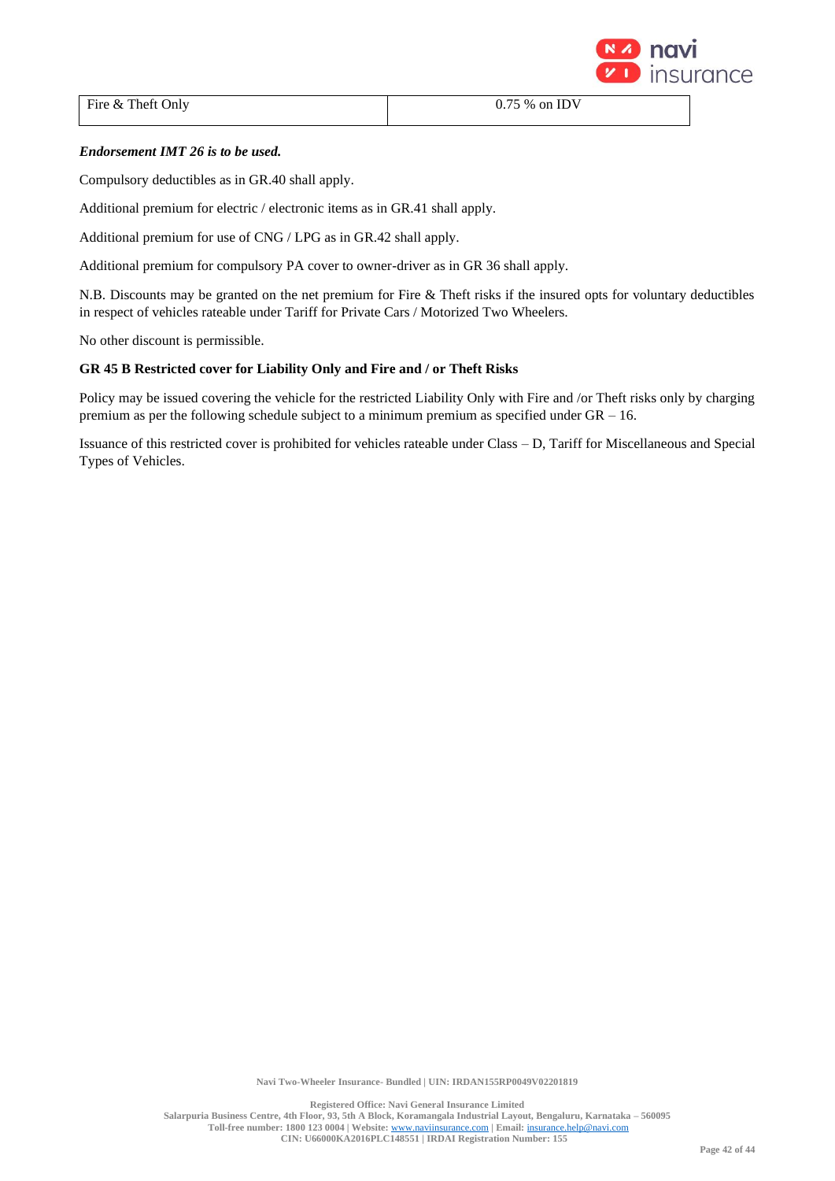| Fire & Theft Only | 0.75 % on IDV |
| --- | --- |

***Endorsement IMT 26 is to be used.***

Compulsory deductibles as in GR.40 shall apply.

Additional premium for electric / electronic items as in GR.41 shall apply.

Additional premium for use of CNG / LPG as in GR.42 shall apply.

Additional premium for compulsory PA cover to owner-driver as in GR 36 shall apply.

N.B. Discounts may be granted on the net premium for Fire & Theft risks if the insured opts for voluntary deductibles in respect of vehicles rateable under Tariff for Private Cars / Motorized Two Wheelers.

No other discount is permissible.

**GR 45 B Restricted cover for Liability Only and Fire and / or Theft Risks**

Policy may be issued covering the vehicle for the restricted Liability Only with Fire and /or Theft risks only by charging premium as per the following schedule subject to a minimum premium as specified under GR – 16.

Issuance of this restricted cover is prohibited for vehicles rateable under Class – D, Tariff for Miscellaneous and Special Types of Vehicles.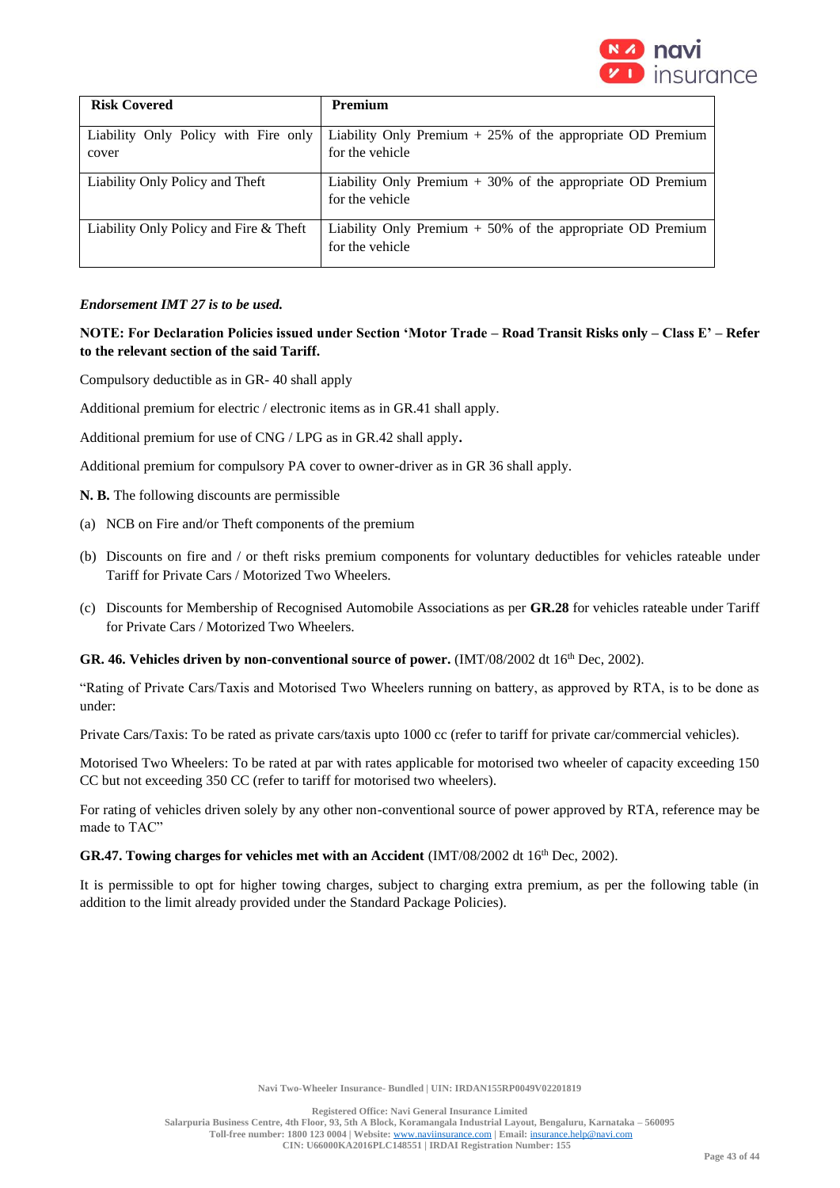| Risk Covered | Premium |
|---|---|
| Liability Only Policy with Fire only cover | Liability Only Premium + 25% of the appropriate OD Premium for the vehicle |
| Liability Only Policy and Theft | Liability Only Premium + 30% of the appropriate OD Premium for the vehicle |
| Liability Only Policy and Fire & Theft | Liability Only Premium + 50% of the appropriate OD Premium for the vehicle |

***Endorsement IMT 27 is to be used.***

**NOTE: For Declaration Policies issued under Section 'Motor Trade – Road Transit Risks only – Class E' – Refer to the relevant section of the said Tariff.**

Compulsory deductible as in GR- 40 shall apply

Additional premium for electric / electronic items as in GR.41 shall apply.

Additional premium for use of CNG / LPG as in GR.42 shall apply**.**

Additional premium for compulsory PA cover to owner-driver as in GR 36 shall apply.

**N. B.** The following discounts are permissible

(a) NCB on Fire and/or Theft components of the premium

(b) Discounts on fire and / or theft risks premium components for voluntary deductibles for vehicles rateable under Tariff for Private Cars / Motorized Two Wheelers.

(c) Discounts for Membership of Recognised Automobile Associations as per **GR.28** for vehicles rateable under Tariff for Private Cars / Motorized Two Wheelers.

**GR. 46. Vehicles driven by non-conventional source of power.** (IMT/08/2002 dt 16th Dec, 2002).

"Rating of Private Cars/Taxis and Motorised Two Wheelers running on battery, as approved by RTA, is to be done as under:

Private Cars/Taxis: To be rated as private cars/taxis upto 1000 cc (refer to tariff for private car/commercial vehicles).

Motorised Two Wheelers: To be rated at par with rates applicable for motorised two wheeler of capacity exceeding 150 CC but not exceeding 350 CC (refer to tariff for motorised two wheelers).

For rating of vehicles driven solely by any other non-conventional source of power approved by RTA, reference may be made to TAC"

**GR.47. Towing charges for vehicles met with an Accident** (IMT/08/2002 dt 16th Dec, 2002).

It is permissible to opt for higher towing charges, subject to charging extra premium, as per the following table (in addition to the limit already provided under the Standard Package Policies).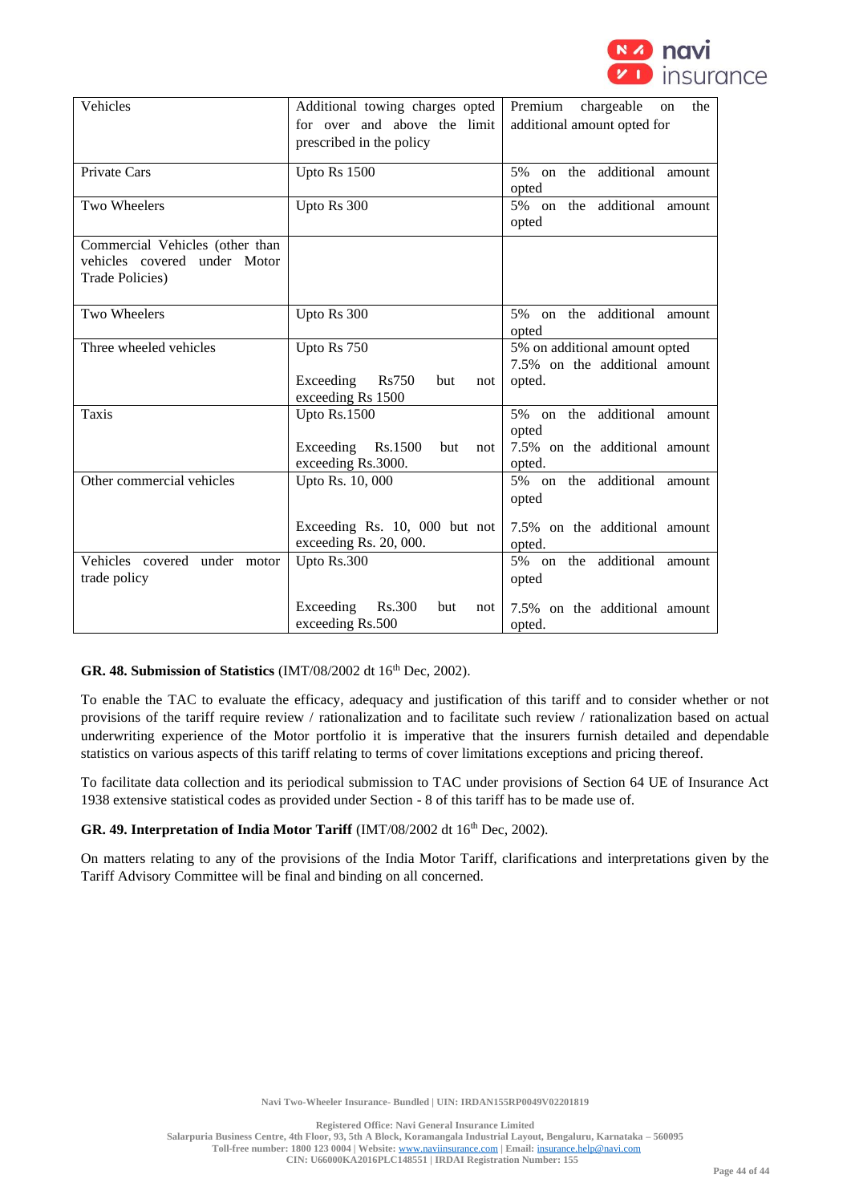| Vehicles | Additional towing charges opted for over and above the limit prescribed in the policy | Premium chargeable on the additional amount opted for |
|---|---|---|
| Private Cars | Upto Rs 1500 | 5% on the additional amount opted |
| Two Wheelers | Upto Rs 300 | 5% on the additional amount opted |
| Commercial Vehicles (other than vehicles covered under Motor Trade Policies) | | |
| Two Wheelers | Upto Rs 300 | 5% on the additional amount opted |
| Three wheeled vehicles | Upto Rs 750<br><br>Exceeding Rs750 but not exceeding Rs 1500 | 5% on additional amount opted<br>7.5% on the additional amount opted. |
| Taxis | Upto Rs.1500<br><br>Exceeding Rs.1500 but not exceeding Rs.3000. | 5% on the additional amount opted<br>7.5% on the additional amount opted. |
| Other commercial vehicles | Upto Rs. 10, 000<br><br>Exceeding Rs. 10, 000 but not exceeding Rs. 20, 000. | 5% on the additional amount opted<br><br>7.5% on the additional amount opted. |
| Vehicles covered under motor trade policy | Upto Rs.300<br><br>Exceeding Rs.300 but not exceeding Rs.500 | 5% on the additional amount opted<br><br>7.5% on the additional amount opted. |

**GR. 48. Submission of Statistics** (IMT/08/2002 dt 16th Dec, 2002).

To enable the TAC to evaluate the efficacy, adequacy and justification of this tariff and to consider whether or not provisions of the tariff require review / rationalization and to facilitate such review / rationalization based on actual underwriting experience of the Motor portfolio it is imperative that the insurers furnish detailed and dependable statistics on various aspects of this tariff relating to terms of cover limitations exceptions and pricing thereof.

To facilitate data collection and its periodical submission to TAC under provisions of Section 64 UE of Insurance Act 1938 extensive statistical codes as provided under Section - 8 of this tariff has to be made use of.

**GR. 49. Interpretation of India Motor Tariff** (IMT/08/2002 dt 16th Dec, 2002).

On matters relating to any of the provisions of the India Motor Tariff, clarifications and interpretations given by the Tariff Advisory Committee will be final and binding on all concerned.